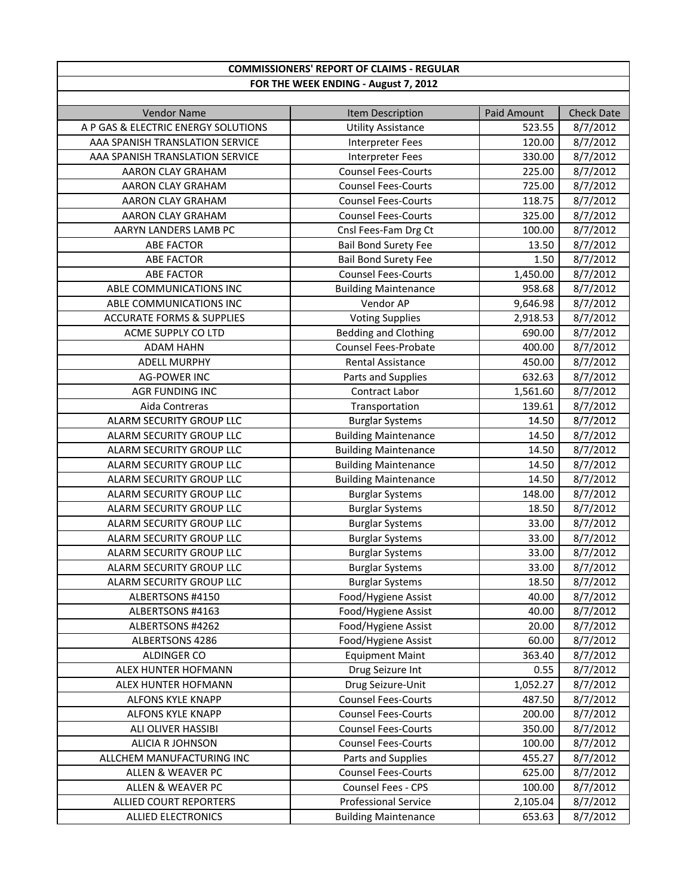| COMMISSIONERS' REPORT OF CLAIMS - REGULAR | | | |
|---|---|---|---|
| FOR THE WEEK ENDING - August 7, 2012 | | | |
| Vendor Name | Item Description | Paid Amount | Check Date |
| A P GAS & ELECTRIC ENERGY SOLUTIONS | Utility Assistance | 523.55 | 8/7/2012 |
| AAA SPANISH TRANSLATION SERVICE | Interpreter Fees | 120.00 | 8/7/2012 |
| AAA SPANISH TRANSLATION SERVICE | Interpreter Fees | 330.00 | 8/7/2012 |
| AARON CLAY GRAHAM | Counsel Fees-Courts | 225.00 | 8/7/2012 |
| AARON CLAY GRAHAM | Counsel Fees-Courts | 725.00 | 8/7/2012 |
| AARON CLAY GRAHAM | Counsel Fees-Courts | 118.75 | 8/7/2012 |
| AARON CLAY GRAHAM | Counsel Fees-Courts | 325.00 | 8/7/2012 |
| AARYN LANDERS LAMB PC | Cnsl Fees-Fam Drg Ct | 100.00 | 8/7/2012 |
| ABE FACTOR | Bail Bond Surety Fee | 13.50 | 8/7/2012 |
| ABE FACTOR | Bail Bond Surety Fee | 1.50 | 8/7/2012 |
| ABE FACTOR | Counsel Fees-Courts | 1,450.00 | 8/7/2012 |
| ABLE COMMUNICATIONS INC | Building Maintenance | 958.68 | 8/7/2012 |
| ABLE COMMUNICATIONS INC | Vendor AP | 9,646.98 | 8/7/2012 |
| ACCURATE FORMS & SUPPLIES | Voting Supplies | 2,918.53 | 8/7/2012 |
| ACME SUPPLY CO LTD | Bedding and Clothing | 690.00 | 8/7/2012 |
| ADAM HAHN | Counsel Fees-Probate | 400.00 | 8/7/2012 |
| ADELL MURPHY | Rental Assistance | 450.00 | 8/7/2012 |
| AG-POWER INC | Parts and Supplies | 632.63 | 8/7/2012 |
| AGR FUNDING INC | Contract Labor | 1,561.60 | 8/7/2012 |
| Aida Contreras | Transportation | 139.61 | 8/7/2012 |
| ALARM SECURITY GROUP LLC | Burglar Systems | 14.50 | 8/7/2012 |
| ALARM SECURITY GROUP LLC | Building Maintenance | 14.50 | 8/7/2012 |
| ALARM SECURITY GROUP LLC | Building Maintenance | 14.50 | 8/7/2012 |
| ALARM SECURITY GROUP LLC | Building Maintenance | 14.50 | 8/7/2012 |
| ALARM SECURITY GROUP LLC | Building Maintenance | 14.50 | 8/7/2012 |
| ALARM SECURITY GROUP LLC | Burglar Systems | 148.00 | 8/7/2012 |
| ALARM SECURITY GROUP LLC | Burglar Systems | 18.50 | 8/7/2012 |
| ALARM SECURITY GROUP LLC | Burglar Systems | 33.00 | 8/7/2012 |
| ALARM SECURITY GROUP LLC | Burglar Systems | 33.00 | 8/7/2012 |
| ALARM SECURITY GROUP LLC | Burglar Systems | 33.00 | 8/7/2012 |
| ALARM SECURITY GROUP LLC | Burglar Systems | 33.00 | 8/7/2012 |
| ALARM SECURITY GROUP LLC | Burglar Systems | 18.50 | 8/7/2012 |
| ALBERTSONS #4150 | Food/Hygiene Assist | 40.00 | 8/7/2012 |
| ALBERTSONS #4163 | Food/Hygiene Assist | 40.00 | 8/7/2012 |
| ALBERTSONS #4262 | Food/Hygiene Assist | 20.00 | 8/7/2012 |
| ALBERTSONS 4286 | Food/Hygiene Assist | 60.00 | 8/7/2012 |
| ALDINGER CO | Equipment Maint | 363.40 | 8/7/2012 |
| ALEX HUNTER HOFMANN | Drug Seizure Int | 0.55 | 8/7/2012 |
| ALEX HUNTER HOFMANN | Drug Seizure-Unit | 1,052.27 | 8/7/2012 |
| ALFONS KYLE KNAPP | Counsel Fees-Courts | 487.50 | 8/7/2012 |
| ALFONS KYLE KNAPP | Counsel Fees-Courts | 200.00 | 8/7/2012 |
| ALI OLIVER HASSIBI | Counsel Fees-Courts | 350.00 | 8/7/2012 |
| ALICIA R JOHNSON | Counsel Fees-Courts | 100.00 | 8/7/2012 |
| ALLCHEM MANUFACTURING INC | Parts and Supplies | 455.27 | 8/7/2012 |
| ALLEN & WEAVER PC | Counsel Fees-Courts | 625.00 | 8/7/2012 |
| ALLEN & WEAVER PC | Counsel Fees - CPS | 100.00 | 8/7/2012 |
| ALLIED COURT REPORTERS | Professional Service | 2,105.04 | 8/7/2012 |
| ALLIED ELECTRONICS | Building Maintenance | 653.63 | 8/7/2012 |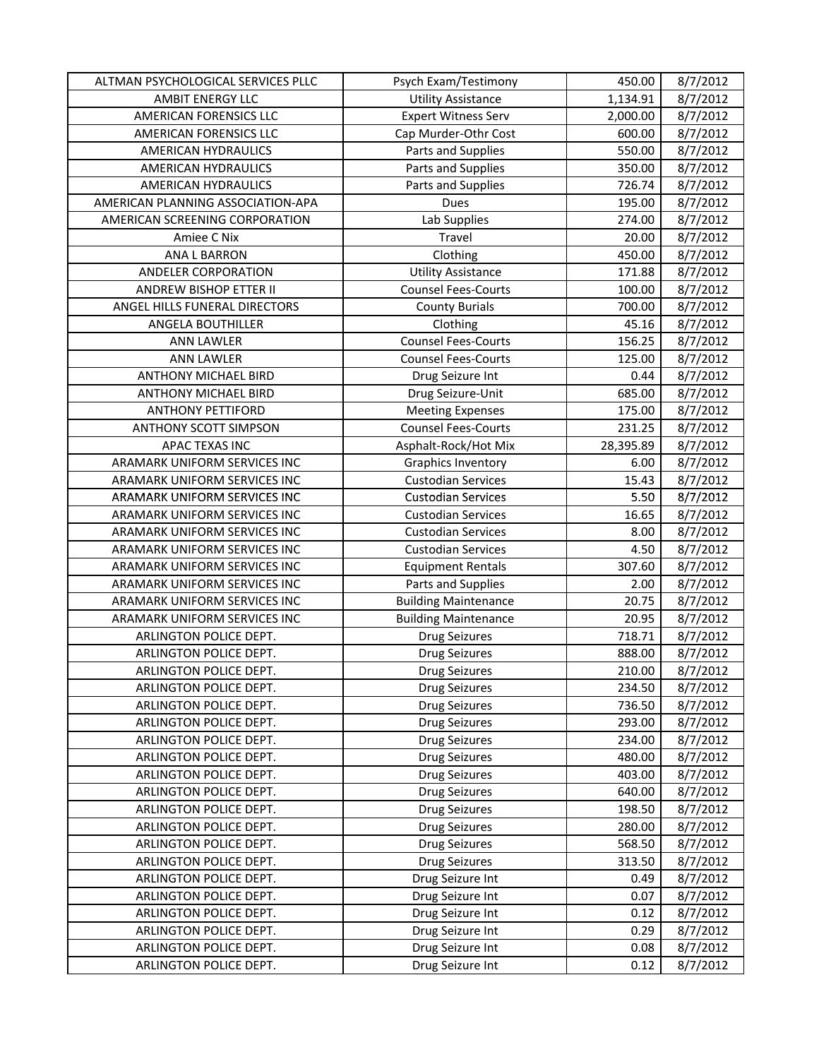| ALTMAN PSYCHOLOGICAL SERVICES PLLC | Psych Exam/Testimony | 450.00 | 8/7/2012 |
|---|---|---|---|
| AMBIT ENERGY LLC | Utility Assistance | 1,134.91 | 8/7/2012 |
| AMERICAN FORENSICS LLC | Expert Witness Serv | 2,000.00 | 8/7/2012 |
| AMERICAN FORENSICS LLC | Cap Murder-Othr Cost | 600.00 | 8/7/2012 |
| AMERICAN HYDRAULICS | Parts and Supplies | 550.00 | 8/7/2012 |
| AMERICAN HYDRAULICS | Parts and Supplies | 350.00 | 8/7/2012 |
| AMERICAN HYDRAULICS | Parts and Supplies | 726.74 | 8/7/2012 |
| AMERICAN PLANNING ASSOCIATION-APA | Dues | 195.00 | 8/7/2012 |
| AMERICAN SCREENING CORPORATION | Lab Supplies | 274.00 | 8/7/2012 |
| Amiee C Nix | Travel | 20.00 | 8/7/2012 |
| ANA L BARRON | Clothing | 450.00 | 8/7/2012 |
| ANDELER CORPORATION | Utility Assistance | 171.88 | 8/7/2012 |
| ANDREW BISHOP ETTER II | Counsel Fees-Courts | 100.00 | 8/7/2012 |
| ANGEL HILLS FUNERAL DIRECTORS | County Burials | 700.00 | 8/7/2012 |
| ANGELA BOUTHILLER | Clothing | 45.16 | 8/7/2012 |
| ANN LAWLER | Counsel Fees-Courts | 156.25 | 8/7/2012 |
| ANN LAWLER | Counsel Fees-Courts | 125.00 | 8/7/2012 |
| ANTHONY MICHAEL BIRD | Drug Seizure Int | 0.44 | 8/7/2012 |
| ANTHONY MICHAEL BIRD | Drug Seizure-Unit | 685.00 | 8/7/2012 |
| ANTHONY PETTIFORD | Meeting Expenses | 175.00 | 8/7/2012 |
| ANTHONY SCOTT SIMPSON | Counsel Fees-Courts | 231.25 | 8/7/2012 |
| APAC TEXAS INC | Asphalt-Rock/Hot Mix | 28,395.89 | 8/7/2012 |
| ARAMARK UNIFORM SERVICES INC | Graphics Inventory | 6.00 | 8/7/2012 |
| ARAMARK UNIFORM SERVICES INC | Custodian Services | 15.43 | 8/7/2012 |
| ARAMARK UNIFORM SERVICES INC | Custodian Services | 5.50 | 8/7/2012 |
| ARAMARK UNIFORM SERVICES INC | Custodian Services | 16.65 | 8/7/2012 |
| ARAMARK UNIFORM SERVICES INC | Custodian Services | 8.00 | 8/7/2012 |
| ARAMARK UNIFORM SERVICES INC | Custodian Services | 4.50 | 8/7/2012 |
| ARAMARK UNIFORM SERVICES INC | Equipment Rentals | 307.60 | 8/7/2012 |
| ARAMARK UNIFORM SERVICES INC | Parts and Supplies | 2.00 | 8/7/2012 |
| ARAMARK UNIFORM SERVICES INC | Building Maintenance | 20.75 | 8/7/2012 |
| ARAMARK UNIFORM SERVICES INC | Building Maintenance | 20.95 | 8/7/2012 |
| ARLINGTON POLICE DEPT. | Drug Seizures | 718.71 | 8/7/2012 |
| ARLINGTON POLICE DEPT. | Drug Seizures | 888.00 | 8/7/2012 |
| ARLINGTON POLICE DEPT. | Drug Seizures | 210.00 | 8/7/2012 |
| ARLINGTON POLICE DEPT. | Drug Seizures | 234.50 | 8/7/2012 |
| ARLINGTON POLICE DEPT. | Drug Seizures | 736.50 | 8/7/2012 |
| ARLINGTON POLICE DEPT. | Drug Seizures | 293.00 | 8/7/2012 |
| ARLINGTON POLICE DEPT. | Drug Seizures | 234.00 | 8/7/2012 |
| ARLINGTON POLICE DEPT. | Drug Seizures | 480.00 | 8/7/2012 |
| ARLINGTON POLICE DEPT. | Drug Seizures | 403.00 | 8/7/2012 |
| ARLINGTON POLICE DEPT. | Drug Seizures | 640.00 | 8/7/2012 |
| ARLINGTON POLICE DEPT. | Drug Seizures | 198.50 | 8/7/2012 |
| ARLINGTON POLICE DEPT. | Drug Seizures | 280.00 | 8/7/2012 |
| ARLINGTON POLICE DEPT. | Drug Seizures | 568.50 | 8/7/2012 |
| ARLINGTON POLICE DEPT. | Drug Seizures | 313.50 | 8/7/2012 |
| ARLINGTON POLICE DEPT. | Drug Seizure Int | 0.49 | 8/7/2012 |
| ARLINGTON POLICE DEPT. | Drug Seizure Int | 0.07 | 8/7/2012 |
| ARLINGTON POLICE DEPT. | Drug Seizure Int | 0.12 | 8/7/2012 |
| ARLINGTON POLICE DEPT. | Drug Seizure Int | 0.29 | 8/7/2012 |
| ARLINGTON POLICE DEPT. | Drug Seizure Int | 0.08 | 8/7/2012 |
| ARLINGTON POLICE DEPT. | Drug Seizure Int | 0.12 | 8/7/2012 |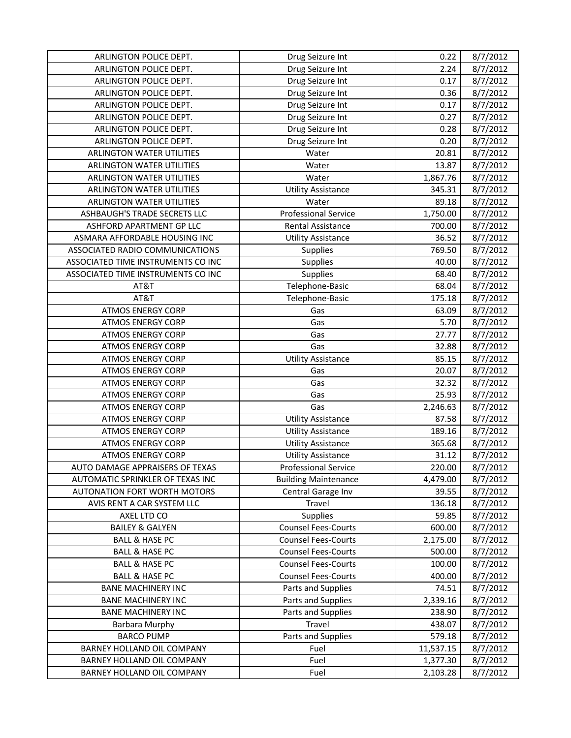| ARLINGTON POLICE DEPT. | Drug Seizure Int | 0.22 | 8/7/2012 |
|---|---|---|---|
| ARLINGTON POLICE DEPT. | Drug Seizure Int | 2.24 | 8/7/2012 |
| ARLINGTON POLICE DEPT. | Drug Seizure Int | 0.17 | 8/7/2012 |
| ARLINGTON POLICE DEPT. | Drug Seizure Int | 0.36 | 8/7/2012 |
| ARLINGTON POLICE DEPT. | Drug Seizure Int | 0.17 | 8/7/2012 |
| ARLINGTON POLICE DEPT. | Drug Seizure Int | 0.27 | 8/7/2012 |
| ARLINGTON POLICE DEPT. | Drug Seizure Int | 0.28 | 8/7/2012 |
| ARLINGTON POLICE DEPT. | Drug Seizure Int | 0.20 | 8/7/2012 |
| ARLINGTON WATER UTILITIES | Water | 20.81 | 8/7/2012 |
| ARLINGTON WATER UTILITIES | Water | 13.87 | 8/7/2012 |
| ARLINGTON WATER UTILITIES | Water | 1,867.76 | 8/7/2012 |
| ARLINGTON WATER UTILITIES | Utility Assistance | 345.31 | 8/7/2012 |
| ARLINGTON WATER UTILITIES | Water | 89.18 | 8/7/2012 |
| ASHBAUGH'S TRADE SECRETS LLC | Professional Service | 1,750.00 | 8/7/2012 |
| ASHFORD APARTMENT GP LLC | Rental Assistance | 700.00 | 8/7/2012 |
| ASMARA AFFORDABLE HOUSING INC | Utility Assistance | 36.52 | 8/7/2012 |
| ASSOCIATED RADIO COMMUNICATIONS | Supplies | 769.50 | 8/7/2012 |
| ASSOCIATED TIME INSTRUMENTS CO INC | Supplies | 40.00 | 8/7/2012 |
| ASSOCIATED TIME INSTRUMENTS CO INC | Supplies | 68.40 | 8/7/2012 |
| AT&T | Telephone-Basic | 68.04 | 8/7/2012 |
| AT&T | Telephone-Basic | 175.18 | 8/7/2012 |
| ATMOS ENERGY CORP | Gas | 63.09 | 8/7/2012 |
| ATMOS ENERGY CORP | Gas | 5.70 | 8/7/2012 |
| ATMOS ENERGY CORP | Gas | 27.77 | 8/7/2012 |
| ATMOS ENERGY CORP | Gas | 32.88 | 8/7/2012 |
| ATMOS ENERGY CORP | Utility Assistance | 85.15 | 8/7/2012 |
| ATMOS ENERGY CORP | Gas | 20.07 | 8/7/2012 |
| ATMOS ENERGY CORP | Gas | 32.32 | 8/7/2012 |
| ATMOS ENERGY CORP | Gas | 25.93 | 8/7/2012 |
| ATMOS ENERGY CORP | Gas | 2,246.63 | 8/7/2012 |
| ATMOS ENERGY CORP | Utility Assistance | 87.58 | 8/7/2012 |
| ATMOS ENERGY CORP | Utility Assistance | 189.16 | 8/7/2012 |
| ATMOS ENERGY CORP | Utility Assistance | 365.68 | 8/7/2012 |
| ATMOS ENERGY CORP | Utility Assistance | 31.12 | 8/7/2012 |
| AUTO DAMAGE APPRAISERS OF TEXAS | Professional Service | 220.00 | 8/7/2012 |
| AUTOMATIC SPRINKLER OF TEXAS INC | Building Maintenance | 4,479.00 | 8/7/2012 |
| AUTONATION FORT WORTH MOTORS | Central Garage Inv | 39.55 | 8/7/2012 |
| AVIS RENT A CAR SYSTEM LLC | Travel | 136.18 | 8/7/2012 |
| AXEL LTD CO | Supplies | 59.85 | 8/7/2012 |
| BAILEY & GALYEN | Counsel Fees-Courts | 600.00 | 8/7/2012 |
| BALL & HASE PC | Counsel Fees-Courts | 2,175.00 | 8/7/2012 |
| BALL & HASE PC | Counsel Fees-Courts | 500.00 | 8/7/2012 |
| BALL & HASE PC | Counsel Fees-Courts | 100.00 | 8/7/2012 |
| BALL & HASE PC | Counsel Fees-Courts | 400.00 | 8/7/2012 |
| BANE MACHINERY INC | Parts and Supplies | 74.51 | 8/7/2012 |
| BANE MACHINERY INC | Parts and Supplies | 2,339.16 | 8/7/2012 |
| BANE MACHINERY INC | Parts and Supplies | 238.90 | 8/7/2012 |
| Barbara Murphy | Travel | 438.07 | 8/7/2012 |
| BARCO PUMP | Parts and Supplies | 579.18 | 8/7/2012 |
| BARNEY HOLLAND OIL COMPANY | Fuel | 11,537.15 | 8/7/2012 |
| BARNEY HOLLAND OIL COMPANY | Fuel | 1,377.30 | 8/7/2012 |
| BARNEY HOLLAND OIL COMPANY | Fuel | 2,103.28 | 8/7/2012 |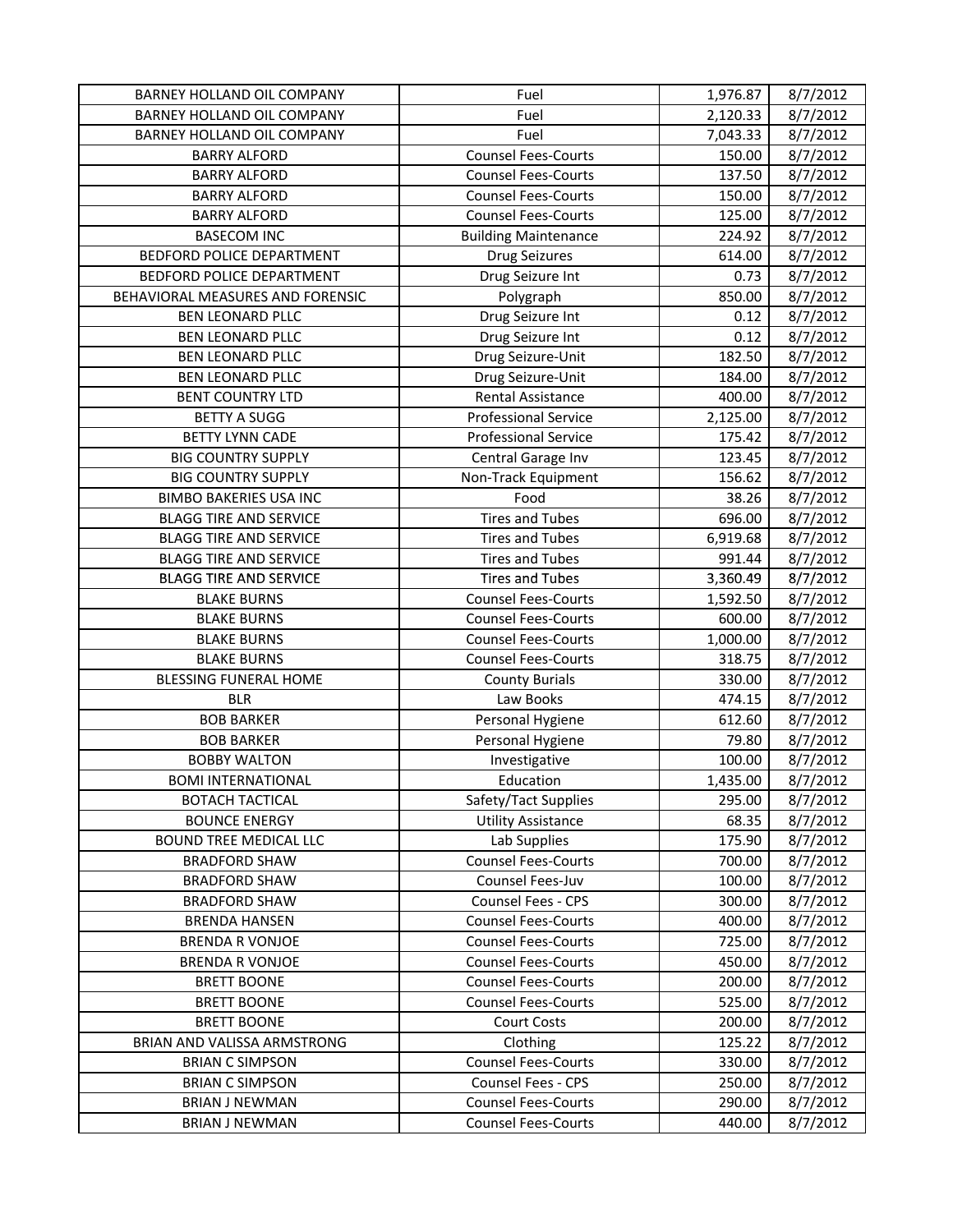| BARNEY HOLLAND OIL COMPANY | Fuel | 1,976.87 | 8/7/2012 |
|---|---|---|---|
| BARNEY HOLLAND OIL COMPANY | Fuel | 2,120.33 | 8/7/2012 |
| BARNEY HOLLAND OIL COMPANY | Fuel | 7,043.33 | 8/7/2012 |
| BARRY ALFORD | Counsel Fees-Courts | 150.00 | 8/7/2012 |
| BARRY ALFORD | Counsel Fees-Courts | 137.50 | 8/7/2012 |
| BARRY ALFORD | Counsel Fees-Courts | 150.00 | 8/7/2012 |
| BARRY ALFORD | Counsel Fees-Courts | 125.00 | 8/7/2012 |
| BASECOM INC | Building Maintenance | 224.92 | 8/7/2012 |
| BEDFORD POLICE DEPARTMENT | Drug Seizures | 614.00 | 8/7/2012 |
| BEDFORD POLICE DEPARTMENT | Drug Seizure Int | 0.73 | 8/7/2012 |
| BEHAVIORAL MEASURES AND FORENSIC | Polygraph | 850.00 | 8/7/2012 |
| BEN LEONARD PLLC | Drug Seizure Int | 0.12 | 8/7/2012 |
| BEN LEONARD PLLC | Drug Seizure Int | 0.12 | 8/7/2012 |
| BEN LEONARD PLLC | Drug Seizure-Unit | 182.50 | 8/7/2012 |
| BEN LEONARD PLLC | Drug Seizure-Unit | 184.00 | 8/7/2012 |
| BENT COUNTRY LTD | Rental Assistance | 400.00 | 8/7/2012 |
| BETTY A SUGG | Professional Service | 2,125.00 | 8/7/2012 |
| BETTY LYNN CADE | Professional Service | 175.42 | 8/7/2012 |
| BIG COUNTRY SUPPLY | Central Garage Inv | 123.45 | 8/7/2012 |
| BIG COUNTRY SUPPLY | Non-Track Equipment | 156.62 | 8/7/2012 |
| BIMBO BAKERIES USA INC | Food | 38.26 | 8/7/2012 |
| BLAGG TIRE AND SERVICE | Tires and Tubes | 696.00 | 8/7/2012 |
| BLAGG TIRE AND SERVICE | Tires and Tubes | 6,919.68 | 8/7/2012 |
| BLAGG TIRE AND SERVICE | Tires and Tubes | 991.44 | 8/7/2012 |
| BLAGG TIRE AND SERVICE | Tires and Tubes | 3,360.49 | 8/7/2012 |
| BLAKE BURNS | Counsel Fees-Courts | 1,592.50 | 8/7/2012 |
| BLAKE BURNS | Counsel Fees-Courts | 600.00 | 8/7/2012 |
| BLAKE BURNS | Counsel Fees-Courts | 1,000.00 | 8/7/2012 |
| BLAKE BURNS | Counsel Fees-Courts | 318.75 | 8/7/2012 |
| BLESSING FUNERAL HOME | County Burials | 330.00 | 8/7/2012 |
| BLR | Law Books | 474.15 | 8/7/2012 |
| BOB BARKER | Personal Hygiene | 612.60 | 8/7/2012 |
| BOB BARKER | Personal Hygiene | 79.80 | 8/7/2012 |
| BOBBY WALTON | Investigative | 100.00 | 8/7/2012 |
| BOMI INTERNATIONAL | Education | 1,435.00 | 8/7/2012 |
| BOTACH TACTICAL | Safety/Tact Supplies | 295.00 | 8/7/2012 |
| BOUNCE ENERGY | Utility Assistance | 68.35 | 8/7/2012 |
| BOUND TREE MEDICAL LLC | Lab Supplies | 175.90 | 8/7/2012 |
| BRADFORD SHAW | Counsel Fees-Courts | 700.00 | 8/7/2012 |
| BRADFORD SHAW | Counsel Fees-Juv | 100.00 | 8/7/2012 |
| BRADFORD SHAW | Counsel Fees - CPS | 300.00 | 8/7/2012 |
| BRENDA HANSEN | Counsel Fees-Courts | 400.00 | 8/7/2012 |
| BRENDA R VONJOE | Counsel Fees-Courts | 725.00 | 8/7/2012 |
| BRENDA R VONJOE | Counsel Fees-Courts | 450.00 | 8/7/2012 |
| BRETT BOONE | Counsel Fees-Courts | 200.00 | 8/7/2012 |
| BRETT BOONE | Counsel Fees-Courts | 525.00 | 8/7/2012 |
| BRETT BOONE | Court Costs | 200.00 | 8/7/2012 |
| BRIAN AND VALISSA ARMSTRONG | Clothing | 125.22 | 8/7/2012 |
| BRIAN C SIMPSON | Counsel Fees-Courts | 330.00 | 8/7/2012 |
| BRIAN C SIMPSON | Counsel Fees - CPS | 250.00 | 8/7/2012 |
| BRIAN J NEWMAN | Counsel Fees-Courts | 290.00 | 8/7/2012 |
| BRIAN J NEWMAN | Counsel Fees-Courts | 440.00 | 8/7/2012 |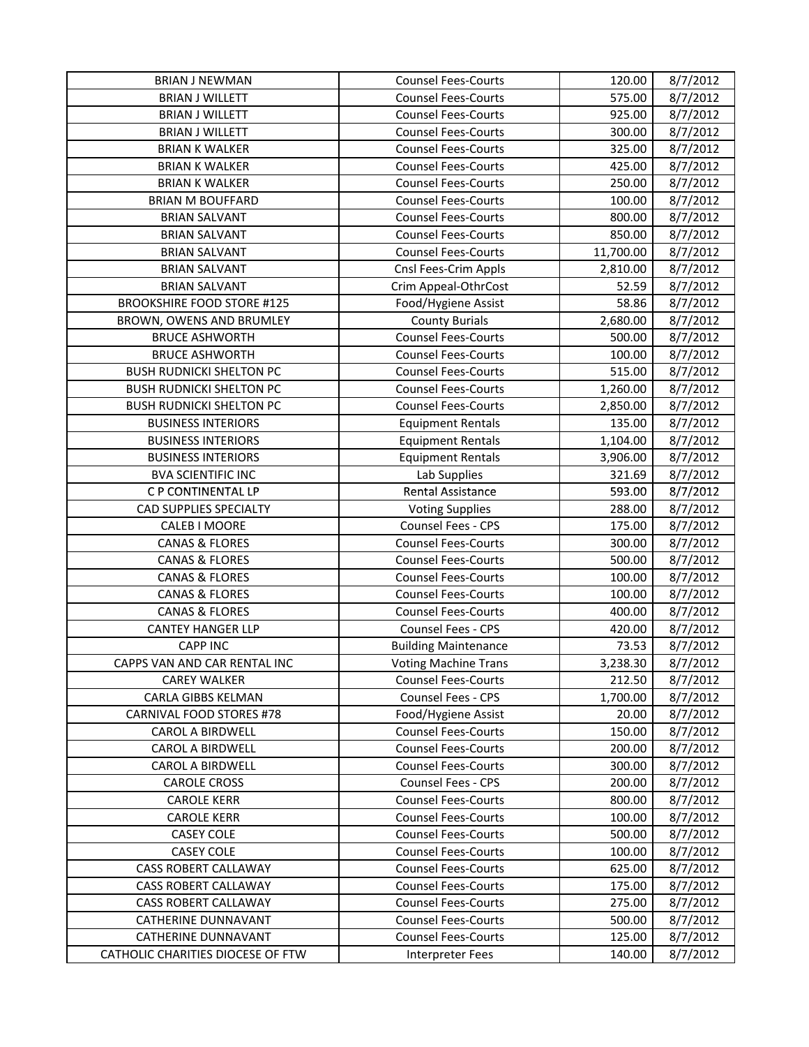| BRIAN J NEWMAN | Counsel Fees-Courts | 120.00 | 8/7/2012 |
|---|---|---|---|
| BRIAN J WILLETT | Counsel Fees-Courts | 575.00 | 8/7/2012 |
| BRIAN J WILLETT | Counsel Fees-Courts | 925.00 | 8/7/2012 |
| BRIAN J WILLETT | Counsel Fees-Courts | 300.00 | 8/7/2012 |
| BRIAN K WALKER | Counsel Fees-Courts | 325.00 | 8/7/2012 |
| BRIAN K WALKER | Counsel Fees-Courts | 425.00 | 8/7/2012 |
| BRIAN K WALKER | Counsel Fees-Courts | 250.00 | 8/7/2012 |
| BRIAN M BOUFFARD | Counsel Fees-Courts | 100.00 | 8/7/2012 |
| BRIAN SALVANT | Counsel Fees-Courts | 800.00 | 8/7/2012 |
| BRIAN SALVANT | Counsel Fees-Courts | 850.00 | 8/7/2012 |
| BRIAN SALVANT | Counsel Fees-Courts | 11,700.00 | 8/7/2012 |
| BRIAN SALVANT | Cnsl Fees-Crim Appls | 2,810.00 | 8/7/2012 |
| BRIAN SALVANT | Crim Appeal-OthrCost | 52.59 | 8/7/2012 |
| BROOKSHIRE FOOD STORE #125 | Food/Hygiene Assist | 58.86 | 8/7/2012 |
| BROWN, OWENS AND BRUMLEY | County Burials | 2,680.00 | 8/7/2012 |
| BRUCE ASHWORTH | Counsel Fees-Courts | 500.00 | 8/7/2012 |
| BRUCE ASHWORTH | Counsel Fees-Courts | 100.00 | 8/7/2012 |
| BUSH RUDNICKI SHELTON PC | Counsel Fees-Courts | 515.00 | 8/7/2012 |
| BUSH RUDNICKI SHELTON PC | Counsel Fees-Courts | 1,260.00 | 8/7/2012 |
| BUSH RUDNICKI SHELTON PC | Counsel Fees-Courts | 2,850.00 | 8/7/2012 |
| BUSINESS INTERIORS | Equipment Rentals | 135.00 | 8/7/2012 |
| BUSINESS INTERIORS | Equipment Rentals | 1,104.00 | 8/7/2012 |
| BUSINESS INTERIORS | Equipment Rentals | 3,906.00 | 8/7/2012 |
| BVA SCIENTIFIC INC | Lab Supplies | 321.69 | 8/7/2012 |
| C P CONTINENTAL LP | Rental Assistance | 593.00 | 8/7/2012 |
| CAD SUPPLIES SPECIALTY | Voting Supplies | 288.00 | 8/7/2012 |
| CALEB I MOORE | Counsel Fees - CPS | 175.00 | 8/7/2012 |
| CANAS & FLORES | Counsel Fees-Courts | 300.00 | 8/7/2012 |
| CANAS & FLORES | Counsel Fees-Courts | 500.00 | 8/7/2012 |
| CANAS & FLORES | Counsel Fees-Courts | 100.00 | 8/7/2012 |
| CANAS & FLORES | Counsel Fees-Courts | 100.00 | 8/7/2012 |
| CANAS & FLORES | Counsel Fees-Courts | 400.00 | 8/7/2012 |
| CANTEY HANGER LLP | Counsel Fees - CPS | 420.00 | 8/7/2012 |
| CAPP INC | Building Maintenance | 73.53 | 8/7/2012 |
| CAPPS VAN AND CAR RENTAL INC | Voting Machine Trans | 3,238.30 | 8/7/2012 |
| CAREY WALKER | Counsel Fees-Courts | 212.50 | 8/7/2012 |
| CARLA GIBBS KELMAN | Counsel Fees - CPS | 1,700.00 | 8/7/2012 |
| CARNIVAL FOOD STORES #78 | Food/Hygiene Assist | 20.00 | 8/7/2012 |
| CAROL A BIRDWELL | Counsel Fees-Courts | 150.00 | 8/7/2012 |
| CAROL A BIRDWELL | Counsel Fees-Courts | 200.00 | 8/7/2012 |
| CAROL A BIRDWELL | Counsel Fees-Courts | 300.00 | 8/7/2012 |
| CAROLE CROSS | Counsel Fees - CPS | 200.00 | 8/7/2012 |
| CAROLE KERR | Counsel Fees-Courts | 800.00 | 8/7/2012 |
| CAROLE KERR | Counsel Fees-Courts | 100.00 | 8/7/2012 |
| CASEY COLE | Counsel Fees-Courts | 500.00 | 8/7/2012 |
| CASEY COLE | Counsel Fees-Courts | 100.00 | 8/7/2012 |
| CASS ROBERT CALLAWAY | Counsel Fees-Courts | 625.00 | 8/7/2012 |
| CASS ROBERT CALLAWAY | Counsel Fees-Courts | 175.00 | 8/7/2012 |
| CASS ROBERT CALLAWAY | Counsel Fees-Courts | 275.00 | 8/7/2012 |
| CATHERINE DUNNAVANT | Counsel Fees-Courts | 500.00 | 8/7/2012 |
| CATHERINE DUNNAVANT | Counsel Fees-Courts | 125.00 | 8/7/2012 |
| CATHOLIC CHARITIES DIOCESE OF FTW | Interpreter Fees | 140.00 | 8/7/2012 |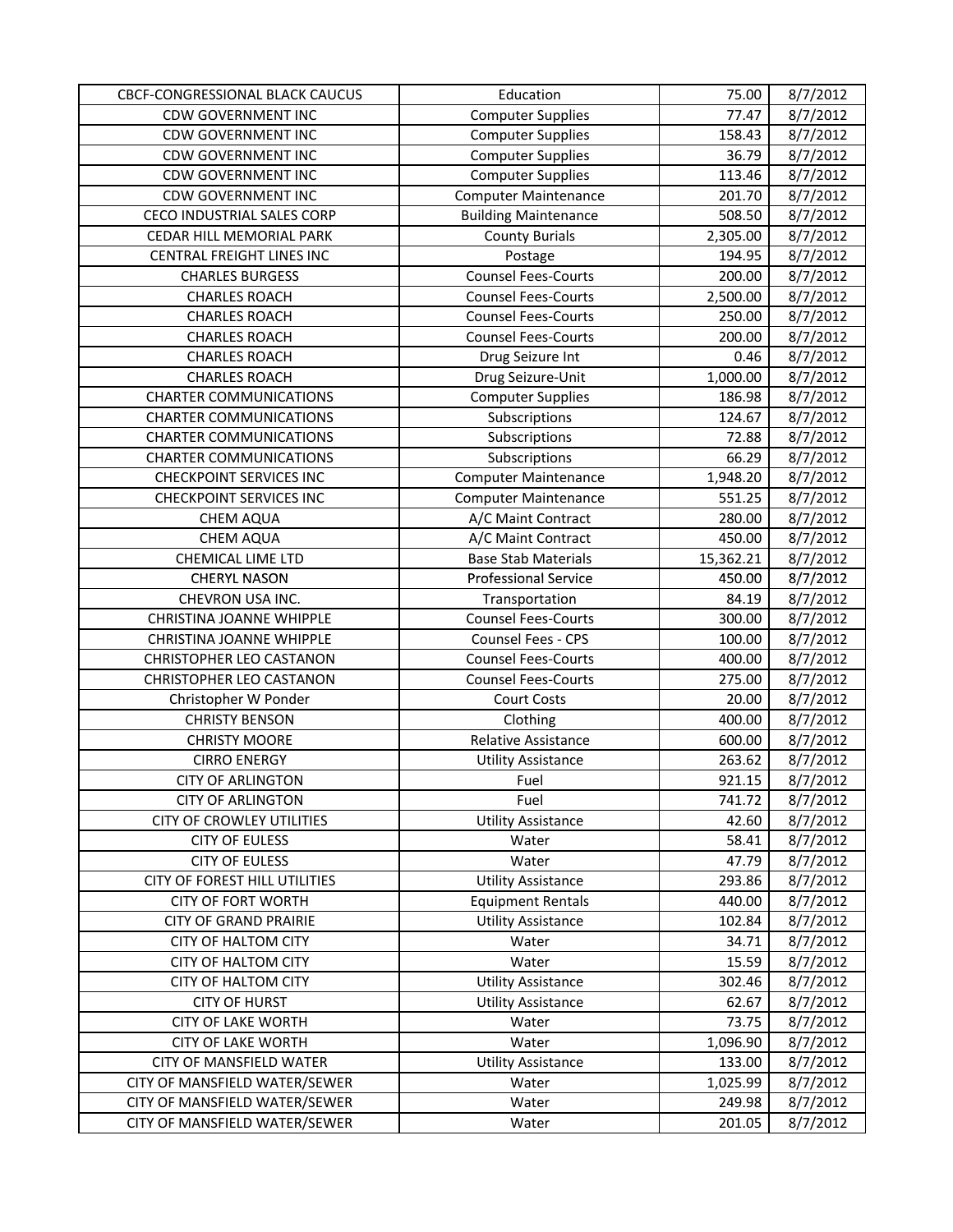| | | | |
|---|---|---|---|
| CBCF-CONGRESSIONAL BLACK CAUCUS | Education | 75.00 | 8/7/2012 |
| CDW GOVERNMENT INC | Computer Supplies | 77.47 | 8/7/2012 |
| CDW GOVERNMENT INC | Computer Supplies | 158.43 | 8/7/2012 |
| CDW GOVERNMENT INC | Computer Supplies | 36.79 | 8/7/2012 |
| CDW GOVERNMENT INC | Computer Supplies | 113.46 | 8/7/2012 |
| CDW GOVERNMENT INC | Computer Maintenance | 201.70 | 8/7/2012 |
| CECO INDUSTRIAL SALES CORP | Building Maintenance | 508.50 | 8/7/2012 |
| CEDAR HILL MEMORIAL PARK | County Burials | 2,305.00 | 8/7/2012 |
| CENTRAL FREIGHT LINES INC | Postage | 194.95 | 8/7/2012 |
| CHARLES BURGESS | Counsel Fees-Courts | 200.00 | 8/7/2012 |
| CHARLES ROACH | Counsel Fees-Courts | 2,500.00 | 8/7/2012 |
| CHARLES ROACH | Counsel Fees-Courts | 250.00 | 8/7/2012 |
| CHARLES ROACH | Counsel Fees-Courts | 200.00 | 8/7/2012 |
| CHARLES ROACH | Drug Seizure Int | 0.46 | 8/7/2012 |
| CHARLES ROACH | Drug Seizure-Unit | 1,000.00 | 8/7/2012 |
| CHARTER COMMUNICATIONS | Computer Supplies | 186.98 | 8/7/2012 |
| CHARTER COMMUNICATIONS | Subscriptions | 124.67 | 8/7/2012 |
| CHARTER COMMUNICATIONS | Subscriptions | 72.88 | 8/7/2012 |
| CHARTER COMMUNICATIONS | Subscriptions | 66.29 | 8/7/2012 |
| CHECKPOINT SERVICES INC | Computer Maintenance | 1,948.20 | 8/7/2012 |
| CHECKPOINT SERVICES INC | Computer Maintenance | 551.25 | 8/7/2012 |
| CHEM AQUA | A/C Maint Contract | 280.00 | 8/7/2012 |
| CHEM AQUA | A/C Maint Contract | 450.00 | 8/7/2012 |
| CHEMICAL LIME LTD | Base Stab Materials | 15,362.21 | 8/7/2012 |
| CHERYL NASON | Professional Service | 450.00 | 8/7/2012 |
| CHEVRON USA INC. | Transportation | 84.19 | 8/7/2012 |
| CHRISTINA JOANNE WHIPPLE | Counsel Fees-Courts | 300.00 | 8/7/2012 |
| CHRISTINA JOANNE WHIPPLE | Counsel Fees - CPS | 100.00 | 8/7/2012 |
| CHRISTOPHER LEO CASTANON | Counsel Fees-Courts | 400.00 | 8/7/2012 |
| CHRISTOPHER LEO CASTANON | Counsel Fees-Courts | 275.00 | 8/7/2012 |
| Christopher W Ponder | Court Costs | 20.00 | 8/7/2012 |
| CHRISTY BENSON | Clothing | 400.00 | 8/7/2012 |
| CHRISTY MOORE | Relative Assistance | 600.00 | 8/7/2012 |
| CIRRO ENERGY | Utility Assistance | 263.62 | 8/7/2012 |
| CITY OF ARLINGTON | Fuel | 921.15 | 8/7/2012 |
| CITY OF ARLINGTON | Fuel | 741.72 | 8/7/2012 |
| CITY OF CROWLEY UTILITIES | Utility Assistance | 42.60 | 8/7/2012 |
| CITY OF EULESS | Water | 58.41 | 8/7/2012 |
| CITY OF EULESS | Water | 47.79 | 8/7/2012 |
| CITY OF FOREST HILL UTILITIES | Utility Assistance | 293.86 | 8/7/2012 |
| CITY OF FORT WORTH | Equipment Rentals | 440.00 | 8/7/2012 |
| CITY OF GRAND PRAIRIE | Utility Assistance | 102.84 | 8/7/2012 |
| CITY OF HALTOM CITY | Water | 34.71 | 8/7/2012 |
| CITY OF HALTOM CITY | Water | 15.59 | 8/7/2012 |
| CITY OF HALTOM CITY | Utility Assistance | 302.46 | 8/7/2012 |
| CITY OF HURST | Utility Assistance | 62.67 | 8/7/2012 |
| CITY OF LAKE WORTH | Water | 73.75 | 8/7/2012 |
| CITY OF LAKE WORTH | Water | 1,096.90 | 8/7/2012 |
| CITY OF MANSFIELD WATER | Utility Assistance | 133.00 | 8/7/2012 |
| CITY OF MANSFIELD WATER/SEWER | Water | 1,025.99 | 8/7/2012 |
| CITY OF MANSFIELD WATER/SEWER | Water | 249.98 | 8/7/2012 |
| CITY OF MANSFIELD WATER/SEWER | Water | 201.05 | 8/7/2012 |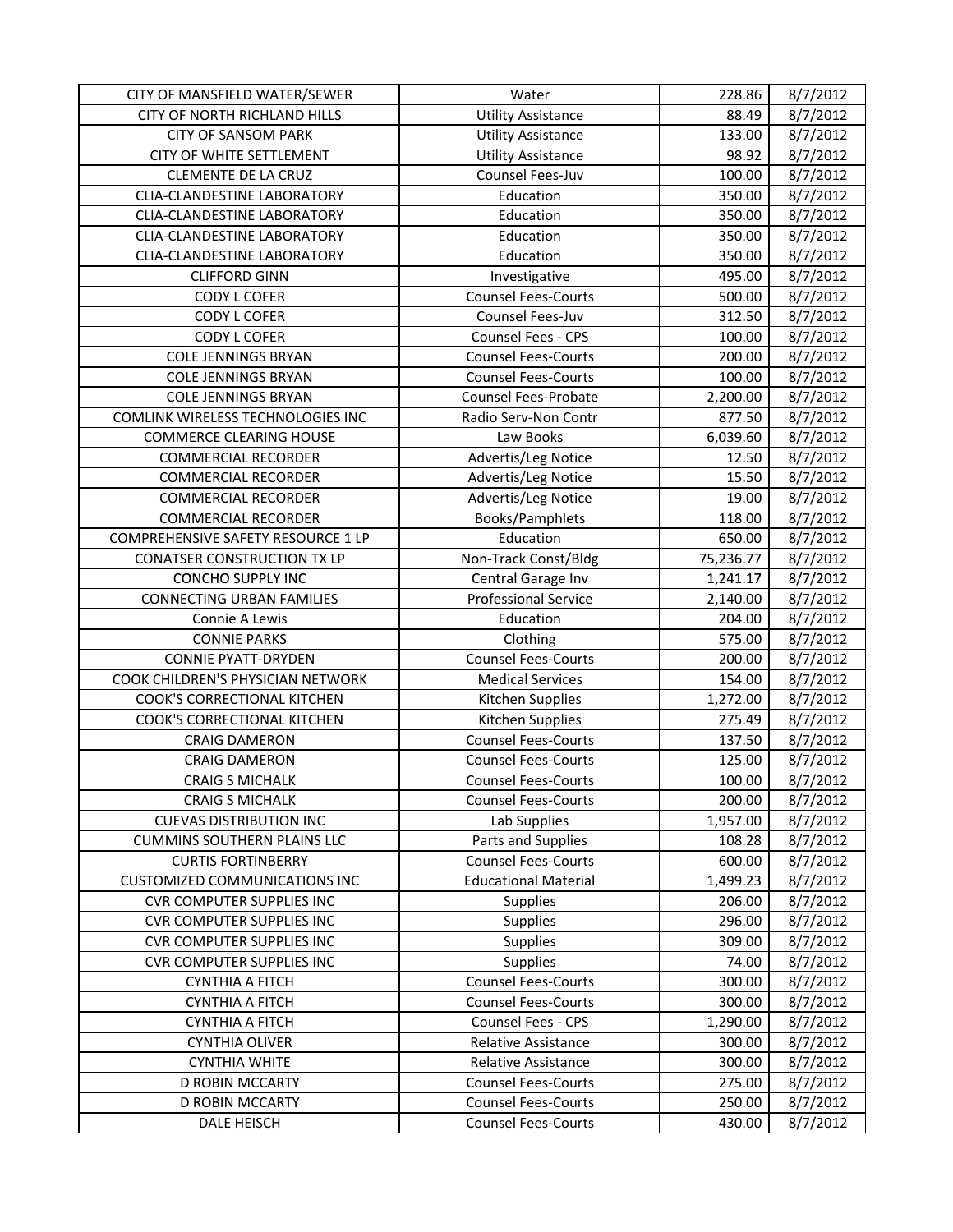| | | | |
|---|---|---|---|
| CITY OF MANSFIELD WATER/SEWER | Water | 228.86 | 8/7/2012 |
| CITY OF NORTH RICHLAND HILLS | Utility Assistance | 88.49 | 8/7/2012 |
| CITY OF SANSOM PARK | Utility Assistance | 133.00 | 8/7/2012 |
| CITY OF WHITE SETTLEMENT | Utility Assistance | 98.92 | 8/7/2012 |
| CLEMENTE DE LA CRUZ | Counsel Fees-Juv | 100.00 | 8/7/2012 |
| CLIA-CLANDESTINE LABORATORY | Education | 350.00 | 8/7/2012 |
| CLIA-CLANDESTINE LABORATORY | Education | 350.00 | 8/7/2012 |
| CLIA-CLANDESTINE LABORATORY | Education | 350.00 | 8/7/2012 |
| CLIA-CLANDESTINE LABORATORY | Education | 350.00 | 8/7/2012 |
| CLIFFORD GINN | Investigative | 495.00 | 8/7/2012 |
| CODY L COFER | Counsel Fees-Courts | 500.00 | 8/7/2012 |
| CODY L COFER | Counsel Fees-Juv | 312.50 | 8/7/2012 |
| CODY L COFER | Counsel Fees - CPS | 100.00 | 8/7/2012 |
| COLE JENNINGS BRYAN | Counsel Fees-Courts | 200.00 | 8/7/2012 |
| COLE JENNINGS BRYAN | Counsel Fees-Courts | 100.00 | 8/7/2012 |
| COLE JENNINGS BRYAN | Counsel Fees-Probate | 2,200.00 | 8/7/2012 |
| COMLINK WIRELESS TECHNOLOGIES INC | Radio Serv-Non Contr | 877.50 | 8/7/2012 |
| COMMERCE CLEARING HOUSE | Law Books | 6,039.60 | 8/7/2012 |
| COMMERCIAL RECORDER | Advertis/Leg Notice | 12.50 | 8/7/2012 |
| COMMERCIAL RECORDER | Advertis/Leg Notice | 15.50 | 8/7/2012 |
| COMMERCIAL RECORDER | Advertis/Leg Notice | 19.00 | 8/7/2012 |
| COMMERCIAL RECORDER | Books/Pamphlets | 118.00 | 8/7/2012 |
| COMPREHENSIVE SAFETY RESOURCE 1 LP | Education | 650.00 | 8/7/2012 |
| CONATSER CONSTRUCTION TX LP | Non-Track Const/Bldg | 75,236.77 | 8/7/2012 |
| CONCHO SUPPLY INC | Central Garage Inv | 1,241.17 | 8/7/2012 |
| CONNECTING URBAN FAMILIES | Professional Service | 2,140.00 | 8/7/2012 |
| Connie A Lewis | Education | 204.00 | 8/7/2012 |
| CONNIE PARKS | Clothing | 575.00 | 8/7/2012 |
| CONNIE PYATT-DRYDEN | Counsel Fees-Courts | 200.00 | 8/7/2012 |
| COOK CHILDREN'S PHYSICIAN NETWORK | Medical Services | 154.00 | 8/7/2012 |
| COOK'S CORRECTIONAL KITCHEN | Kitchen Supplies | 1,272.00 | 8/7/2012 |
| COOK'S CORRECTIONAL KITCHEN | Kitchen Supplies | 275.49 | 8/7/2012 |
| CRAIG DAMERON | Counsel Fees-Courts | 137.50 | 8/7/2012 |
| CRAIG DAMERON | Counsel Fees-Courts | 125.00 | 8/7/2012 |
| CRAIG S MICHALK | Counsel Fees-Courts | 100.00 | 8/7/2012 |
| CRAIG S MICHALK | Counsel Fees-Courts | 200.00 | 8/7/2012 |
| CUEVAS DISTRIBUTION INC | Lab Supplies | 1,957.00 | 8/7/2012 |
| CUMMINS SOUTHERN PLAINS LLC | Parts and Supplies | 108.28 | 8/7/2012 |
| CURTIS FORTINBERRY | Counsel Fees-Courts | 600.00 | 8/7/2012 |
| CUSTOMIZED COMMUNICATIONS INC | Educational Material | 1,499.23 | 8/7/2012 |
| CVR COMPUTER SUPPLIES INC | Supplies | 206.00 | 8/7/2012 |
| CVR COMPUTER SUPPLIES INC | Supplies | 296.00 | 8/7/2012 |
| CVR COMPUTER SUPPLIES INC | Supplies | 309.00 | 8/7/2012 |
| CVR COMPUTER SUPPLIES INC | Supplies | 74.00 | 8/7/2012 |
| CYNTHIA A FITCH | Counsel Fees-Courts | 300.00 | 8/7/2012 |
| CYNTHIA A FITCH | Counsel Fees-Courts | 300.00 | 8/7/2012 |
| CYNTHIA A FITCH | Counsel Fees - CPS | 1,290.00 | 8/7/2012 |
| CYNTHIA OLIVER | Relative Assistance | 300.00 | 8/7/2012 |
| CYNTHIA WHITE | Relative Assistance | 300.00 | 8/7/2012 |
| D ROBIN MCCARTY | Counsel Fees-Courts | 275.00 | 8/7/2012 |
| D ROBIN MCCARTY | Counsel Fees-Courts | 250.00 | 8/7/2012 |
| DALE HEISCH | Counsel Fees-Courts | 430.00 | 8/7/2012 |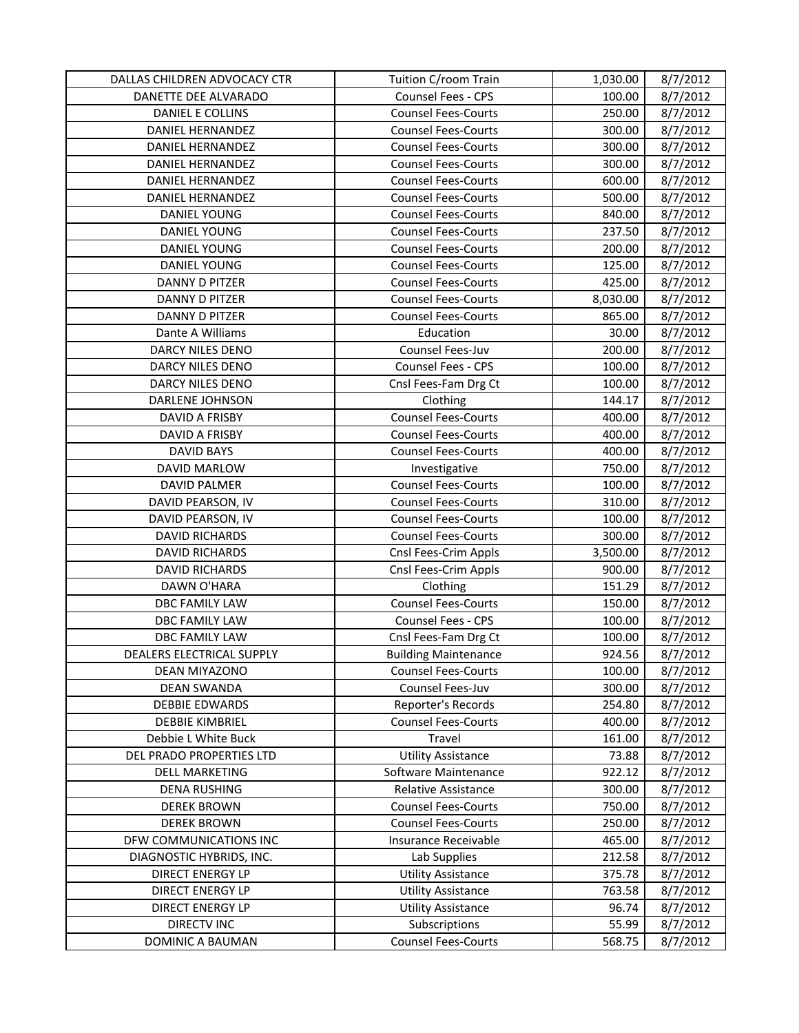| | | | |
|---|---|---|---|
| DALLAS CHILDREN ADVOCACY CTR | Tuition C/room Train | 1,030.00 | 8/7/2012 |
| DANETTE DEE ALVARADO | Counsel Fees - CPS | 100.00 | 8/7/2012 |
| DANIEL E COLLINS | Counsel Fees-Courts | 250.00 | 8/7/2012 |
| DANIEL HERNANDEZ | Counsel Fees-Courts | 300.00 | 8/7/2012 |
| DANIEL HERNANDEZ | Counsel Fees-Courts | 300.00 | 8/7/2012 |
| DANIEL HERNANDEZ | Counsel Fees-Courts | 300.00 | 8/7/2012 |
| DANIEL HERNANDEZ | Counsel Fees-Courts | 600.00 | 8/7/2012 |
| DANIEL HERNANDEZ | Counsel Fees-Courts | 500.00 | 8/7/2012 |
| DANIEL YOUNG | Counsel Fees-Courts | 840.00 | 8/7/2012 |
| DANIEL YOUNG | Counsel Fees-Courts | 237.50 | 8/7/2012 |
| DANIEL YOUNG | Counsel Fees-Courts | 200.00 | 8/7/2012 |
| DANIEL YOUNG | Counsel Fees-Courts | 125.00 | 8/7/2012 |
| DANNY D PITZER | Counsel Fees-Courts | 425.00 | 8/7/2012 |
| DANNY D PITZER | Counsel Fees-Courts | 8,030.00 | 8/7/2012 |
| DANNY D PITZER | Counsel Fees-Courts | 865.00 | 8/7/2012 |
| Dante A Williams | Education | 30.00 | 8/7/2012 |
| DARCY NILES DENO | Counsel Fees-Juv | 200.00 | 8/7/2012 |
| DARCY NILES DENO | Counsel Fees - CPS | 100.00 | 8/7/2012 |
| DARCY NILES DENO | Cnsl Fees-Fam Drg Ct | 100.00 | 8/7/2012 |
| DARLENE JOHNSON | Clothing | 144.17 | 8/7/2012 |
| DAVID A FRISBY | Counsel Fees-Courts | 400.00 | 8/7/2012 |
| DAVID A FRISBY | Counsel Fees-Courts | 400.00 | 8/7/2012 |
| DAVID BAYS | Counsel Fees-Courts | 400.00 | 8/7/2012 |
| DAVID MARLOW | Investigative | 750.00 | 8/7/2012 |
| DAVID PALMER | Counsel Fees-Courts | 100.00 | 8/7/2012 |
| DAVID PEARSON, IV | Counsel Fees-Courts | 310.00 | 8/7/2012 |
| DAVID PEARSON, IV | Counsel Fees-Courts | 100.00 | 8/7/2012 |
| DAVID RICHARDS | Counsel Fees-Courts | 300.00 | 8/7/2012 |
| DAVID RICHARDS | Cnsl Fees-Crim Appls | 3,500.00 | 8/7/2012 |
| DAVID RICHARDS | Cnsl Fees-Crim Appls | 900.00 | 8/7/2012 |
| DAWN O'HARA | Clothing | 151.29 | 8/7/2012 |
| DBC FAMILY LAW | Counsel Fees-Courts | 150.00 | 8/7/2012 |
| DBC FAMILY LAW | Counsel Fees - CPS | 100.00 | 8/7/2012 |
| DBC FAMILY LAW | Cnsl Fees-Fam Drg Ct | 100.00 | 8/7/2012 |
| DEALERS ELECTRICAL SUPPLY | Building Maintenance | 924.56 | 8/7/2012 |
| DEAN MIYAZONO | Counsel Fees-Courts | 100.00 | 8/7/2012 |
| DEAN SWANDA | Counsel Fees-Juv | 300.00 | 8/7/2012 |
| DEBBIE EDWARDS | Reporter's Records | 254.80 | 8/7/2012 |
| DEBBIE KIMBRIEL | Counsel Fees-Courts | 400.00 | 8/7/2012 |
| Debbie L White Buck | Travel | 161.00 | 8/7/2012 |
| DEL PRADO PROPERTIES LTD | Utility Assistance | 73.88 | 8/7/2012 |
| DELL MARKETING | Software Maintenance | 922.12 | 8/7/2012 |
| DENA RUSHING | Relative Assistance | 300.00 | 8/7/2012 |
| DEREK BROWN | Counsel Fees-Courts | 750.00 | 8/7/2012 |
| DEREK BROWN | Counsel Fees-Courts | 250.00 | 8/7/2012 |
| DFW COMMUNICATIONS INC | Insurance Receivable | 465.00 | 8/7/2012 |
| DIAGNOSTIC HYBRIDS, INC. | Lab Supplies | 212.58 | 8/7/2012 |
| DIRECT ENERGY LP | Utility Assistance | 375.78 | 8/7/2012 |
| DIRECT ENERGY LP | Utility Assistance | 763.58 | 8/7/2012 |
| DIRECT ENERGY LP | Utility Assistance | 96.74 | 8/7/2012 |
| DIRECTV INC | Subscriptions | 55.99 | 8/7/2012 |
| DOMINIC A BAUMAN | Counsel Fees-Courts | 568.75 | 8/7/2012 |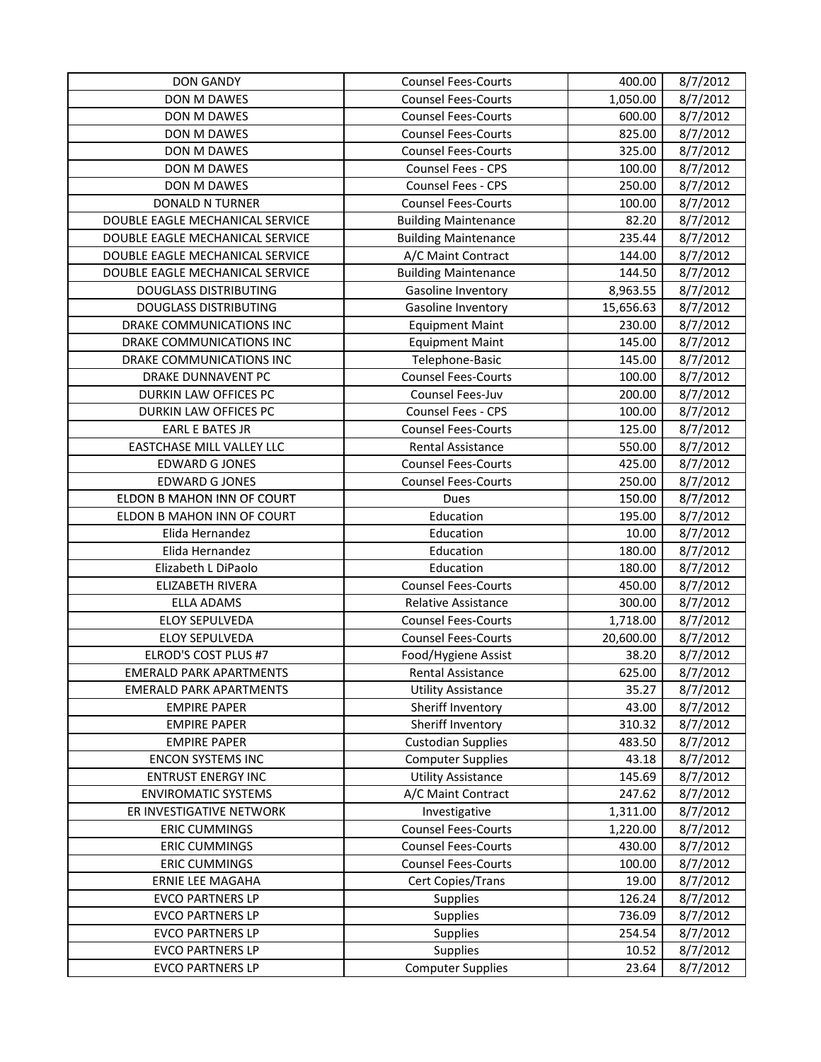| | | | |
|---|---|---|---|
| DON GANDY | Counsel Fees-Courts | 400.00 | 8/7/2012 |
| DON M DAWES | Counsel Fees-Courts | 1,050.00 | 8/7/2012 |
| DON M DAWES | Counsel Fees-Courts | 600.00 | 8/7/2012 |
| DON M DAWES | Counsel Fees-Courts | 825.00 | 8/7/2012 |
| DON M DAWES | Counsel Fees-Courts | 325.00 | 8/7/2012 |
| DON M DAWES | Counsel Fees - CPS | 100.00 | 8/7/2012 |
| DON M DAWES | Counsel Fees - CPS | 250.00 | 8/7/2012 |
| DONALD N TURNER | Counsel Fees-Courts | 100.00 | 8/7/2012 |
| DOUBLE EAGLE MECHANICAL SERVICE | Building Maintenance | 82.20 | 8/7/2012 |
| DOUBLE EAGLE MECHANICAL SERVICE | Building Maintenance | 235.44 | 8/7/2012 |
| DOUBLE EAGLE MECHANICAL SERVICE | A/C Maint Contract | 144.00 | 8/7/2012 |
| DOUBLE EAGLE MECHANICAL SERVICE | Building Maintenance | 144.50 | 8/7/2012 |
| DOUGLASS DISTRIBUTING | Gasoline Inventory | 8,963.55 | 8/7/2012 |
| DOUGLASS DISTRIBUTING | Gasoline Inventory | 15,656.63 | 8/7/2012 |
| DRAKE COMMUNICATIONS INC | Equipment Maint | 230.00 | 8/7/2012 |
| DRAKE COMMUNICATIONS INC | Equipment Maint | 145.00 | 8/7/2012 |
| DRAKE COMMUNICATIONS INC | Telephone-Basic | 145.00 | 8/7/2012 |
| DRAKE DUNNAVENT PC | Counsel Fees-Courts | 100.00 | 8/7/2012 |
| DURKIN LAW OFFICES PC | Counsel Fees-Juv | 200.00 | 8/7/2012 |
| DURKIN LAW OFFICES PC | Counsel Fees - CPS | 100.00 | 8/7/2012 |
| EARL E BATES JR | Counsel Fees-Courts | 125.00 | 8/7/2012 |
| EASTCHASE MILL VALLEY LLC | Rental Assistance | 550.00 | 8/7/2012 |
| EDWARD G JONES | Counsel Fees-Courts | 425.00 | 8/7/2012 |
| EDWARD G JONES | Counsel Fees-Courts | 250.00 | 8/7/2012 |
| ELDON B MAHON INN OF COURT | Dues | 150.00 | 8/7/2012 |
| ELDON B MAHON INN OF COURT | Education | 195.00 | 8/7/2012 |
| Elida Hernandez | Education | 10.00 | 8/7/2012 |
| Elida Hernandez | Education | 180.00 | 8/7/2012 |
| Elizabeth L DiPaolo | Education | 180.00 | 8/7/2012 |
| ELIZABETH RIVERA | Counsel Fees-Courts | 450.00 | 8/7/2012 |
| ELLA ADAMS | Relative Assistance | 300.00 | 8/7/2012 |
| ELOY SEPULVEDA | Counsel Fees-Courts | 1,718.00 | 8/7/2012 |
| ELOY SEPULVEDA | Counsel Fees-Courts | 20,600.00 | 8/7/2012 |
| ELROD'S COST PLUS #7 | Food/Hygiene Assist | 38.20 | 8/7/2012 |
| EMERALD PARK APARTMENTS | Rental Assistance | 625.00 | 8/7/2012 |
| EMERALD PARK APARTMENTS | Utility Assistance | 35.27 | 8/7/2012 |
| EMPIRE PAPER | Sheriff Inventory | 43.00 | 8/7/2012 |
| EMPIRE PAPER | Sheriff Inventory | 310.32 | 8/7/2012 |
| EMPIRE PAPER | Custodian Supplies | 483.50 | 8/7/2012 |
| ENCON SYSTEMS INC | Computer Supplies | 43.18 | 8/7/2012 |
| ENTRUST ENERGY INC | Utility Assistance | 145.69 | 8/7/2012 |
| ENVIROMATIC SYSTEMS | A/C Maint Contract | 247.62 | 8/7/2012 |
| ER INVESTIGATIVE NETWORK | Investigative | 1,311.00 | 8/7/2012 |
| ERIC CUMMINGS | Counsel Fees-Courts | 1,220.00 | 8/7/2012 |
| ERIC CUMMINGS | Counsel Fees-Courts | 430.00 | 8/7/2012 |
| ERIC CUMMINGS | Counsel Fees-Courts | 100.00 | 8/7/2012 |
| ERNIE LEE MAGAHA | Cert Copies/Trans | 19.00 | 8/7/2012 |
| EVCO PARTNERS LP | Supplies | 126.24 | 8/7/2012 |
| EVCO PARTNERS LP | Supplies | 736.09 | 8/7/2012 |
| EVCO PARTNERS LP | Supplies | 254.54 | 8/7/2012 |
| EVCO PARTNERS LP | Supplies | 10.52 | 8/7/2012 |
| EVCO PARTNERS LP | Computer Supplies | 23.64 | 8/7/2012 |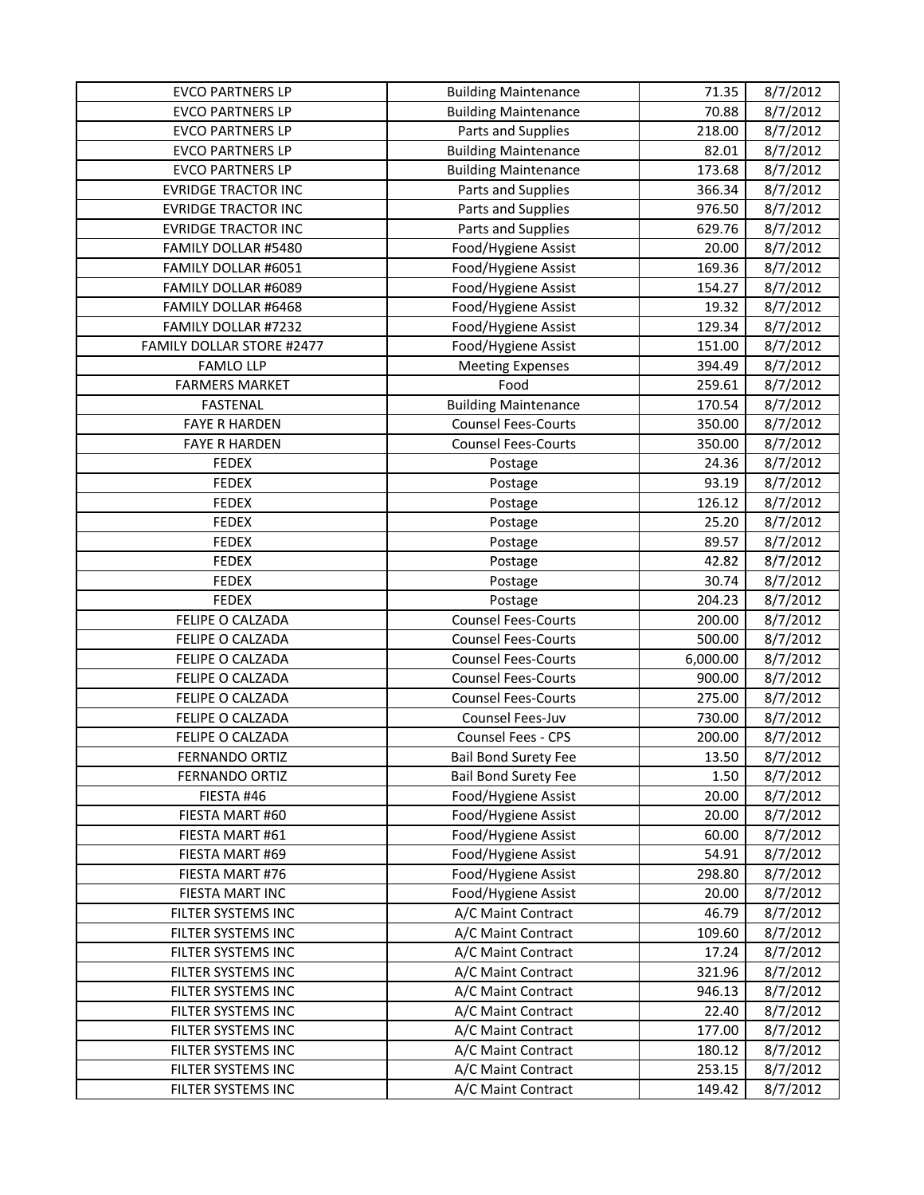| EVCO PARTNERS LP | Building Maintenance | 71.35 | 8/7/2012 |
|---|---|---|---|
| EVCO PARTNERS LP | Building Maintenance | 70.88 | 8/7/2012 |
| EVCO PARTNERS LP | Parts and Supplies | 218.00 | 8/7/2012 |
| EVCO PARTNERS LP | Building Maintenance | 82.01 | 8/7/2012 |
| EVCO PARTNERS LP | Building Maintenance | 173.68 | 8/7/2012 |
| EVRIDGE TRACTOR INC | Parts and Supplies | 366.34 | 8/7/2012 |
| EVRIDGE TRACTOR INC | Parts and Supplies | 976.50 | 8/7/2012 |
| EVRIDGE TRACTOR INC | Parts and Supplies | 629.76 | 8/7/2012 |
| FAMILY DOLLAR #5480 | Food/Hygiene Assist | 20.00 | 8/7/2012 |
| FAMILY DOLLAR #6051 | Food/Hygiene Assist | 169.36 | 8/7/2012 |
| FAMILY DOLLAR #6089 | Food/Hygiene Assist | 154.27 | 8/7/2012 |
| FAMILY DOLLAR #6468 | Food/Hygiene Assist | 19.32 | 8/7/2012 |
| FAMILY DOLLAR #7232 | Food/Hygiene Assist | 129.34 | 8/7/2012 |
| FAMILY DOLLAR STORE #2477 | Food/Hygiene Assist | 151.00 | 8/7/2012 |
| FAMLO LLP | Meeting Expenses | 394.49 | 8/7/2012 |
| FARMERS MARKET | Food | 259.61 | 8/7/2012 |
| FASTENAL | Building Maintenance | 170.54 | 8/7/2012 |
| FAYE R HARDEN | Counsel Fees-Courts | 350.00 | 8/7/2012 |
| FAYE R HARDEN | Counsel Fees-Courts | 350.00 | 8/7/2012 |
| FEDEX | Postage | 24.36 | 8/7/2012 |
| FEDEX | Postage | 93.19 | 8/7/2012 |
| FEDEX | Postage | 126.12 | 8/7/2012 |
| FEDEX | Postage | 25.20 | 8/7/2012 |
| FEDEX | Postage | 89.57 | 8/7/2012 |
| FEDEX | Postage | 42.82 | 8/7/2012 |
| FEDEX | Postage | 30.74 | 8/7/2012 |
| FEDEX | Postage | 204.23 | 8/7/2012 |
| FELIPE O CALZADA | Counsel Fees-Courts | 200.00 | 8/7/2012 |
| FELIPE O CALZADA | Counsel Fees-Courts | 500.00 | 8/7/2012 |
| FELIPE O CALZADA | Counsel Fees-Courts | 6,000.00 | 8/7/2012 |
| FELIPE O CALZADA | Counsel Fees-Courts | 900.00 | 8/7/2012 |
| FELIPE O CALZADA | Counsel Fees-Courts | 275.00 | 8/7/2012 |
| FELIPE O CALZADA | Counsel Fees-Juv | 730.00 | 8/7/2012 |
| FELIPE O CALZADA | Counsel Fees - CPS | 200.00 | 8/7/2012 |
| FERNANDO ORTIZ | Bail Bond Surety Fee | 13.50 | 8/7/2012 |
| FERNANDO ORTIZ | Bail Bond Surety Fee | 1.50 | 8/7/2012 |
| FIESTA #46 | Food/Hygiene Assist | 20.00 | 8/7/2012 |
| FIESTA MART #60 | Food/Hygiene Assist | 20.00 | 8/7/2012 |
| FIESTA MART #61 | Food/Hygiene Assist | 60.00 | 8/7/2012 |
| FIESTA MART #69 | Food/Hygiene Assist | 54.91 | 8/7/2012 |
| FIESTA MART #76 | Food/Hygiene Assist | 298.80 | 8/7/2012 |
| FIESTA MART INC | Food/Hygiene Assist | 20.00 | 8/7/2012 |
| FILTER SYSTEMS INC | A/C Maint Contract | 46.79 | 8/7/2012 |
| FILTER SYSTEMS INC | A/C Maint Contract | 109.60 | 8/7/2012 |
| FILTER SYSTEMS INC | A/C Maint Contract | 17.24 | 8/7/2012 |
| FILTER SYSTEMS INC | A/C Maint Contract | 321.96 | 8/7/2012 |
| FILTER SYSTEMS INC | A/C Maint Contract | 946.13 | 8/7/2012 |
| FILTER SYSTEMS INC | A/C Maint Contract | 22.40 | 8/7/2012 |
| FILTER SYSTEMS INC | A/C Maint Contract | 177.00 | 8/7/2012 |
| FILTER SYSTEMS INC | A/C Maint Contract | 180.12 | 8/7/2012 |
| FILTER SYSTEMS INC | A/C Maint Contract | 253.15 | 8/7/2012 |
| FILTER SYSTEMS INC | A/C Maint Contract | 149.42 | 8/7/2012 |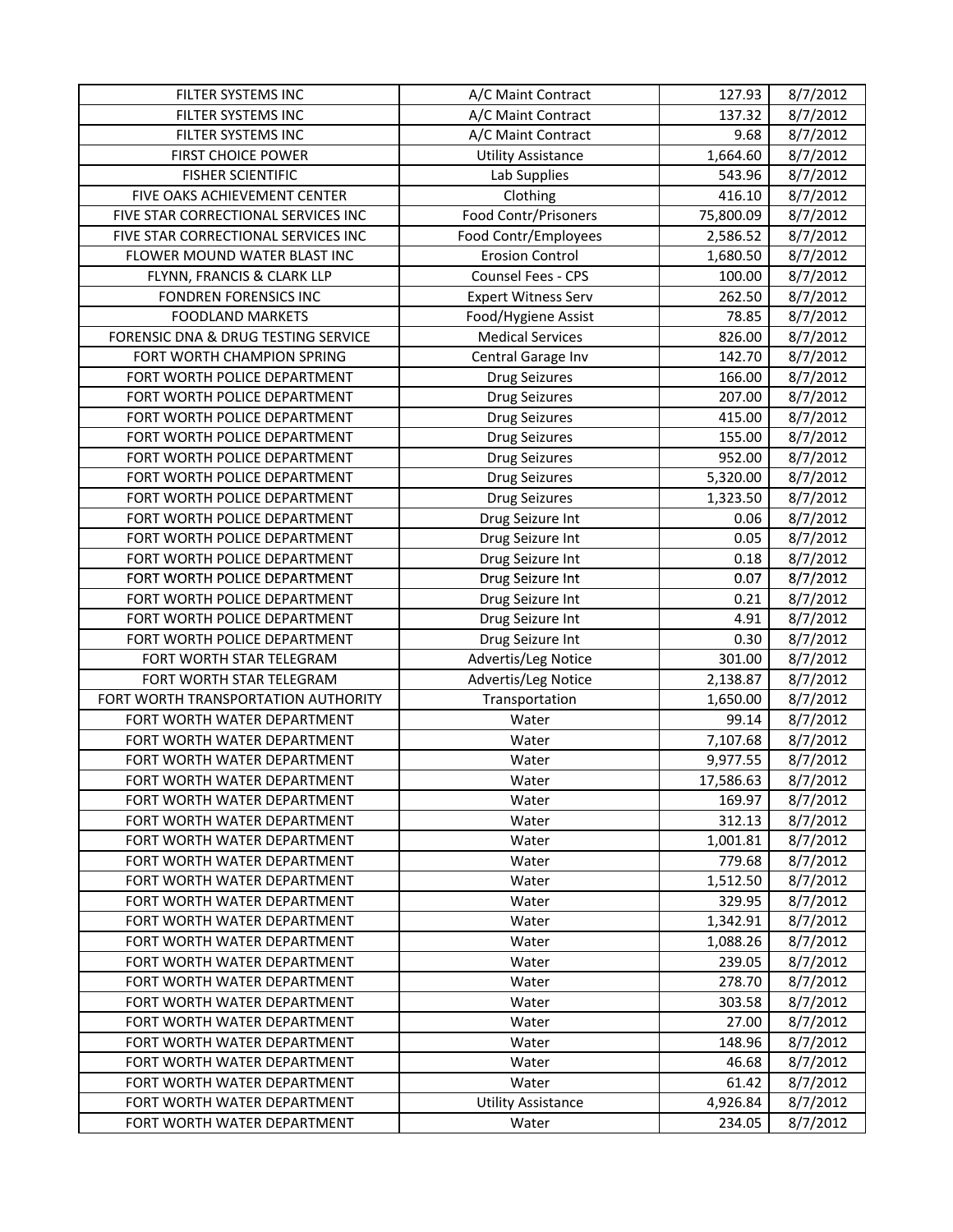| | | | |
|---|---|---|---|
| FILTER SYSTEMS INC | A/C Maint Contract | 127.93 | 8/7/2012 |
| FILTER SYSTEMS INC | A/C Maint Contract | 137.32 | 8/7/2012 |
| FILTER SYSTEMS INC | A/C Maint Contract | 9.68 | 8/7/2012 |
| FIRST CHOICE POWER | Utility Assistance | 1,664.60 | 8/7/2012 |
| FISHER SCIENTIFIC | Lab Supplies | 543.96 | 8/7/2012 |
| FIVE OAKS ACHIEVEMENT CENTER | Clothing | 416.10 | 8/7/2012 |
| FIVE STAR CORRECTIONAL SERVICES INC | Food Contr/Prisoners | 75,800.09 | 8/7/2012 |
| FIVE STAR CORRECTIONAL SERVICES INC | Food Contr/Employees | 2,586.52 | 8/7/2012 |
| FLOWER MOUND WATER BLAST INC | Erosion Control | 1,680.50 | 8/7/2012 |
| FLYNN, FRANCIS & CLARK LLP | Counsel Fees - CPS | 100.00 | 8/7/2012 |
| FONDREN FORENSICS INC | Expert Witness Serv | 262.50 | 8/7/2012 |
| FOODLAND MARKETS | Food/Hygiene Assist | 78.85 | 8/7/2012 |
| FORENSIC DNA & DRUG TESTING SERVICE | Medical Services | 826.00 | 8/7/2012 |
| FORT WORTH CHAMPION SPRING | Central Garage Inv | 142.70 | 8/7/2012 |
| FORT WORTH POLICE DEPARTMENT | Drug Seizures | 166.00 | 8/7/2012 |
| FORT WORTH POLICE DEPARTMENT | Drug Seizures | 207.00 | 8/7/2012 |
| FORT WORTH POLICE DEPARTMENT | Drug Seizures | 415.00 | 8/7/2012 |
| FORT WORTH POLICE DEPARTMENT | Drug Seizures | 155.00 | 8/7/2012 |
| FORT WORTH POLICE DEPARTMENT | Drug Seizures | 952.00 | 8/7/2012 |
| FORT WORTH POLICE DEPARTMENT | Drug Seizures | 5,320.00 | 8/7/2012 |
| FORT WORTH POLICE DEPARTMENT | Drug Seizures | 1,323.50 | 8/7/2012 |
| FORT WORTH POLICE DEPARTMENT | Drug Seizure Int | 0.06 | 8/7/2012 |
| FORT WORTH POLICE DEPARTMENT | Drug Seizure Int | 0.05 | 8/7/2012 |
| FORT WORTH POLICE DEPARTMENT | Drug Seizure Int | 0.18 | 8/7/2012 |
| FORT WORTH POLICE DEPARTMENT | Drug Seizure Int | 0.07 | 8/7/2012 |
| FORT WORTH POLICE DEPARTMENT | Drug Seizure Int | 0.21 | 8/7/2012 |
| FORT WORTH POLICE DEPARTMENT | Drug Seizure Int | 4.91 | 8/7/2012 |
| FORT WORTH POLICE DEPARTMENT | Drug Seizure Int | 0.30 | 8/7/2012 |
| FORT WORTH STAR TELEGRAM | Advertis/Leg Notice | 301.00 | 8/7/2012 |
| FORT WORTH STAR TELEGRAM | Advertis/Leg Notice | 2,138.87 | 8/7/2012 |
| FORT WORTH TRANSPORTATION AUTHORITY | Transportation | 1,650.00 | 8/7/2012 |
| FORT WORTH WATER DEPARTMENT | Water | 99.14 | 8/7/2012 |
| FORT WORTH WATER DEPARTMENT | Water | 7,107.68 | 8/7/2012 |
| FORT WORTH WATER DEPARTMENT | Water | 9,977.55 | 8/7/2012 |
| FORT WORTH WATER DEPARTMENT | Water | 17,586.63 | 8/7/2012 |
| FORT WORTH WATER DEPARTMENT | Water | 169.97 | 8/7/2012 |
| FORT WORTH WATER DEPARTMENT | Water | 312.13 | 8/7/2012 |
| FORT WORTH WATER DEPARTMENT | Water | 1,001.81 | 8/7/2012 |
| FORT WORTH WATER DEPARTMENT | Water | 779.68 | 8/7/2012 |
| FORT WORTH WATER DEPARTMENT | Water | 1,512.50 | 8/7/2012 |
| FORT WORTH WATER DEPARTMENT | Water | 329.95 | 8/7/2012 |
| FORT WORTH WATER DEPARTMENT | Water | 1,342.91 | 8/7/2012 |
| FORT WORTH WATER DEPARTMENT | Water | 1,088.26 | 8/7/2012 |
| FORT WORTH WATER DEPARTMENT | Water | 239.05 | 8/7/2012 |
| FORT WORTH WATER DEPARTMENT | Water | 278.70 | 8/7/2012 |
| FORT WORTH WATER DEPARTMENT | Water | 303.58 | 8/7/2012 |
| FORT WORTH WATER DEPARTMENT | Water | 27.00 | 8/7/2012 |
| FORT WORTH WATER DEPARTMENT | Water | 148.96 | 8/7/2012 |
| FORT WORTH WATER DEPARTMENT | Water | 46.68 | 8/7/2012 |
| FORT WORTH WATER DEPARTMENT | Water | 61.42 | 8/7/2012 |
| FORT WORTH WATER DEPARTMENT | Utility Assistance | 4,926.84 | 8/7/2012 |
| FORT WORTH WATER DEPARTMENT | Water | 234.05 | 8/7/2012 |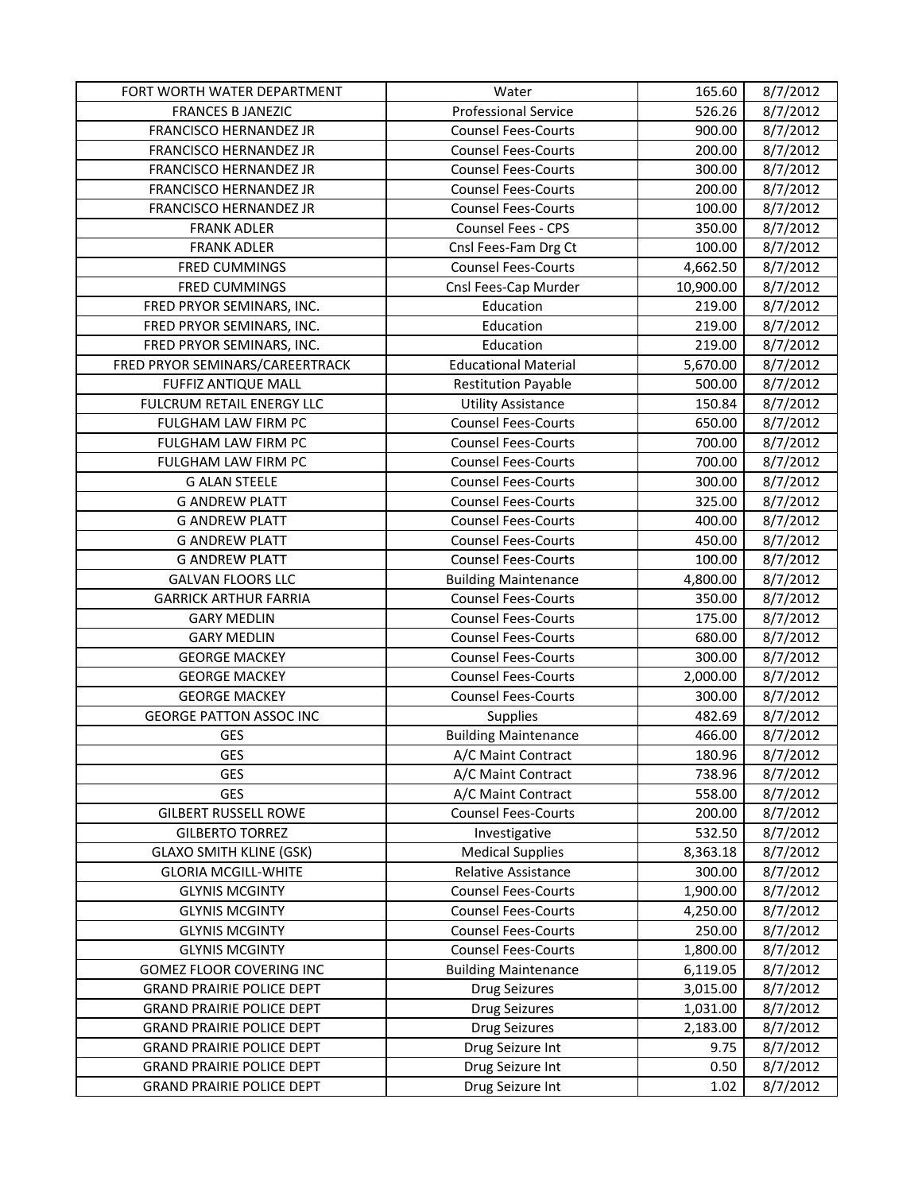| FORT WORTH WATER DEPARTMENT | Water | 165.60 | 8/7/2012 |
|---|---|---|---|
| FRANCES B JANEZIC | Professional Service | 526.26 | 8/7/2012 |
| FRANCISCO HERNANDEZ JR | Counsel Fees-Courts | 900.00 | 8/7/2012 |
| FRANCISCO HERNANDEZ JR | Counsel Fees-Courts | 200.00 | 8/7/2012 |
| FRANCISCO HERNANDEZ JR | Counsel Fees-Courts | 300.00 | 8/7/2012 |
| FRANCISCO HERNANDEZ JR | Counsel Fees-Courts | 200.00 | 8/7/2012 |
| FRANCISCO HERNANDEZ JR | Counsel Fees-Courts | 100.00 | 8/7/2012 |
| FRANK ADLER | Counsel Fees - CPS | 350.00 | 8/7/2012 |
| FRANK ADLER | Cnsl Fees-Fam Drg Ct | 100.00 | 8/7/2012 |
| FRED CUMMINGS | Counsel Fees-Courts | 4,662.50 | 8/7/2012 |
| FRED CUMMINGS | Cnsl Fees-Cap Murder | 10,900.00 | 8/7/2012 |
| FRED PRYOR SEMINARS, INC. | Education | 219.00 | 8/7/2012 |
| FRED PRYOR SEMINARS, INC. | Education | 219.00 | 8/7/2012 |
| FRED PRYOR SEMINARS, INC. | Education | 219.00 | 8/7/2012 |
| FRED PRYOR SEMINARS/CAREERTRACK | Educational Material | 5,670.00 | 8/7/2012 |
| FUFFIZ ANTIQUE MALL | Restitution Payable | 500.00 | 8/7/2012 |
| FULCRUM RETAIL ENERGY LLC | Utility Assistance | 150.84 | 8/7/2012 |
| FULGHAM LAW FIRM PC | Counsel Fees-Courts | 650.00 | 8/7/2012 |
| FULGHAM LAW FIRM PC | Counsel Fees-Courts | 700.00 | 8/7/2012 |
| FULGHAM LAW FIRM PC | Counsel Fees-Courts | 700.00 | 8/7/2012 |
| G ALAN STEELE | Counsel Fees-Courts | 300.00 | 8/7/2012 |
| G ANDREW PLATT | Counsel Fees-Courts | 325.00 | 8/7/2012 |
| G ANDREW PLATT | Counsel Fees-Courts | 400.00 | 8/7/2012 |
| G ANDREW PLATT | Counsel Fees-Courts | 450.00 | 8/7/2012 |
| G ANDREW PLATT | Counsel Fees-Courts | 100.00 | 8/7/2012 |
| GALVAN FLOORS LLC | Building Maintenance | 4,800.00 | 8/7/2012 |
| GARRICK ARTHUR FARRIA | Counsel Fees-Courts | 350.00 | 8/7/2012 |
| GARY MEDLIN | Counsel Fees-Courts | 175.00 | 8/7/2012 |
| GARY MEDLIN | Counsel Fees-Courts | 680.00 | 8/7/2012 |
| GEORGE MACKEY | Counsel Fees-Courts | 300.00 | 8/7/2012 |
| GEORGE MACKEY | Counsel Fees-Courts | 2,000.00 | 8/7/2012 |
| GEORGE MACKEY | Counsel Fees-Courts | 300.00 | 8/7/2012 |
| GEORGE PATTON ASSOC INC | Supplies | 482.69 | 8/7/2012 |
| GES | Building Maintenance | 466.00 | 8/7/2012 |
| GES | A/C Maint Contract | 180.96 | 8/7/2012 |
| GES | A/C Maint Contract | 738.96 | 8/7/2012 |
| GES | A/C Maint Contract | 558.00 | 8/7/2012 |
| GILBERT RUSSELL ROWE | Counsel Fees-Courts | 200.00 | 8/7/2012 |
| GILBERTO TORREZ | Investigative | 532.50 | 8/7/2012 |
| GLAXO SMITH KLINE (GSK) | Medical Supplies | 8,363.18 | 8/7/2012 |
| GLORIA MCGILL-WHITE | Relative Assistance | 300.00 | 8/7/2012 |
| GLYNIS MCGINTY | Counsel Fees-Courts | 1,900.00 | 8/7/2012 |
| GLYNIS MCGINTY | Counsel Fees-Courts | 4,250.00 | 8/7/2012 |
| GLYNIS MCGINTY | Counsel Fees-Courts | 250.00 | 8/7/2012 |
| GLYNIS MCGINTY | Counsel Fees-Courts | 1,800.00 | 8/7/2012 |
| GOMEZ FLOOR COVERING INC | Building Maintenance | 6,119.05 | 8/7/2012 |
| GRAND PRAIRIE POLICE DEPT | Drug Seizures | 3,015.00 | 8/7/2012 |
| GRAND PRAIRIE POLICE DEPT | Drug Seizures | 1,031.00 | 8/7/2012 |
| GRAND PRAIRIE POLICE DEPT | Drug Seizures | 2,183.00 | 8/7/2012 |
| GRAND PRAIRIE POLICE DEPT | Drug Seizure Int | 9.75 | 8/7/2012 |
| GRAND PRAIRIE POLICE DEPT | Drug Seizure Int | 0.50 | 8/7/2012 |
| GRAND PRAIRIE POLICE DEPT | Drug Seizure Int | 1.02 | 8/7/2012 |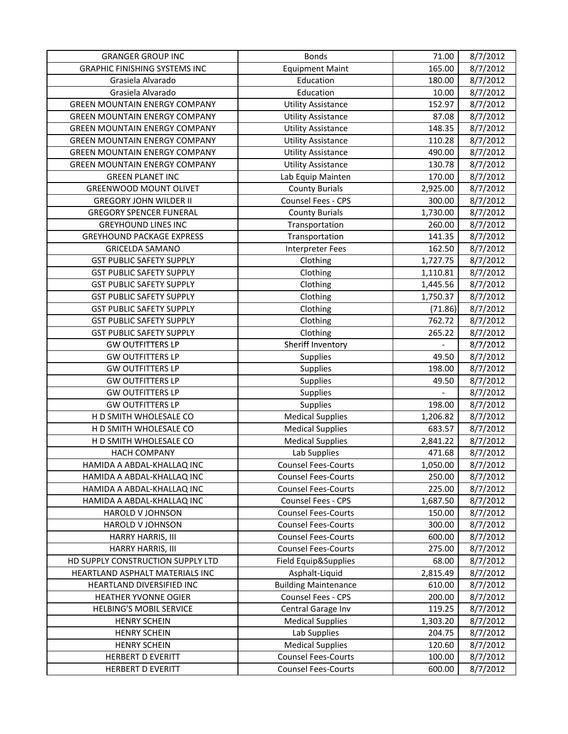| GRANGER GROUP INC | Bonds | 71.00 | 8/7/2012 |
|---|---|---|---|
| GRAPHIC FINISHING SYSTEMS INC | Equipment Maint | 165.00 | 8/7/2012 |
| Grasiela Alvarado | Education | 180.00 | 8/7/2012 |
| Grasiela Alvarado | Education | 10.00 | 8/7/2012 |
| GREEN MOUNTAIN ENERGY COMPANY | Utility Assistance | 152.97 | 8/7/2012 |
| GREEN MOUNTAIN ENERGY COMPANY | Utility Assistance | 87.08 | 8/7/2012 |
| GREEN MOUNTAIN ENERGY COMPANY | Utility Assistance | 148.35 | 8/7/2012 |
| GREEN MOUNTAIN ENERGY COMPANY | Utility Assistance | 110.28 | 8/7/2012 |
| GREEN MOUNTAIN ENERGY COMPANY | Utility Assistance | 490.00 | 8/7/2012 |
| GREEN MOUNTAIN ENERGY COMPANY | Utility Assistance | 130.78 | 8/7/2012 |
| GREEN PLANET INC | Lab Equip Mainten | 170.00 | 8/7/2012 |
| GREENWOOD MOUNT OLIVET | County Burials | 2,925.00 | 8/7/2012 |
| GREGORY JOHN WILDER II | Counsel Fees - CPS | 300.00 | 8/7/2012 |
| GREGORY SPENCER FUNERAL | County Burials | 1,730.00 | 8/7/2012 |
| GREYHOUND LINES INC | Transportation | 260.00 | 8/7/2012 |
| GREYHOUND PACKAGE EXPRESS | Transportation | 141.35 | 8/7/2012 |
| GRICELDA SAMANO | Interpreter Fees | 162.50 | 8/7/2012 |
| GST PUBLIC SAFETY SUPPLY | Clothing | 1,727.75 | 8/7/2012 |
| GST PUBLIC SAFETY SUPPLY | Clothing | 1,110.81 | 8/7/2012 |
| GST PUBLIC SAFETY SUPPLY | Clothing | 1,445.56 | 8/7/2012 |
| GST PUBLIC SAFETY SUPPLY | Clothing | 1,750.37 | 8/7/2012 |
| GST PUBLIC SAFETY SUPPLY | Clothing | (71.86) | 8/7/2012 |
| GST PUBLIC SAFETY SUPPLY | Clothing | 762.72 | 8/7/2012 |
| GST PUBLIC SAFETY SUPPLY | Clothing | 265.22 | 8/7/2012 |
| GW OUTFITTERS LP | Sheriff Inventory | - | 8/7/2012 |
| GW OUTFITTERS LP | Supplies | 49.50 | 8/7/2012 |
| GW OUTFITTERS LP | Supplies | 198.00 | 8/7/2012 |
| GW OUTFITTERS LP | Supplies | 49.50 | 8/7/2012 |
| GW OUTFITTERS LP | Supplies | - | 8/7/2012 |
| GW OUTFITTERS LP | Supplies | 198.00 | 8/7/2012 |
| H D SMITH WHOLESALE CO | Medical Supplies | 1,206.82 | 8/7/2012 |
| H D SMITH WHOLESALE CO | Medical Supplies | 683.57 | 8/7/2012 |
| H D SMITH WHOLESALE CO | Medical Supplies | 2,841.22 | 8/7/2012 |
| HACH COMPANY | Lab Supplies | 471.68 | 8/7/2012 |
| HAMIDA A ABDAL-KHALLAQ INC | Counsel Fees-Courts | 1,050.00 | 8/7/2012 |
| HAMIDA A ABDAL-KHALLAQ INC | Counsel Fees-Courts | 250.00 | 8/7/2012 |
| HAMIDA A ABDAL-KHALLAQ INC | Counsel Fees-Courts | 225.00 | 8/7/2012 |
| HAMIDA A ABDAL-KHALLAQ INC | Counsel Fees - CPS | 1,687.50 | 8/7/2012 |
| HAROLD V JOHNSON | Counsel Fees-Courts | 150.00 | 8/7/2012 |
| HAROLD V JOHNSON | Counsel Fees-Courts | 300.00 | 8/7/2012 |
| HARRY HARRIS, III | Counsel Fees-Courts | 600.00 | 8/7/2012 |
| HARRY HARRIS, III | Counsel Fees-Courts | 275.00 | 8/7/2012 |
| HD SUPPLY CONSTRUCTION SUPPLY LTD | Field Equip&Supplies | 68.00 | 8/7/2012 |
| HEARTLAND ASPHALT MATERIALS INC | Asphalt-Liquid | 2,815.49 | 8/7/2012 |
| HEARTLAND DIVERSIFIED INC | Building Maintenance | 610.00 | 8/7/2012 |
| HEATHER YVONNE OGIER | Counsel Fees - CPS | 200.00 | 8/7/2012 |
| HELBING'S MOBIL SERVICE | Central Garage Inv | 119.25 | 8/7/2012 |
| HENRY SCHEIN | Medical Supplies | 1,303.20 | 8/7/2012 |
| HENRY SCHEIN | Lab Supplies | 204.75 | 8/7/2012 |
| HENRY SCHEIN | Medical Supplies | 120.60 | 8/7/2012 |
| HERBERT D EVERITT | Counsel Fees-Courts | 100.00 | 8/7/2012 |
| HERBERT D EVERITT | Counsel Fees-Courts | 600.00 | 8/7/2012 |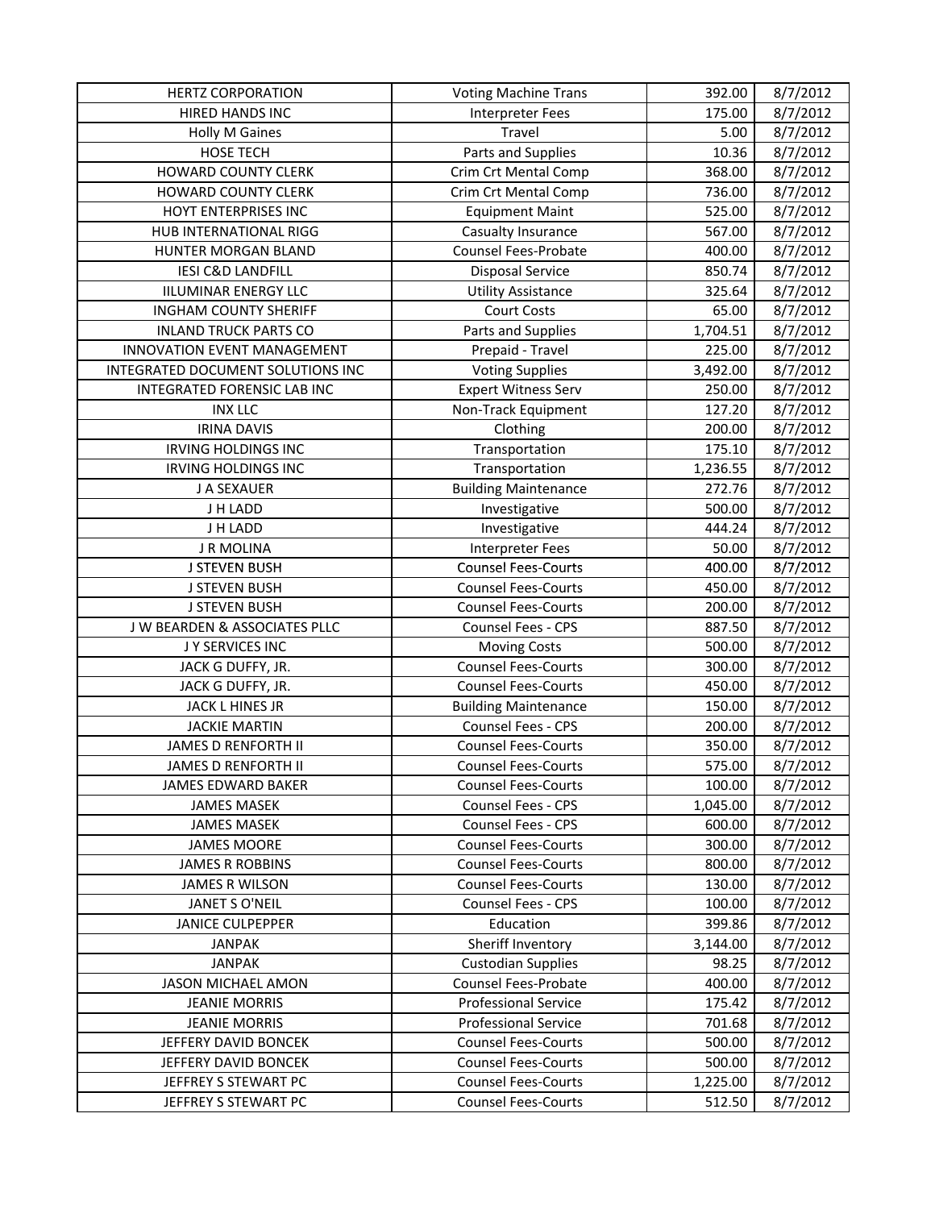| HERTZ CORPORATION | Voting Machine Trans | 392.00 | 8/7/2012 |
|---|---|---|---|
| HIRED HANDS INC | Interpreter Fees | 175.00 | 8/7/2012 |
| Holly M Gaines | Travel | 5.00 | 8/7/2012 |
| HOSE TECH | Parts and Supplies | 10.36 | 8/7/2012 |
| HOWARD COUNTY CLERK | Crim Crt Mental Comp | 368.00 | 8/7/2012 |
| HOWARD COUNTY CLERK | Crim Crt Mental Comp | 736.00 | 8/7/2012 |
| HOYT ENTERPRISES INC | Equipment Maint | 525.00 | 8/7/2012 |
| HUB INTERNATIONAL RIGG | Casualty Insurance | 567.00 | 8/7/2012 |
| HUNTER MORGAN BLAND | Counsel Fees-Probate | 400.00 | 8/7/2012 |
| IESI C&D LANDFILL | Disposal Service | 850.74 | 8/7/2012 |
| IILUMINAR ENERGY LLC | Utility Assistance | 325.64 | 8/7/2012 |
| INGHAM COUNTY SHERIFF | Court Costs | 65.00 | 8/7/2012 |
| INLAND TRUCK PARTS CO | Parts and Supplies | 1,704.51 | 8/7/2012 |
| INNOVATION EVENT MANAGEMENT | Prepaid - Travel | 225.00 | 8/7/2012 |
| INTEGRATED DOCUMENT SOLUTIONS INC | Voting Supplies | 3,492.00 | 8/7/2012 |
| INTEGRATED FORENSIC LAB INC | Expert Witness Serv | 250.00 | 8/7/2012 |
| INX LLC | Non-Track Equipment | 127.20 | 8/7/2012 |
| IRINA DAVIS | Clothing | 200.00 | 8/7/2012 |
| IRVING HOLDINGS INC | Transportation | 175.10 | 8/7/2012 |
| IRVING HOLDINGS INC | Transportation | 1,236.55 | 8/7/2012 |
| J A SEXAUER | Building Maintenance | 272.76 | 8/7/2012 |
| J H LADD | Investigative | 500.00 | 8/7/2012 |
| J H LADD | Investigative | 444.24 | 8/7/2012 |
| J R MOLINA | Interpreter Fees | 50.00 | 8/7/2012 |
| J STEVEN BUSH | Counsel Fees-Courts | 400.00 | 8/7/2012 |
| J STEVEN BUSH | Counsel Fees-Courts | 450.00 | 8/7/2012 |
| J STEVEN BUSH | Counsel Fees-Courts | 200.00 | 8/7/2012 |
| J W BEARDEN & ASSOCIATES PLLC | Counsel Fees - CPS | 887.50 | 8/7/2012 |
| J Y SERVICES INC | Moving Costs | 500.00 | 8/7/2012 |
| JACK G DUFFY, JR. | Counsel Fees-Courts | 300.00 | 8/7/2012 |
| JACK G DUFFY, JR. | Counsel Fees-Courts | 450.00 | 8/7/2012 |
| JACK L HINES JR | Building Maintenance | 150.00 | 8/7/2012 |
| JACKIE MARTIN | Counsel Fees - CPS | 200.00 | 8/7/2012 |
| JAMES D RENFORTH II | Counsel Fees-Courts | 350.00 | 8/7/2012 |
| JAMES D RENFORTH II | Counsel Fees-Courts | 575.00 | 8/7/2012 |
| JAMES EDWARD BAKER | Counsel Fees-Courts | 100.00 | 8/7/2012 |
| JAMES MASEK | Counsel Fees - CPS | 1,045.00 | 8/7/2012 |
| JAMES MASEK | Counsel Fees - CPS | 600.00 | 8/7/2012 |
| JAMES MOORE | Counsel Fees-Courts | 300.00 | 8/7/2012 |
| JAMES R ROBBINS | Counsel Fees-Courts | 800.00 | 8/7/2012 |
| JAMES R WILSON | Counsel Fees-Courts | 130.00 | 8/7/2012 |
| JANET S O'NEIL | Counsel Fees - CPS | 100.00 | 8/7/2012 |
| JANICE CULPEPPER | Education | 399.86 | 8/7/2012 |
| JANPAK | Sheriff Inventory | 3,144.00 | 8/7/2012 |
| JANPAK | Custodian Supplies | 98.25 | 8/7/2012 |
| JASON MICHAEL AMON | Counsel Fees-Probate | 400.00 | 8/7/2012 |
| JEANIE MORRIS | Professional Service | 175.42 | 8/7/2012 |
| JEANIE MORRIS | Professional Service | 701.68 | 8/7/2012 |
| JEFFERY DAVID BONCEK | Counsel Fees-Courts | 500.00 | 8/7/2012 |
| JEFFERY DAVID BONCEK | Counsel Fees-Courts | 500.00 | 8/7/2012 |
| JEFFREY S STEWART PC | Counsel Fees-Courts | 1,225.00 | 8/7/2012 |
| JEFFREY S STEWART PC | Counsel Fees-Courts | 512.50 | 8/7/2012 |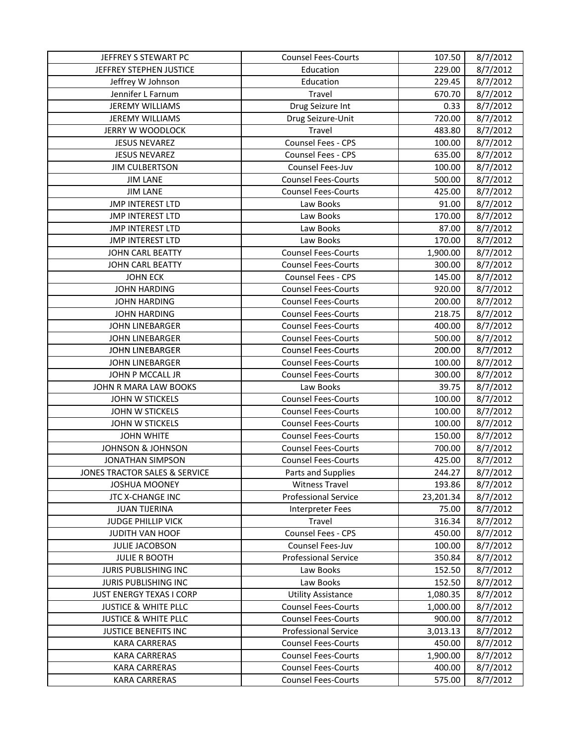| JEFFREY S STEWART PC | Counsel Fees-Courts | 107.50 | 8/7/2012 |
|---|---|---|---|
| JEFFREY STEPHEN JUSTICE | Education | 229.00 | 8/7/2012 |
| Jeffrey W Johnson | Education | 229.45 | 8/7/2012 |
| Jennifer L Farnum | Travel | 670.70 | 8/7/2012 |
| JEREMY WILLIAMS | Drug Seizure Int | 0.33 | 8/7/2012 |
| JEREMY WILLIAMS | Drug Seizure-Unit | 720.00 | 8/7/2012 |
| JERRY W WOODLOCK | Travel | 483.80 | 8/7/2012 |
| JESUS NEVAREZ | Counsel Fees - CPS | 100.00 | 8/7/2012 |
| JESUS NEVAREZ | Counsel Fees - CPS | 635.00 | 8/7/2012 |
| JIM CULBERTSON | Counsel Fees-Juv | 100.00 | 8/7/2012 |
| JIM LANE | Counsel Fees-Courts | 500.00 | 8/7/2012 |
| JIM LANE | Counsel Fees-Courts | 425.00 | 8/7/2012 |
| JMP INTEREST LTD | Law Books | 91.00 | 8/7/2012 |
| JMP INTEREST LTD | Law Books | 170.00 | 8/7/2012 |
| JMP INTEREST LTD | Law Books | 87.00 | 8/7/2012 |
| JMP INTEREST LTD | Law Books | 170.00 | 8/7/2012 |
| JOHN CARL BEATTY | Counsel Fees-Courts | 1,900.00 | 8/7/2012 |
| JOHN CARL BEATTY | Counsel Fees-Courts | 300.00 | 8/7/2012 |
| JOHN ECK | Counsel Fees - CPS | 145.00 | 8/7/2012 |
| JOHN HARDING | Counsel Fees-Courts | 920.00 | 8/7/2012 |
| JOHN HARDING | Counsel Fees-Courts | 200.00 | 8/7/2012 |
| JOHN HARDING | Counsel Fees-Courts | 218.75 | 8/7/2012 |
| JOHN LINEBARGER | Counsel Fees-Courts | 400.00 | 8/7/2012 |
| JOHN LINEBARGER | Counsel Fees-Courts | 500.00 | 8/7/2012 |
| JOHN LINEBARGER | Counsel Fees-Courts | 200.00 | 8/7/2012 |
| JOHN LINEBARGER | Counsel Fees-Courts | 100.00 | 8/7/2012 |
| JOHN P MCCALL JR | Counsel Fees-Courts | 300.00 | 8/7/2012 |
| JOHN R MARA LAW BOOKS | Law Books | 39.75 | 8/7/2012 |
| JOHN W STICKELS | Counsel Fees-Courts | 100.00 | 8/7/2012 |
| JOHN W STICKELS | Counsel Fees-Courts | 100.00 | 8/7/2012 |
| JOHN W STICKELS | Counsel Fees-Courts | 100.00 | 8/7/2012 |
| JOHN WHITE | Counsel Fees-Courts | 150.00 | 8/7/2012 |
| JOHNSON & JOHNSON | Counsel Fees-Courts | 700.00 | 8/7/2012 |
| JONATHAN SIMPSON | Counsel Fees-Courts | 425.00 | 8/7/2012 |
| JONES TRACTOR SALES & SERVICE | Parts and Supplies | 244.27 | 8/7/2012 |
| JOSHUA MOONEY | Witness Travel | 193.86 | 8/7/2012 |
| JTC X-CHANGE INC | Professional Service | 23,201.34 | 8/7/2012 |
| JUAN TIJERINA | Interpreter Fees | 75.00 | 8/7/2012 |
| JUDGE PHILLIP VICK | Travel | 316.34 | 8/7/2012 |
| JUDITH VAN HOOF | Counsel Fees - CPS | 450.00 | 8/7/2012 |
| JULIE JACOBSON | Counsel Fees-Juv | 100.00 | 8/7/2012 |
| JULIE R BOOTH | Professional Service | 350.84 | 8/7/2012 |
| JURIS PUBLISHING INC | Law Books | 152.50 | 8/7/2012 |
| JURIS PUBLISHING INC | Law Books | 152.50 | 8/7/2012 |
| JUST ENERGY TEXAS I CORP | Utility Assistance | 1,080.35 | 8/7/2012 |
| JUSTICE & WHITE PLLC | Counsel Fees-Courts | 1,000.00 | 8/7/2012 |
| JUSTICE & WHITE PLLC | Counsel Fees-Courts | 900.00 | 8/7/2012 |
| JUSTICE BENEFITS INC | Professional Service | 3,013.13 | 8/7/2012 |
| KARA CARRERAS | Counsel Fees-Courts | 450.00 | 8/7/2012 |
| KARA CARRERAS | Counsel Fees-Courts | 1,900.00 | 8/7/2012 |
| KARA CARRERAS | Counsel Fees-Courts | 400.00 | 8/7/2012 |
| KARA CARRERAS | Counsel Fees-Courts | 575.00 | 8/7/2012 |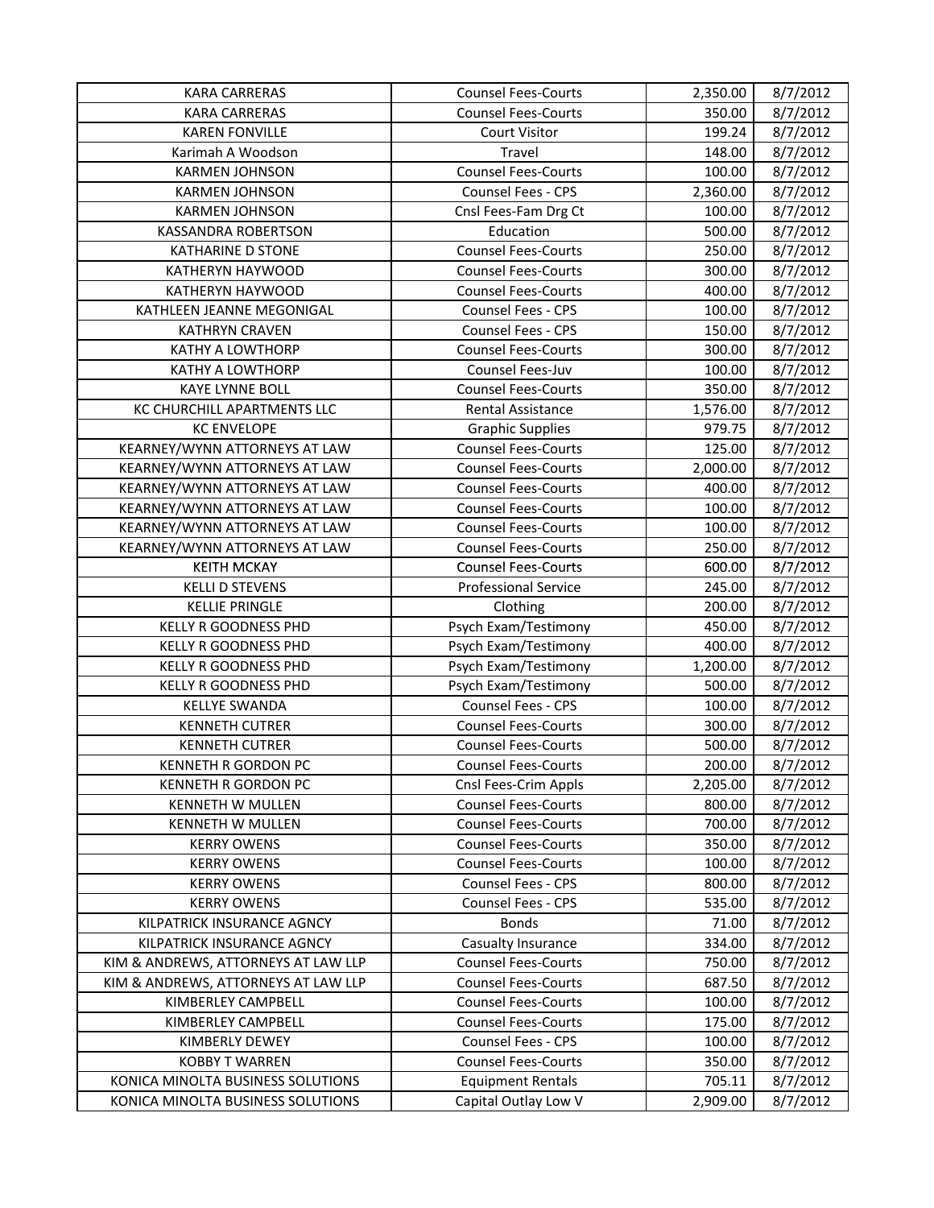| KARA CARRERAS | Counsel Fees-Courts | 2,350.00 | 8/7/2012 |
|---|---|---|---|
| KARA CARRERAS | Counsel Fees-Courts | 350.00 | 8/7/2012 |
| KAREN FONVILLE | Court Visitor | 199.24 | 8/7/2012 |
| Karimah A Woodson | Travel | 148.00 | 8/7/2012 |
| KARMEN JOHNSON | Counsel Fees-Courts | 100.00 | 8/7/2012 |
| KARMEN JOHNSON | Counsel Fees - CPS | 2,360.00 | 8/7/2012 |
| KARMEN JOHNSON | Cnsl Fees-Fam Drg Ct | 100.00 | 8/7/2012 |
| KASSANDRA ROBERTSON | Education | 500.00 | 8/7/2012 |
| KATHARINE D STONE | Counsel Fees-Courts | 250.00 | 8/7/2012 |
| KATHERYN HAYWOOD | Counsel Fees-Courts | 300.00 | 8/7/2012 |
| KATHERYN HAYWOOD | Counsel Fees-Courts | 400.00 | 8/7/2012 |
| KATHLEEN JEANNE MEGONIGAL | Counsel Fees - CPS | 100.00 | 8/7/2012 |
| KATHRYN CRAVEN | Counsel Fees - CPS | 150.00 | 8/7/2012 |
| KATHY A LOWTHORP | Counsel Fees-Courts | 300.00 | 8/7/2012 |
| KATHY A LOWTHORP | Counsel Fees-Juv | 100.00 | 8/7/2012 |
| KAYE LYNNE BOLL | Counsel Fees-Courts | 350.00 | 8/7/2012 |
| KC CHURCHILL APARTMENTS LLC | Rental Assistance | 1,576.00 | 8/7/2012 |
| KC ENVELOPE | Graphic Supplies | 979.75 | 8/7/2012 |
| KEARNEY/WYNN ATTORNEYS AT LAW | Counsel Fees-Courts | 125.00 | 8/7/2012 |
| KEARNEY/WYNN ATTORNEYS AT LAW | Counsel Fees-Courts | 2,000.00 | 8/7/2012 |
| KEARNEY/WYNN ATTORNEYS AT LAW | Counsel Fees-Courts | 400.00 | 8/7/2012 |
| KEARNEY/WYNN ATTORNEYS AT LAW | Counsel Fees-Courts | 100.00 | 8/7/2012 |
| KEARNEY/WYNN ATTORNEYS AT LAW | Counsel Fees-Courts | 100.00 | 8/7/2012 |
| KEARNEY/WYNN ATTORNEYS AT LAW | Counsel Fees-Courts | 250.00 | 8/7/2012 |
| KEITH MCKAY | Counsel Fees-Courts | 600.00 | 8/7/2012 |
| KELLI D STEVENS | Professional Service | 245.00 | 8/7/2012 |
| KELLIE PRINGLE | Clothing | 200.00 | 8/7/2012 |
| KELLY R GOODNESS PHD | Psych Exam/Testimony | 450.00 | 8/7/2012 |
| KELLY R GOODNESS PHD | Psych Exam/Testimony | 400.00 | 8/7/2012 |
| KELLY R GOODNESS PHD | Psych Exam/Testimony | 1,200.00 | 8/7/2012 |
| KELLY R GOODNESS PHD | Psych Exam/Testimony | 500.00 | 8/7/2012 |
| KELLYE SWANDA | Counsel Fees - CPS | 100.00 | 8/7/2012 |
| KENNETH CUTRER | Counsel Fees-Courts | 300.00 | 8/7/2012 |
| KENNETH CUTRER | Counsel Fees-Courts | 500.00 | 8/7/2012 |
| KENNETH R GORDON PC | Counsel Fees-Courts | 200.00 | 8/7/2012 |
| KENNETH R GORDON PC | Cnsl Fees-Crim Appls | 2,205.00 | 8/7/2012 |
| KENNETH W MULLEN | Counsel Fees-Courts | 800.00 | 8/7/2012 |
| KENNETH W MULLEN | Counsel Fees-Courts | 700.00 | 8/7/2012 |
| KERRY OWENS | Counsel Fees-Courts | 350.00 | 8/7/2012 |
| KERRY OWENS | Counsel Fees-Courts | 100.00 | 8/7/2012 |
| KERRY OWENS | Counsel Fees - CPS | 800.00 | 8/7/2012 |
| KERRY OWENS | Counsel Fees - CPS | 535.00 | 8/7/2012 |
| KILPATRICK INSURANCE AGNCY | Bonds | 71.00 | 8/7/2012 |
| KILPATRICK INSURANCE AGNCY | Casualty Insurance | 334.00 | 8/7/2012 |
| KIM & ANDREWS, ATTORNEYS AT LAW LLP | Counsel Fees-Courts | 750.00 | 8/7/2012 |
| KIM & ANDREWS, ATTORNEYS AT LAW LLP | Counsel Fees-Courts | 687.50 | 8/7/2012 |
| KIMBERLEY CAMPBELL | Counsel Fees-Courts | 100.00 | 8/7/2012 |
| KIMBERLEY CAMPBELL | Counsel Fees-Courts | 175.00 | 8/7/2012 |
| KIMBERLY DEWEY | Counsel Fees - CPS | 100.00 | 8/7/2012 |
| KOBBY T WARREN | Counsel Fees-Courts | 350.00 | 8/7/2012 |
| KONICA MINOLTA BUSINESS SOLUTIONS | Equipment Rentals | 705.11 | 8/7/2012 |
| KONICA MINOLTA BUSINESS SOLUTIONS | Capital Outlay Low V | 2,909.00 | 8/7/2012 |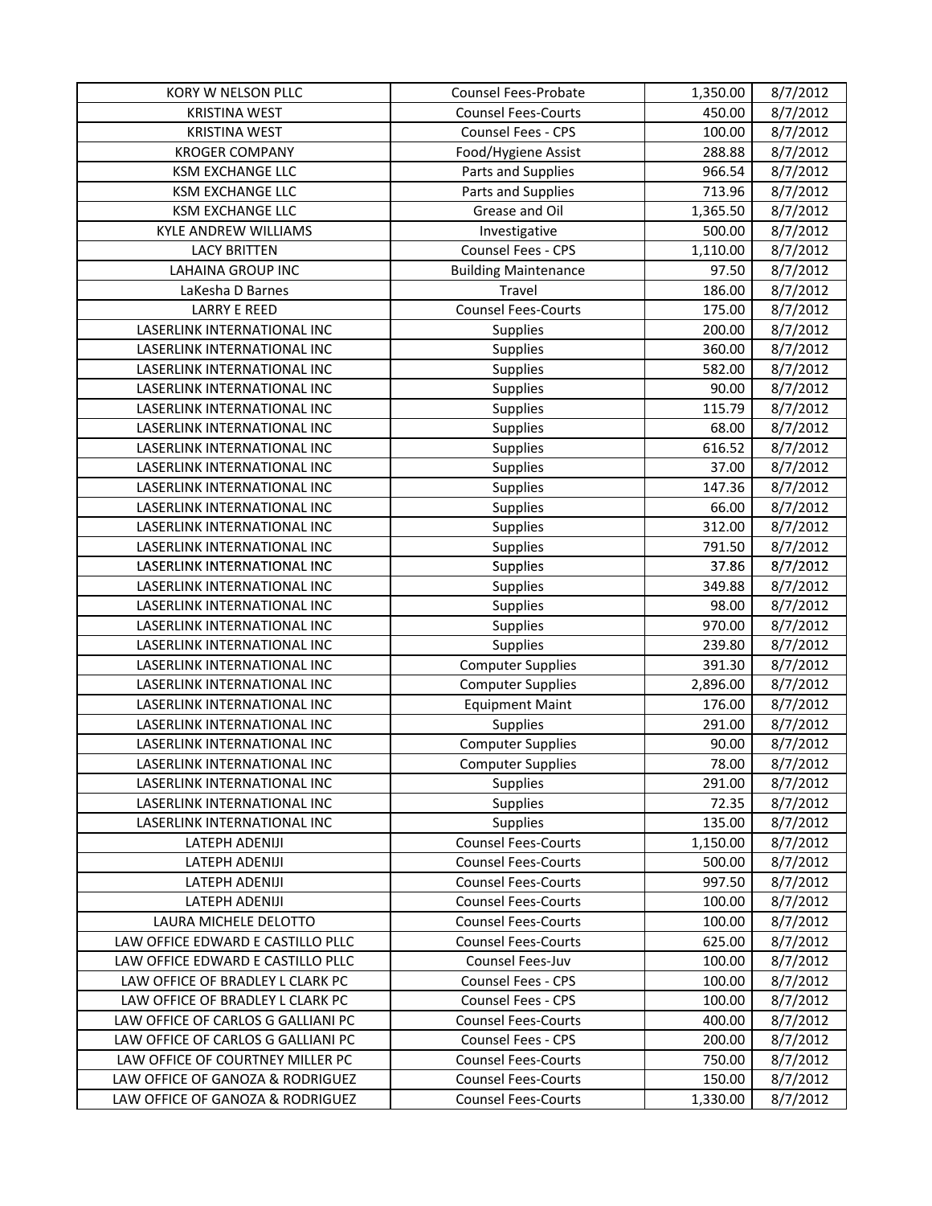| KORY W NELSON PLLC | Counsel Fees-Probate | 1,350.00 | 8/7/2012 |
|---|---|---|---|
| KRISTINA WEST | Counsel Fees-Courts | 450.00 | 8/7/2012 |
| KRISTINA WEST | Counsel Fees - CPS | 100.00 | 8/7/2012 |
| KROGER COMPANY | Food/Hygiene Assist | 288.88 | 8/7/2012 |
| KSM EXCHANGE LLC | Parts and Supplies | 966.54 | 8/7/2012 |
| KSM EXCHANGE LLC | Parts and Supplies | 713.96 | 8/7/2012 |
| KSM EXCHANGE LLC | Grease and Oil | 1,365.50 | 8/7/2012 |
| KYLE ANDREW WILLIAMS | Investigative | 500.00 | 8/7/2012 |
| LACY BRITTEN | Counsel Fees - CPS | 1,110.00 | 8/7/2012 |
| LAHAINA GROUP INC | Building Maintenance | 97.50 | 8/7/2012 |
| LaKesha D Barnes | Travel | 186.00 | 8/7/2012 |
| LARRY E REED | Counsel Fees-Courts | 175.00 | 8/7/2012 |
| LASERLINK INTERNATIONAL INC | Supplies | 200.00 | 8/7/2012 |
| LASERLINK INTERNATIONAL INC | Supplies | 360.00 | 8/7/2012 |
| LASERLINK INTERNATIONAL INC | Supplies | 582.00 | 8/7/2012 |
| LASERLINK INTERNATIONAL INC | Supplies | 90.00 | 8/7/2012 |
| LASERLINK INTERNATIONAL INC | Supplies | 115.79 | 8/7/2012 |
| LASERLINK INTERNATIONAL INC | Supplies | 68.00 | 8/7/2012 |
| LASERLINK INTERNATIONAL INC | Supplies | 616.52 | 8/7/2012 |
| LASERLINK INTERNATIONAL INC | Supplies | 37.00 | 8/7/2012 |
| LASERLINK INTERNATIONAL INC | Supplies | 147.36 | 8/7/2012 |
| LASERLINK INTERNATIONAL INC | Supplies | 66.00 | 8/7/2012 |
| LASERLINK INTERNATIONAL INC | Supplies | 312.00 | 8/7/2012 |
| LASERLINK INTERNATIONAL INC | Supplies | 791.50 | 8/7/2012 |
| LASERLINK INTERNATIONAL INC | Supplies | 37.86 | 8/7/2012 |
| LASERLINK INTERNATIONAL INC | Supplies | 349.88 | 8/7/2012 |
| LASERLINK INTERNATIONAL INC | Supplies | 98.00 | 8/7/2012 |
| LASERLINK INTERNATIONAL INC | Supplies | 970.00 | 8/7/2012 |
| LASERLINK INTERNATIONAL INC | Supplies | 239.80 | 8/7/2012 |
| LASERLINK INTERNATIONAL INC | Computer Supplies | 391.30 | 8/7/2012 |
| LASERLINK INTERNATIONAL INC | Computer Supplies | 2,896.00 | 8/7/2012 |
| LASERLINK INTERNATIONAL INC | Equipment Maint | 176.00 | 8/7/2012 |
| LASERLINK INTERNATIONAL INC | Supplies | 291.00 | 8/7/2012 |
| LASERLINK INTERNATIONAL INC | Computer Supplies | 90.00 | 8/7/2012 |
| LASERLINK INTERNATIONAL INC | Computer Supplies | 78.00 | 8/7/2012 |
| LASERLINK INTERNATIONAL INC | Supplies | 291.00 | 8/7/2012 |
| LASERLINK INTERNATIONAL INC | Supplies | 72.35 | 8/7/2012 |
| LASERLINK INTERNATIONAL INC | Supplies | 135.00 | 8/7/2012 |
| LATEPH ADENIJI | Counsel Fees-Courts | 1,150.00 | 8/7/2012 |
| LATEPH ADENIJI | Counsel Fees-Courts | 500.00 | 8/7/2012 |
| LATEPH ADENIJI | Counsel Fees-Courts | 997.50 | 8/7/2012 |
| LATEPH ADENIJI | Counsel Fees-Courts | 100.00 | 8/7/2012 |
| LAURA MICHELE DELOTTO | Counsel Fees-Courts | 100.00 | 8/7/2012 |
| LAW OFFICE EDWARD E CASTILLO PLLC | Counsel Fees-Courts | 625.00 | 8/7/2012 |
| LAW OFFICE EDWARD E CASTILLO PLLC | Counsel Fees-Juv | 100.00 | 8/7/2012 |
| LAW OFFICE OF BRADLEY L CLARK PC | Counsel Fees - CPS | 100.00 | 8/7/2012 |
| LAW OFFICE OF BRADLEY L CLARK PC | Counsel Fees - CPS | 100.00 | 8/7/2012 |
| LAW OFFICE OF CARLOS G GALLIANI PC | Counsel Fees-Courts | 400.00 | 8/7/2012 |
| LAW OFFICE OF CARLOS G GALLIANI PC | Counsel Fees - CPS | 200.00 | 8/7/2012 |
| LAW OFFICE OF COURTNEY MILLER PC | Counsel Fees-Courts | 750.00 | 8/7/2012 |
| LAW OFFICE OF GANOZA & RODRIGUEZ | Counsel Fees-Courts | 150.00 | 8/7/2012 |
| LAW OFFICE OF GANOZA & RODRIGUEZ | Counsel Fees-Courts | 1,330.00 | 8/7/2012 |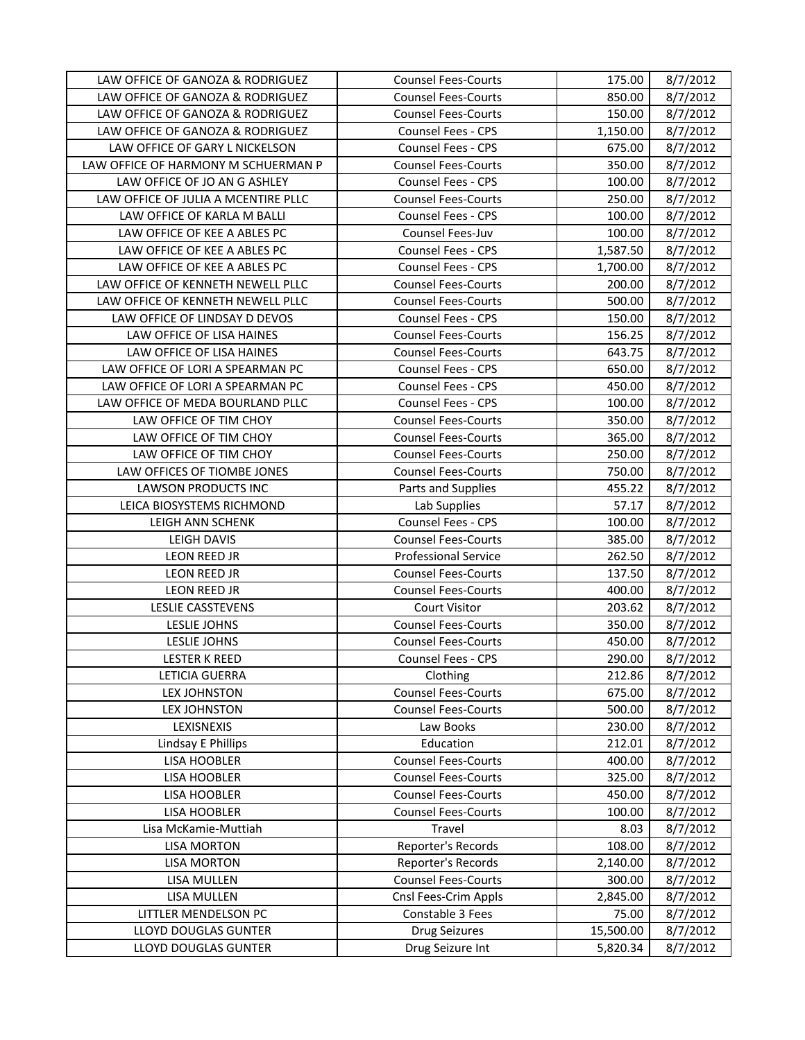| | | | |
|---|---|---|---|
| LAW OFFICE OF GANOZA & RODRIGUEZ | Counsel Fees-Courts | 175.00 | 8/7/2012 |
| LAW OFFICE OF GANOZA & RODRIGUEZ | Counsel Fees-Courts | 850.00 | 8/7/2012 |
| LAW OFFICE OF GANOZA & RODRIGUEZ | Counsel Fees-Courts | 150.00 | 8/7/2012 |
| LAW OFFICE OF GANOZA & RODRIGUEZ | Counsel Fees - CPS | 1,150.00 | 8/7/2012 |
| LAW OFFICE OF GARY L NICKELSON | Counsel Fees - CPS | 675.00 | 8/7/2012 |
| LAW OFFICE OF HARMONY M SCHUERMAN P | Counsel Fees-Courts | 350.00 | 8/7/2012 |
| LAW OFFICE OF JO AN G ASHLEY | Counsel Fees - CPS | 100.00 | 8/7/2012 |
| LAW OFFICE OF JULIA A MCENTIRE PLLC | Counsel Fees-Courts | 250.00 | 8/7/2012 |
| LAW OFFICE OF KARLA M BALLI | Counsel Fees - CPS | 100.00 | 8/7/2012 |
| LAW OFFICE OF KEE A ABLES PC | Counsel Fees-Juv | 100.00 | 8/7/2012 |
| LAW OFFICE OF KEE A ABLES PC | Counsel Fees - CPS | 1,587.50 | 8/7/2012 |
| LAW OFFICE OF KEE A ABLES PC | Counsel Fees - CPS | 1,700.00 | 8/7/2012 |
| LAW OFFICE OF KENNETH NEWELL PLLC | Counsel Fees-Courts | 200.00 | 8/7/2012 |
| LAW OFFICE OF KENNETH NEWELL PLLC | Counsel Fees-Courts | 500.00 | 8/7/2012 |
| LAW OFFICE OF LINDSAY D DEVOS | Counsel Fees - CPS | 150.00 | 8/7/2012 |
| LAW OFFICE OF LISA HAINES | Counsel Fees-Courts | 156.25 | 8/7/2012 |
| LAW OFFICE OF LISA HAINES | Counsel Fees-Courts | 643.75 | 8/7/2012 |
| LAW OFFICE OF LORI A SPEARMAN PC | Counsel Fees - CPS | 650.00 | 8/7/2012 |
| LAW OFFICE OF LORI A SPEARMAN PC | Counsel Fees - CPS | 450.00 | 8/7/2012 |
| LAW OFFICE OF MEDA BOURLAND PLLC | Counsel Fees - CPS | 100.00 | 8/7/2012 |
| LAW OFFICE OF TIM CHOY | Counsel Fees-Courts | 350.00 | 8/7/2012 |
| LAW OFFICE OF TIM CHOY | Counsel Fees-Courts | 365.00 | 8/7/2012 |
| LAW OFFICE OF TIM CHOY | Counsel Fees-Courts | 250.00 | 8/7/2012 |
| LAW OFFICES OF TIOMBE JONES | Counsel Fees-Courts | 750.00 | 8/7/2012 |
| LAWSON PRODUCTS INC | Parts and Supplies | 455.22 | 8/7/2012 |
| LEICA BIOSYSTEMS RICHMOND | Lab Supplies | 57.17 | 8/7/2012 |
| LEIGH ANN SCHENK | Counsel Fees - CPS | 100.00 | 8/7/2012 |
| LEIGH DAVIS | Counsel Fees-Courts | 385.00 | 8/7/2012 |
| LEON REED JR | Professional Service | 262.50 | 8/7/2012 |
| LEON REED JR | Counsel Fees-Courts | 137.50 | 8/7/2012 |
| LEON REED JR | Counsel Fees-Courts | 400.00 | 8/7/2012 |
| LESLIE CASSTEVENS | Court Visitor | 203.62 | 8/7/2012 |
| LESLIE JOHNS | Counsel Fees-Courts | 350.00 | 8/7/2012 |
| LESLIE JOHNS | Counsel Fees-Courts | 450.00 | 8/7/2012 |
| LESTER K REED | Counsel Fees - CPS | 290.00 | 8/7/2012 |
| LETICIA GUERRA | Clothing | 212.86 | 8/7/2012 |
| LEX JOHNSTON | Counsel Fees-Courts | 675.00 | 8/7/2012 |
| LEX JOHNSTON | Counsel Fees-Courts | 500.00 | 8/7/2012 |
| LEXISNEXIS | Law Books | 230.00 | 8/7/2012 |
| Lindsay E Phillips | Education | 212.01 | 8/7/2012 |
| LISA HOOBLER | Counsel Fees-Courts | 400.00 | 8/7/2012 |
| LISA HOOBLER | Counsel Fees-Courts | 325.00 | 8/7/2012 |
| LISA HOOBLER | Counsel Fees-Courts | 450.00 | 8/7/2012 |
| LISA HOOBLER | Counsel Fees-Courts | 100.00 | 8/7/2012 |
| Lisa McKamie-Muttiah | Travel | 8.03 | 8/7/2012 |
| LISA MORTON | Reporter's Records | 108.00 | 8/7/2012 |
| LISA MORTON | Reporter's Records | 2,140.00 | 8/7/2012 |
| LISA MULLEN | Counsel Fees-Courts | 300.00 | 8/7/2012 |
| LISA MULLEN | Cnsl Fees-Crim Appls | 2,845.00 | 8/7/2012 |
| LITTLER MENDELSON PC | Constable 3 Fees | 75.00 | 8/7/2012 |
| LLOYD DOUGLAS GUNTER | Drug Seizures | 15,500.00 | 8/7/2012 |
| LLOYD DOUGLAS GUNTER | Drug Seizure Int | 5,820.34 | 8/7/2012 |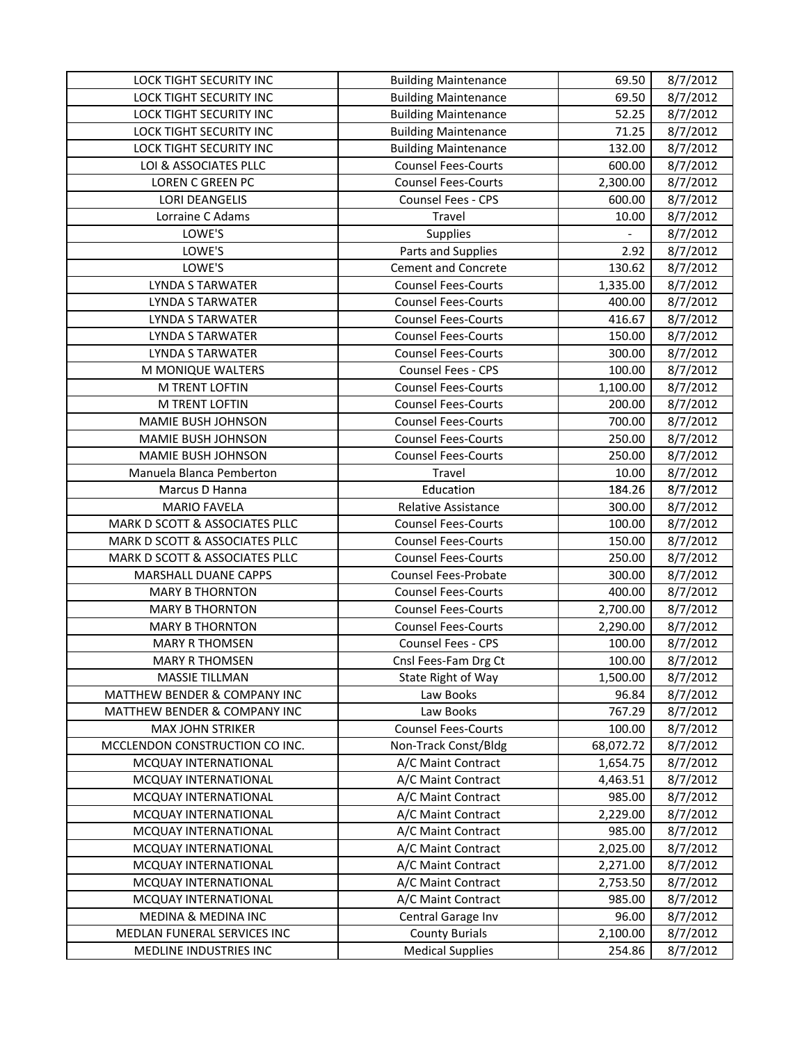| LOCK TIGHT SECURITY INC | Building Maintenance | 69.50 | 8/7/2012 |
|---|---|---|---|
| LOCK TIGHT SECURITY INC | Building Maintenance | 69.50 | 8/7/2012 |
| LOCK TIGHT SECURITY INC | Building Maintenance | 52.25 | 8/7/2012 |
| LOCK TIGHT SECURITY INC | Building Maintenance | 71.25 | 8/7/2012 |
| LOCK TIGHT SECURITY INC | Building Maintenance | 132.00 | 8/7/2012 |
| LOI & ASSOCIATES PLLC | Counsel Fees-Courts | 600.00 | 8/7/2012 |
| LOREN C GREEN PC | Counsel Fees-Courts | 2,300.00 | 8/7/2012 |
| LORI DEANGELIS | Counsel Fees - CPS | 600.00 | 8/7/2012 |
| Lorraine C Adams | Travel | 10.00 | 8/7/2012 |
| LOWE'S | Supplies | - | 8/7/2012 |
| LOWE'S | Parts and Supplies | 2.92 | 8/7/2012 |
| LOWE'S | Cement and Concrete | 130.62 | 8/7/2012 |
| LYNDA S TARWATER | Counsel Fees-Courts | 1,335.00 | 8/7/2012 |
| LYNDA S TARWATER | Counsel Fees-Courts | 400.00 | 8/7/2012 |
| LYNDA S TARWATER | Counsel Fees-Courts | 416.67 | 8/7/2012 |
| LYNDA S TARWATER | Counsel Fees-Courts | 150.00 | 8/7/2012 |
| LYNDA S TARWATER | Counsel Fees-Courts | 300.00 | 8/7/2012 |
| M MONIQUE WALTERS | Counsel Fees - CPS | 100.00 | 8/7/2012 |
| M TRENT LOFTIN | Counsel Fees-Courts | 1,100.00 | 8/7/2012 |
| M TRENT LOFTIN | Counsel Fees-Courts | 200.00 | 8/7/2012 |
| MAMIE BUSH JOHNSON | Counsel Fees-Courts | 700.00 | 8/7/2012 |
| MAMIE BUSH JOHNSON | Counsel Fees-Courts | 250.00 | 8/7/2012 |
| MAMIE BUSH JOHNSON | Counsel Fees-Courts | 250.00 | 8/7/2012 |
| Manuela Blanca Pemberton | Travel | 10.00 | 8/7/2012 |
| Marcus D Hanna | Education | 184.26 | 8/7/2012 |
| MARIO FAVELA | Relative Assistance | 300.00 | 8/7/2012 |
| MARK D SCOTT & ASSOCIATES PLLC | Counsel Fees-Courts | 100.00 | 8/7/2012 |
| MARK D SCOTT & ASSOCIATES PLLC | Counsel Fees-Courts | 150.00 | 8/7/2012 |
| MARK D SCOTT & ASSOCIATES PLLC | Counsel Fees-Courts | 250.00 | 8/7/2012 |
| MARSHALL DUANE CAPPS | Counsel Fees-Probate | 300.00 | 8/7/2012 |
| MARY B THORNTON | Counsel Fees-Courts | 400.00 | 8/7/2012 |
| MARY B THORNTON | Counsel Fees-Courts | 2,700.00 | 8/7/2012 |
| MARY B THORNTON | Counsel Fees-Courts | 2,290.00 | 8/7/2012 |
| MARY R THOMSEN | Counsel Fees - CPS | 100.00 | 8/7/2012 |
| MARY R THOMSEN | Cnsl Fees-Fam Drg Ct | 100.00 | 8/7/2012 |
| MASSIE TILLMAN | State Right of Way | 1,500.00 | 8/7/2012 |
| MATTHEW BENDER & COMPANY INC | Law Books | 96.84 | 8/7/2012 |
| MATTHEW BENDER & COMPANY INC | Law Books | 767.29 | 8/7/2012 |
| MAX JOHN STRIKER | Counsel Fees-Courts | 100.00 | 8/7/2012 |
| MCCLENDON CONSTRUCTION CO INC. | Non-Track Const/Bldg | 68,072.72 | 8/7/2012 |
| MCQUAY INTERNATIONAL | A/C Maint Contract | 1,654.75 | 8/7/2012 |
| MCQUAY INTERNATIONAL | A/C Maint Contract | 4,463.51 | 8/7/2012 |
| MCQUAY INTERNATIONAL | A/C Maint Contract | 985.00 | 8/7/2012 |
| MCQUAY INTERNATIONAL | A/C Maint Contract | 2,229.00 | 8/7/2012 |
| MCQUAY INTERNATIONAL | A/C Maint Contract | 985.00 | 8/7/2012 |
| MCQUAY INTERNATIONAL | A/C Maint Contract | 2,025.00 | 8/7/2012 |
| MCQUAY INTERNATIONAL | A/C Maint Contract | 2,271.00 | 8/7/2012 |
| MCQUAY INTERNATIONAL | A/C Maint Contract | 2,753.50 | 8/7/2012 |
| MCQUAY INTERNATIONAL | A/C Maint Contract | 985.00 | 8/7/2012 |
| MEDINA & MEDINA INC | Central Garage Inv | 96.00 | 8/7/2012 |
| MEDLAN FUNERAL SERVICES INC | County Burials | 2,100.00 | 8/7/2012 |
| MEDLINE INDUSTRIES INC | Medical Supplies | 254.86 | 8/7/2012 |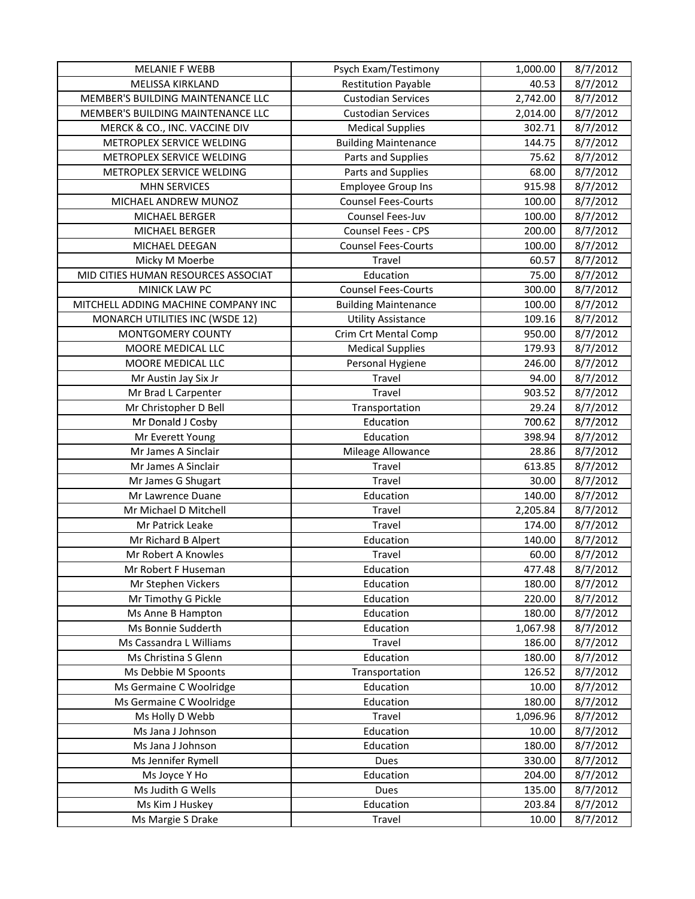| MELANIE F WEBB | Psych Exam/Testimony | 1,000.00 | 8/7/2012 |
|---|---|---|---|
| MELISSA KIRKLAND | Restitution Payable | 40.53 | 8/7/2012 |
| MEMBER'S BUILDING MAINTENANCE LLC | Custodian Services | 2,742.00 | 8/7/2012 |
| MEMBER'S BUILDING MAINTENANCE LLC | Custodian Services | 2,014.00 | 8/7/2012 |
| MERCK & CO., INC. VACCINE DIV | Medical Supplies | 302.71 | 8/7/2012 |
| METROPLEX SERVICE WELDING | Building Maintenance | 144.75 | 8/7/2012 |
| METROPLEX SERVICE WELDING | Parts and Supplies | 75.62 | 8/7/2012 |
| METROPLEX SERVICE WELDING | Parts and Supplies | 68.00 | 8/7/2012 |
| MHN SERVICES | Employee Group Ins | 915.98 | 8/7/2012 |
| MICHAEL ANDREW MUNOZ | Counsel Fees-Courts | 100.00 | 8/7/2012 |
| MICHAEL BERGER | Counsel Fees-Juv | 100.00 | 8/7/2012 |
| MICHAEL BERGER | Counsel Fees - CPS | 200.00 | 8/7/2012 |
| MICHAEL DEEGAN | Counsel Fees-Courts | 100.00 | 8/7/2012 |
| Micky M Moerbe | Travel | 60.57 | 8/7/2012 |
| MID CITIES HUMAN RESOURCES ASSOCIAT | Education | 75.00 | 8/7/2012 |
| MINICK LAW PC | Counsel Fees-Courts | 300.00 | 8/7/2012 |
| MITCHELL ADDING MACHINE COMPANY INC | Building Maintenance | 100.00 | 8/7/2012 |
| MONARCH UTILITIES INC (WSDE 12) | Utility Assistance | 109.16 | 8/7/2012 |
| MONTGOMERY COUNTY | Crim Crt Mental Comp | 950.00 | 8/7/2012 |
| MOORE MEDICAL LLC | Medical Supplies | 179.93 | 8/7/2012 |
| MOORE MEDICAL LLC | Personal Hygiene | 246.00 | 8/7/2012 |
| Mr Austin Jay Six Jr | Travel | 94.00 | 8/7/2012 |
| Mr Brad L Carpenter | Travel | 903.52 | 8/7/2012 |
| Mr Christopher D Bell | Transportation | 29.24 | 8/7/2012 |
| Mr Donald J Cosby | Education | 700.62 | 8/7/2012 |
| Mr Everett Young | Education | 398.94 | 8/7/2012 |
| Mr James A Sinclair | Mileage Allowance | 28.86 | 8/7/2012 |
| Mr James A Sinclair | Travel | 613.85 | 8/7/2012 |
| Mr James G Shugart | Travel | 30.00 | 8/7/2012 |
| Mr Lawrence Duane | Education | 140.00 | 8/7/2012 |
| Mr Michael D Mitchell | Travel | 2,205.84 | 8/7/2012 |
| Mr Patrick Leake | Travel | 174.00 | 8/7/2012 |
| Mr Richard B Alpert | Education | 140.00 | 8/7/2012 |
| Mr Robert A Knowles | Travel | 60.00 | 8/7/2012 |
| Mr Robert F Huseman | Education | 477.48 | 8/7/2012 |
| Mr Stephen Vickers | Education | 180.00 | 8/7/2012 |
| Mr Timothy G Pickle | Education | 220.00 | 8/7/2012 |
| Ms Anne B Hampton | Education | 180.00 | 8/7/2012 |
| Ms Bonnie Sudderth | Education | 1,067.98 | 8/7/2012 |
| Ms Cassandra L Williams | Travel | 186.00 | 8/7/2012 |
| Ms Christina S Glenn | Education | 180.00 | 8/7/2012 |
| Ms Debbie M Spoonts | Transportation | 126.52 | 8/7/2012 |
| Ms Germaine C Woolridge | Education | 10.00 | 8/7/2012 |
| Ms Germaine C Woolridge | Education | 180.00 | 8/7/2012 |
| Ms Holly D Webb | Travel | 1,096.96 | 8/7/2012 |
| Ms Jana J Johnson | Education | 10.00 | 8/7/2012 |
| Ms Jana J Johnson | Education | 180.00 | 8/7/2012 |
| Ms Jennifer Rymell | Dues | 330.00 | 8/7/2012 |
| Ms Joyce Y Ho | Education | 204.00 | 8/7/2012 |
| Ms Judith G Wells | Dues | 135.00 | 8/7/2012 |
| Ms Kim J Huskey | Education | 203.84 | 8/7/2012 |
| Ms Margie S Drake | Travel | 10.00 | 8/7/2012 |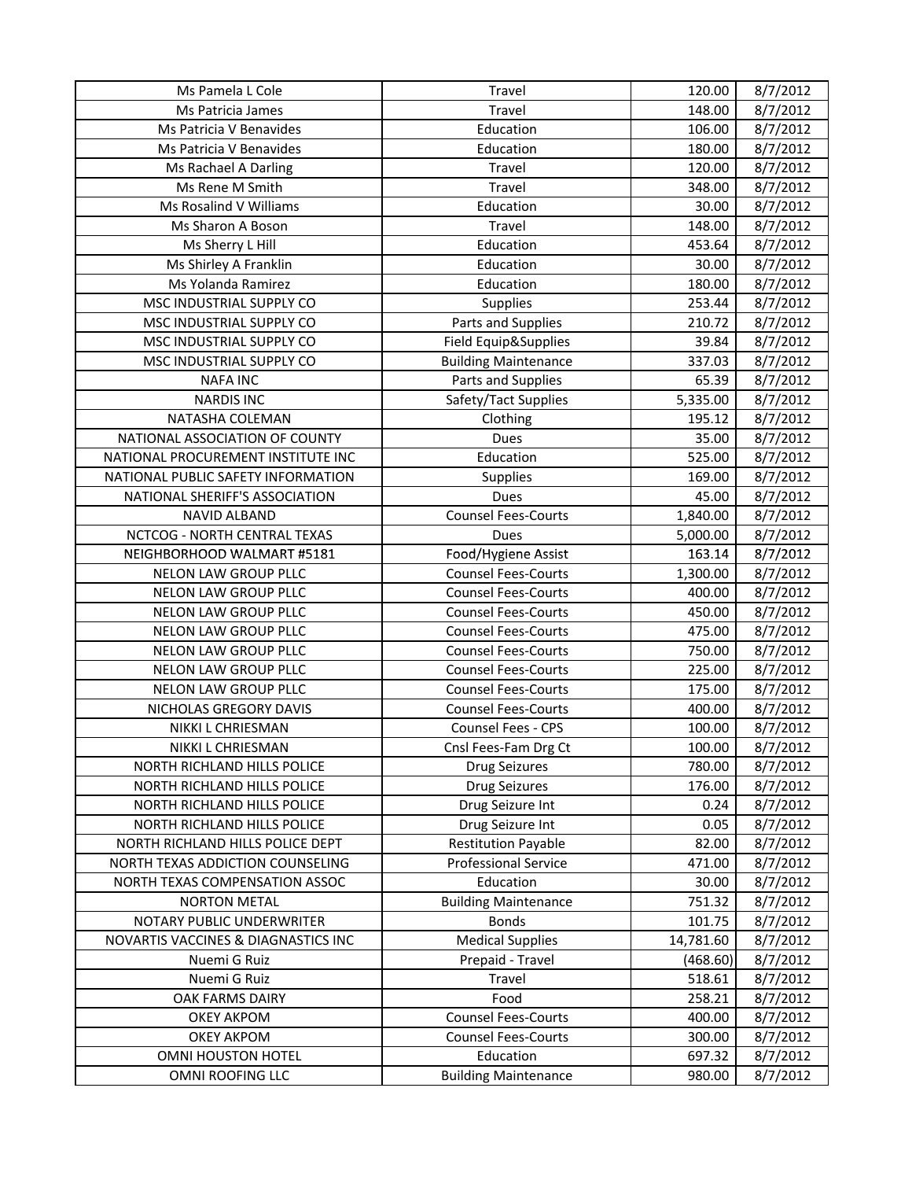| Ms Pamela L Cole | Travel | 120.00 | 8/7/2012 |
|---|---|---|---|
| Ms Patricia James | Travel | 148.00 | 8/7/2012 |
| Ms Patricia V Benavides | Education | 106.00 | 8/7/2012 |
| Ms Patricia V Benavides | Education | 180.00 | 8/7/2012 |
| Ms Rachael A Darling | Travel | 120.00 | 8/7/2012 |
| Ms Rene M Smith | Travel | 348.00 | 8/7/2012 |
| Ms Rosalind V Williams | Education | 30.00 | 8/7/2012 |
| Ms Sharon A Boson | Travel | 148.00 | 8/7/2012 |
| Ms Sherry L Hill | Education | 453.64 | 8/7/2012 |
| Ms Shirley A Franklin | Education | 30.00 | 8/7/2012 |
| Ms Yolanda Ramirez | Education | 180.00 | 8/7/2012 |
| MSC INDUSTRIAL SUPPLY CO | Supplies | 253.44 | 8/7/2012 |
| MSC INDUSTRIAL SUPPLY CO | Parts and Supplies | 210.72 | 8/7/2012 |
| MSC INDUSTRIAL SUPPLY CO | Field Equip&Supplies | 39.84 | 8/7/2012 |
| MSC INDUSTRIAL SUPPLY CO | Building Maintenance | 337.03 | 8/7/2012 |
| NAFA INC | Parts and Supplies | 65.39 | 8/7/2012 |
| NARDIS INC | Safety/Tact Supplies | 5,335.00 | 8/7/2012 |
| NATASHA COLEMAN | Clothing | 195.12 | 8/7/2012 |
| NATIONAL ASSOCIATION OF COUNTY | Dues | 35.00 | 8/7/2012 |
| NATIONAL PROCUREMENT INSTITUTE INC | Education | 525.00 | 8/7/2012 |
| NATIONAL PUBLIC SAFETY INFORMATION | Supplies | 169.00 | 8/7/2012 |
| NATIONAL SHERIFF'S ASSOCIATION | Dues | 45.00 | 8/7/2012 |
| NAVID ALBAND | Counsel Fees-Courts | 1,840.00 | 8/7/2012 |
| NCTCOG - NORTH CENTRAL TEXAS | Dues | 5,000.00 | 8/7/2012 |
| NEIGHBORHOOD WALMART #5181 | Food/Hygiene Assist | 163.14 | 8/7/2012 |
| NELON LAW GROUP PLLC | Counsel Fees-Courts | 1,300.00 | 8/7/2012 |
| NELON LAW GROUP PLLC | Counsel Fees-Courts | 400.00 | 8/7/2012 |
| NELON LAW GROUP PLLC | Counsel Fees-Courts | 450.00 | 8/7/2012 |
| NELON LAW GROUP PLLC | Counsel Fees-Courts | 475.00 | 8/7/2012 |
| NELON LAW GROUP PLLC | Counsel Fees-Courts | 750.00 | 8/7/2012 |
| NELON LAW GROUP PLLC | Counsel Fees-Courts | 225.00 | 8/7/2012 |
| NELON LAW GROUP PLLC | Counsel Fees-Courts | 175.00 | 8/7/2012 |
| NICHOLAS GREGORY DAVIS | Counsel Fees-Courts | 400.00 | 8/7/2012 |
| NIKKI L CHRIESMAN | Counsel Fees - CPS | 100.00 | 8/7/2012 |
| NIKKI L CHRIESMAN | Cnsl Fees-Fam Drg Ct | 100.00 | 8/7/2012 |
| NORTH RICHLAND HILLS POLICE | Drug Seizures | 780.00 | 8/7/2012 |
| NORTH RICHLAND HILLS POLICE | Drug Seizures | 176.00 | 8/7/2012 |
| NORTH RICHLAND HILLS POLICE | Drug Seizure Int | 0.24 | 8/7/2012 |
| NORTH RICHLAND HILLS POLICE | Drug Seizure Int | 0.05 | 8/7/2012 |
| NORTH RICHLAND HILLS POLICE DEPT | Restitution Payable | 82.00 | 8/7/2012 |
| NORTH TEXAS ADDICTION COUNSELING | Professional Service | 471.00 | 8/7/2012 |
| NORTH TEXAS COMPENSATION ASSOC | Education | 30.00 | 8/7/2012 |
| NORTON METAL | Building Maintenance | 751.32 | 8/7/2012 |
| NOTARY PUBLIC UNDERWRITER | Bonds | 101.75 | 8/7/2012 |
| NOVARTIS VACCINES & DIAGNASTICS INC | Medical Supplies | 14,781.60 | 8/7/2012 |
| Nuemi G Ruiz | Prepaid - Travel | (468.60) | 8/7/2012 |
| Nuemi G Ruiz | Travel | 518.61 | 8/7/2012 |
| OAK FARMS DAIRY | Food | 258.21 | 8/7/2012 |
| OKEY AKPOM | Counsel Fees-Courts | 400.00 | 8/7/2012 |
| OKEY AKPOM | Counsel Fees-Courts | 300.00 | 8/7/2012 |
| OMNI HOUSTON HOTEL | Education | 697.32 | 8/7/2012 |
| OMNI ROOFING LLC | Building Maintenance | 980.00 | 8/7/2012 |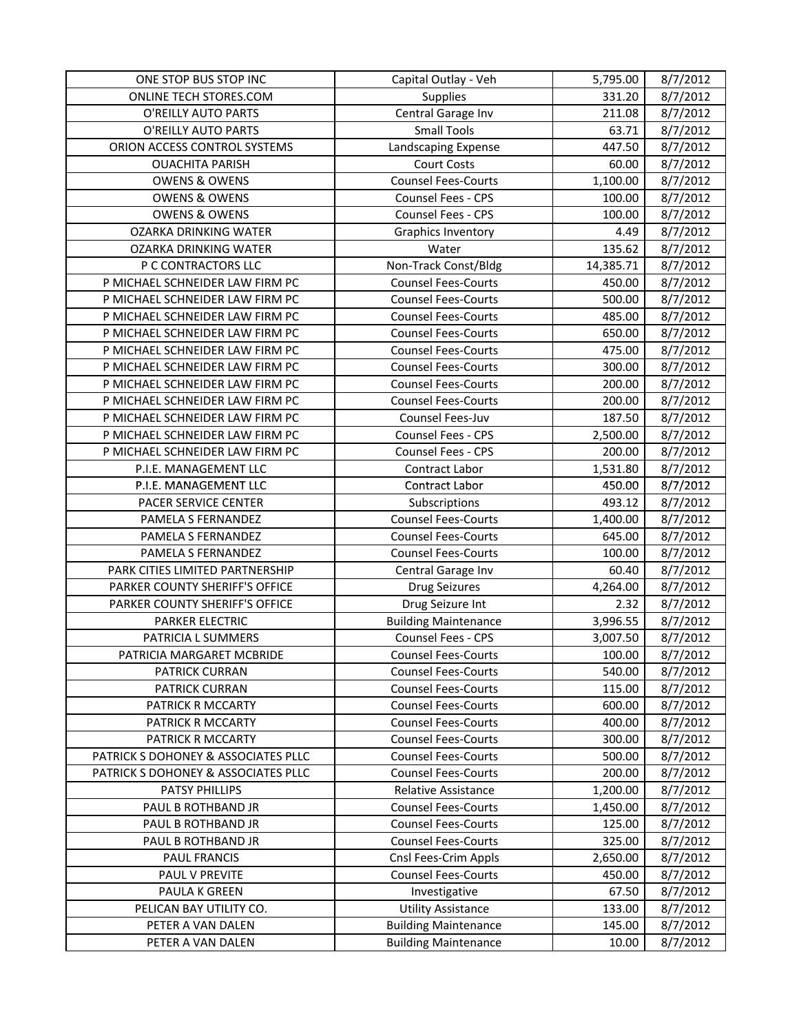| ONE STOP BUS STOP INC | Capital Outlay - Veh | 5,795.00 | 8/7/2012 |
|---|---|---|---|
| ONLINE TECH STORES.COM | Supplies | 331.20 | 8/7/2012 |
| O'REILLY AUTO PARTS | Central Garage Inv | 211.08 | 8/7/2012 |
| O'REILLY AUTO PARTS | Small Tools | 63.71 | 8/7/2012 |
| ORION ACCESS CONTROL SYSTEMS | Landscaping Expense | 447.50 | 8/7/2012 |
| OUACHITA PARISH | Court Costs | 60.00 | 8/7/2012 |
| OWENS & OWENS | Counsel Fees-Courts | 1,100.00 | 8/7/2012 |
| OWENS & OWENS | Counsel Fees - CPS | 100.00 | 8/7/2012 |
| OWENS & OWENS | Counsel Fees - CPS | 100.00 | 8/7/2012 |
| OZARKA DRINKING WATER | Graphics Inventory | 4.49 | 8/7/2012 |
| OZARKA DRINKING WATER | Water | 135.62 | 8/7/2012 |
| P C CONTRACTORS LLC | Non-Track Const/Bldg | 14,385.71 | 8/7/2012 |
| P MICHAEL SCHNEIDER LAW FIRM PC | Counsel Fees-Courts | 450.00 | 8/7/2012 |
| P MICHAEL SCHNEIDER LAW FIRM PC | Counsel Fees-Courts | 500.00 | 8/7/2012 |
| P MICHAEL SCHNEIDER LAW FIRM PC | Counsel Fees-Courts | 485.00 | 8/7/2012 |
| P MICHAEL SCHNEIDER LAW FIRM PC | Counsel Fees-Courts | 650.00 | 8/7/2012 |
| P MICHAEL SCHNEIDER LAW FIRM PC | Counsel Fees-Courts | 475.00 | 8/7/2012 |
| P MICHAEL SCHNEIDER LAW FIRM PC | Counsel Fees-Courts | 300.00 | 8/7/2012 |
| P MICHAEL SCHNEIDER LAW FIRM PC | Counsel Fees-Courts | 200.00 | 8/7/2012 |
| P MICHAEL SCHNEIDER LAW FIRM PC | Counsel Fees-Courts | 200.00 | 8/7/2012 |
| P MICHAEL SCHNEIDER LAW FIRM PC | Counsel Fees-Juv | 187.50 | 8/7/2012 |
| P MICHAEL SCHNEIDER LAW FIRM PC | Counsel Fees - CPS | 2,500.00 | 8/7/2012 |
| P MICHAEL SCHNEIDER LAW FIRM PC | Counsel Fees - CPS | 200.00 | 8/7/2012 |
| P.I.E. MANAGEMENT LLC | Contract Labor | 1,531.80 | 8/7/2012 |
| P.I.E. MANAGEMENT LLC | Contract Labor | 450.00 | 8/7/2012 |
| PACER SERVICE CENTER | Subscriptions | 493.12 | 8/7/2012 |
| PAMELA S FERNANDEZ | Counsel Fees-Courts | 1,400.00 | 8/7/2012 |
| PAMELA S FERNANDEZ | Counsel Fees-Courts | 645.00 | 8/7/2012 |
| PAMELA S FERNANDEZ | Counsel Fees-Courts | 100.00 | 8/7/2012 |
| PARK CITIES LIMITED PARTNERSHIP | Central Garage Inv | 60.40 | 8/7/2012 |
| PARKER COUNTY SHERIFF'S OFFICE | Drug Seizures | 4,264.00 | 8/7/2012 |
| PARKER COUNTY SHERIFF'S OFFICE | Drug Seizure Int | 2.32 | 8/7/2012 |
| PARKER ELECTRIC | Building Maintenance | 3,996.55 | 8/7/2012 |
| PATRICIA L SUMMERS | Counsel Fees - CPS | 3,007.50 | 8/7/2012 |
| PATRICIA MARGARET MCBRIDE | Counsel Fees-Courts | 100.00 | 8/7/2012 |
| PATRICK CURRAN | Counsel Fees-Courts | 540.00 | 8/7/2012 |
| PATRICK CURRAN | Counsel Fees-Courts | 115.00 | 8/7/2012 |
| PATRICK R MCCARTY | Counsel Fees-Courts | 600.00 | 8/7/2012 |
| PATRICK R MCCARTY | Counsel Fees-Courts | 400.00 | 8/7/2012 |
| PATRICK R MCCARTY | Counsel Fees-Courts | 300.00 | 8/7/2012 |
| PATRICK S DOHONEY & ASSOCIATES PLLC | Counsel Fees-Courts | 500.00 | 8/7/2012 |
| PATRICK S DOHONEY & ASSOCIATES PLLC | Counsel Fees-Courts | 200.00 | 8/7/2012 |
| PATSY PHILLIPS | Relative Assistance | 1,200.00 | 8/7/2012 |
| PAUL B ROTHBAND JR | Counsel Fees-Courts | 1,450.00 | 8/7/2012 |
| PAUL B ROTHBAND JR | Counsel Fees-Courts | 125.00 | 8/7/2012 |
| PAUL B ROTHBAND JR | Counsel Fees-Courts | 325.00 | 8/7/2012 |
| PAUL FRANCIS | Cnsl Fees-Crim Appls | 2,650.00 | 8/7/2012 |
| PAUL V PREVITE | Counsel Fees-Courts | 450.00 | 8/7/2012 |
| PAULA K GREEN | Investigative | 67.50 | 8/7/2012 |
| PELICAN BAY UTILITY CO. | Utility Assistance | 133.00 | 8/7/2012 |
| PETER A VAN DALEN | Building Maintenance | 145.00 | 8/7/2012 |
| PETER A VAN DALEN | Building Maintenance | 10.00 | 8/7/2012 |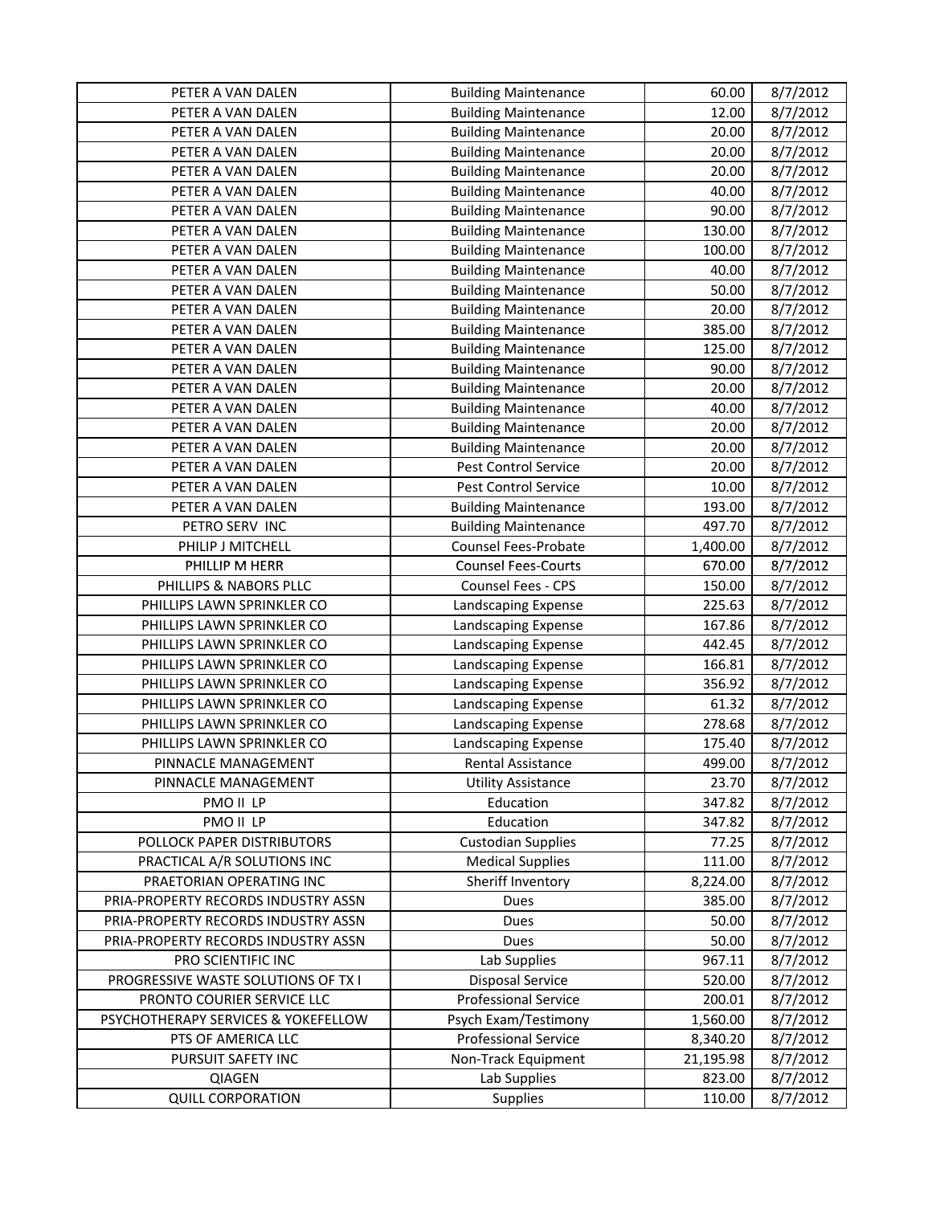| PETER A VAN DALEN | Building Maintenance | 60.00 | 8/7/2012 |
|---|---|---|---|
| PETER A VAN DALEN | Building Maintenance | 12.00 | 8/7/2012 |
| PETER A VAN DALEN | Building Maintenance | 20.00 | 8/7/2012 |
| PETER A VAN DALEN | Building Maintenance | 20.00 | 8/7/2012 |
| PETER A VAN DALEN | Building Maintenance | 20.00 | 8/7/2012 |
| PETER A VAN DALEN | Building Maintenance | 40.00 | 8/7/2012 |
| PETER A VAN DALEN | Building Maintenance | 90.00 | 8/7/2012 |
| PETER A VAN DALEN | Building Maintenance | 130.00 | 8/7/2012 |
| PETER A VAN DALEN | Building Maintenance | 100.00 | 8/7/2012 |
| PETER A VAN DALEN | Building Maintenance | 40.00 | 8/7/2012 |
| PETER A VAN DALEN | Building Maintenance | 50.00 | 8/7/2012 |
| PETER A VAN DALEN | Building Maintenance | 20.00 | 8/7/2012 |
| PETER A VAN DALEN | Building Maintenance | 385.00 | 8/7/2012 |
| PETER A VAN DALEN | Building Maintenance | 125.00 | 8/7/2012 |
| PETER A VAN DALEN | Building Maintenance | 90.00 | 8/7/2012 |
| PETER A VAN DALEN | Building Maintenance | 20.00 | 8/7/2012 |
| PETER A VAN DALEN | Building Maintenance | 40.00 | 8/7/2012 |
| PETER A VAN DALEN | Building Maintenance | 20.00 | 8/7/2012 |
| PETER A VAN DALEN | Building Maintenance | 20.00 | 8/7/2012 |
| PETER A VAN DALEN | Pest Control Service | 20.00 | 8/7/2012 |
| PETER A VAN DALEN | Pest Control Service | 10.00 | 8/7/2012 |
| PETER A VAN DALEN | Building Maintenance | 193.00 | 8/7/2012 |
| PETRO SERV INC | Building Maintenance | 497.70 | 8/7/2012 |
| PHILIP J MITCHELL | Counsel Fees-Probate | 1,400.00 | 8/7/2012 |
| PHILLIP M HERR | Counsel Fees-Courts | 670.00 | 8/7/2012 |
| PHILLIPS & NABORS PLLC | Counsel Fees - CPS | 150.00 | 8/7/2012 |
| PHILLIPS LAWN SPRINKLER CO | Landscaping Expense | 225.63 | 8/7/2012 |
| PHILLIPS LAWN SPRINKLER CO | Landscaping Expense | 167.86 | 8/7/2012 |
| PHILLIPS LAWN SPRINKLER CO | Landscaping Expense | 442.45 | 8/7/2012 |
| PHILLIPS LAWN SPRINKLER CO | Landscaping Expense | 166.81 | 8/7/2012 |
| PHILLIPS LAWN SPRINKLER CO | Landscaping Expense | 356.92 | 8/7/2012 |
| PHILLIPS LAWN SPRINKLER CO | Landscaping Expense | 61.32 | 8/7/2012 |
| PHILLIPS LAWN SPRINKLER CO | Landscaping Expense | 278.68 | 8/7/2012 |
| PHILLIPS LAWN SPRINKLER CO | Landscaping Expense | 175.40 | 8/7/2012 |
| PINNACLE MANAGEMENT | Rental Assistance | 499.00 | 8/7/2012 |
| PINNACLE MANAGEMENT | Utility Assistance | 23.70 | 8/7/2012 |
| PMO II LP | Education | 347.82 | 8/7/2012 |
| PMO II LP | Education | 347.82 | 8/7/2012 |
| POLLOCK PAPER DISTRIBUTORS | Custodian Supplies | 77.25 | 8/7/2012 |
| PRACTICAL A/R SOLUTIONS INC | Medical Supplies | 111.00 | 8/7/2012 |
| PRAETORIAN OPERATING INC | Sheriff Inventory | 8,224.00 | 8/7/2012 |
| PRIA-PROPERTY RECORDS INDUSTRY ASSN | Dues | 385.00 | 8/7/2012 |
| PRIA-PROPERTY RECORDS INDUSTRY ASSN | Dues | 50.00 | 8/7/2012 |
| PRIA-PROPERTY RECORDS INDUSTRY ASSN | Dues | 50.00 | 8/7/2012 |
| PRO SCIENTIFIC INC | Lab Supplies | 967.11 | 8/7/2012 |
| PROGRESSIVE WASTE SOLUTIONS OF TX I | Disposal Service | 520.00 | 8/7/2012 |
| PRONTO COURIER SERVICE LLC | Professional Service | 200.01 | 8/7/2012 |
| PSYCHOTHERAPY SERVICES & YOKEFELLOW | Psych Exam/Testimony | 1,560.00 | 8/7/2012 |
| PTS OF AMERICA LLC | Professional Service | 8,340.20 | 8/7/2012 |
| PURSUIT SAFETY INC | Non-Track Equipment | 21,195.98 | 8/7/2012 |
| QIAGEN | Lab Supplies | 823.00 | 8/7/2012 |
| QUILL CORPORATION | Supplies | 110.00 | 8/7/2012 |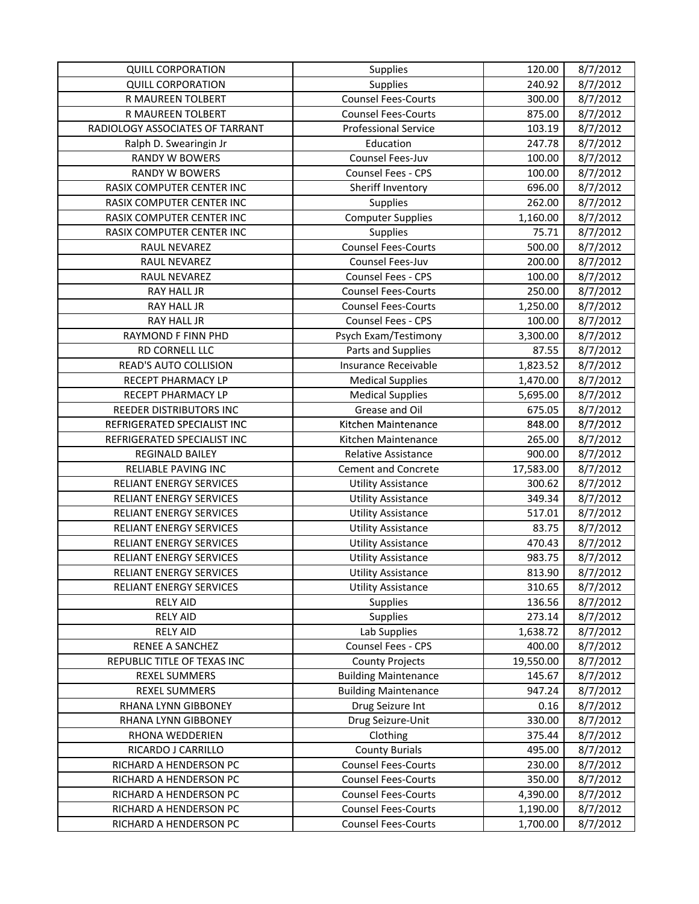| | | | |
|---|---|---|---|
| QUILL CORPORATION | Supplies | 120.00 | 8/7/2012 |
| QUILL CORPORATION | Supplies | 240.92 | 8/7/2012 |
| R MAUREEN TOLBERT | Counsel Fees-Courts | 300.00 | 8/7/2012 |
| R MAUREEN TOLBERT | Counsel Fees-Courts | 875.00 | 8/7/2012 |
| RADIOLOGY ASSOCIATES OF TARRANT | Professional Service | 103.19 | 8/7/2012 |
| Ralph D. Swearingin Jr | Education | 247.78 | 8/7/2012 |
| RANDY W BOWERS | Counsel Fees-Juv | 100.00 | 8/7/2012 |
| RANDY W BOWERS | Counsel Fees - CPS | 100.00 | 8/7/2012 |
| RASIX COMPUTER CENTER INC | Sheriff Inventory | 696.00 | 8/7/2012 |
| RASIX COMPUTER CENTER INC | Supplies | 262.00 | 8/7/2012 |
| RASIX COMPUTER CENTER INC | Computer Supplies | 1,160.00 | 8/7/2012 |
| RASIX COMPUTER CENTER INC | Supplies | 75.71 | 8/7/2012 |
| RAUL NEVAREZ | Counsel Fees-Courts | 500.00 | 8/7/2012 |
| RAUL NEVAREZ | Counsel Fees-Juv | 200.00 | 8/7/2012 |
| RAUL NEVAREZ | Counsel Fees - CPS | 100.00 | 8/7/2012 |
| RAY HALL JR | Counsel Fees-Courts | 250.00 | 8/7/2012 |
| RAY HALL JR | Counsel Fees-Courts | 1,250.00 | 8/7/2012 |
| RAY HALL JR | Counsel Fees - CPS | 100.00 | 8/7/2012 |
| RAYMOND F FINN PHD | Psych Exam/Testimony | 3,300.00 | 8/7/2012 |
| RD CORNELL LLC | Parts and Supplies | 87.55 | 8/7/2012 |
| READ'S AUTO COLLISION | Insurance Receivable | 1,823.52 | 8/7/2012 |
| RECEPT PHARMACY LP | Medical Supplies | 1,470.00 | 8/7/2012 |
| RECEPT PHARMACY LP | Medical Supplies | 5,695.00 | 8/7/2012 |
| REEDER DISTRIBUTORS INC | Grease and Oil | 675.05 | 8/7/2012 |
| REFRIGERATED SPECIALIST INC | Kitchen Maintenance | 848.00 | 8/7/2012 |
| REFRIGERATED SPECIALIST INC | Kitchen Maintenance | 265.00 | 8/7/2012 |
| REGINALD BAILEY | Relative Assistance | 900.00 | 8/7/2012 |
| RELIABLE PAVING INC | Cement and Concrete | 17,583.00 | 8/7/2012 |
| RELIANT ENERGY SERVICES | Utility Assistance | 300.62 | 8/7/2012 |
| RELIANT ENERGY SERVICES | Utility Assistance | 349.34 | 8/7/2012 |
| RELIANT ENERGY SERVICES | Utility Assistance | 517.01 | 8/7/2012 |
| RELIANT ENERGY SERVICES | Utility Assistance | 83.75 | 8/7/2012 |
| RELIANT ENERGY SERVICES | Utility Assistance | 470.43 | 8/7/2012 |
| RELIANT ENERGY SERVICES | Utility Assistance | 983.75 | 8/7/2012 |
| RELIANT ENERGY SERVICES | Utility Assistance | 813.90 | 8/7/2012 |
| RELIANT ENERGY SERVICES | Utility Assistance | 310.65 | 8/7/2012 |
| RELY AID | Supplies | 136.56 | 8/7/2012 |
| RELY AID | Supplies | 273.14 | 8/7/2012 |
| RELY AID | Lab Supplies | 1,638.72 | 8/7/2012 |
| RENEE A SANCHEZ | Counsel Fees - CPS | 400.00 | 8/7/2012 |
| REPUBLIC TITLE OF TEXAS INC | County Projects | 19,550.00 | 8/7/2012 |
| REXEL SUMMERS | Building Maintenance | 145.67 | 8/7/2012 |
| REXEL SUMMERS | Building Maintenance | 947.24 | 8/7/2012 |
| RHANA LYNN GIBBONEY | Drug Seizure Int | 0.16 | 8/7/2012 |
| RHANA LYNN GIBBONEY | Drug Seizure-Unit | 330.00 | 8/7/2012 |
| RHONA WEDDERIEN | Clothing | 375.44 | 8/7/2012 |
| RICARDO J CARRILLO | County Burials | 495.00 | 8/7/2012 |
| RICHARD A HENDERSON PC | Counsel Fees-Courts | 230.00 | 8/7/2012 |
| RICHARD A HENDERSON PC | Counsel Fees-Courts | 350.00 | 8/7/2012 |
| RICHARD A HENDERSON PC | Counsel Fees-Courts | 4,390.00 | 8/7/2012 |
| RICHARD A HENDERSON PC | Counsel Fees-Courts | 1,190.00 | 8/7/2012 |
| RICHARD A HENDERSON PC | Counsel Fees-Courts | 1,700.00 | 8/7/2012 |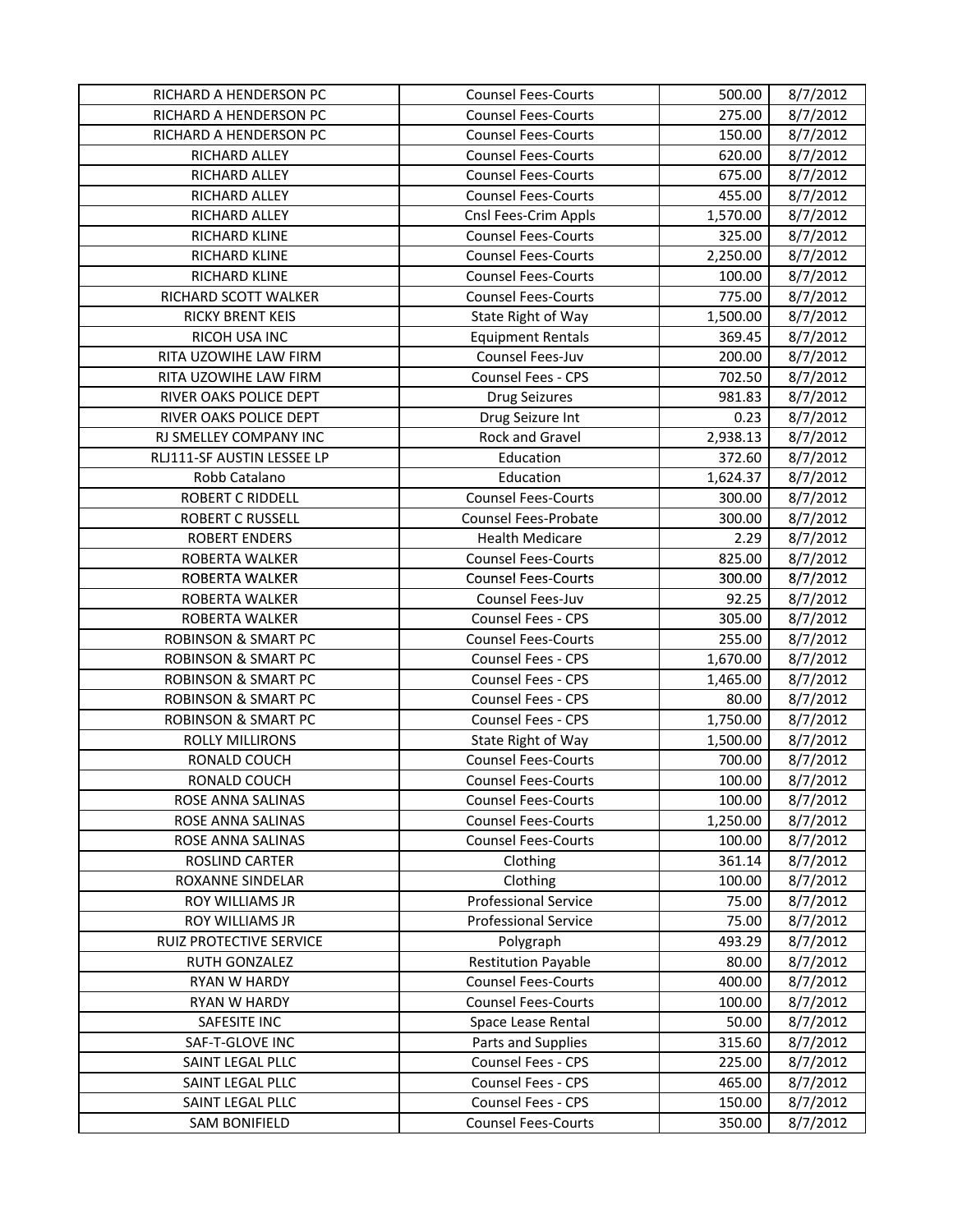| RICHARD A HENDERSON PC | Counsel Fees-Courts | 500.00 | 8/7/2012 |
|---|---|---|---|
| RICHARD A HENDERSON PC | Counsel Fees-Courts | 275.00 | 8/7/2012 |
| RICHARD A HENDERSON PC | Counsel Fees-Courts | 150.00 | 8/7/2012 |
| RICHARD ALLEY | Counsel Fees-Courts | 620.00 | 8/7/2012 |
| RICHARD ALLEY | Counsel Fees-Courts | 675.00 | 8/7/2012 |
| RICHARD ALLEY | Counsel Fees-Courts | 455.00 | 8/7/2012 |
| RICHARD ALLEY | Cnsl Fees-Crim Appls | 1,570.00 | 8/7/2012 |
| RICHARD KLINE | Counsel Fees-Courts | 325.00 | 8/7/2012 |
| RICHARD KLINE | Counsel Fees-Courts | 2,250.00 | 8/7/2012 |
| RICHARD KLINE | Counsel Fees-Courts | 100.00 | 8/7/2012 |
| RICHARD SCOTT WALKER | Counsel Fees-Courts | 775.00 | 8/7/2012 |
| RICKY BRENT KEIS | State Right of Way | 1,500.00 | 8/7/2012 |
| RICOH USA INC | Equipment Rentals | 369.45 | 8/7/2012 |
| RITA UZOWIHE LAW FIRM | Counsel Fees-Juv | 200.00 | 8/7/2012 |
| RITA UZOWIHE LAW FIRM | Counsel Fees - CPS | 702.50 | 8/7/2012 |
| RIVER OAKS POLICE DEPT | Drug Seizures | 981.83 | 8/7/2012 |
| RIVER OAKS POLICE DEPT | Drug Seizure Int | 0.23 | 8/7/2012 |
| RJ SMELLEY COMPANY INC | Rock and Gravel | 2,938.13 | 8/7/2012 |
| RLJ111-SF AUSTIN LESSEE LP | Education | 372.60 | 8/7/2012 |
| Robb Catalano | Education | 1,624.37 | 8/7/2012 |
| ROBERT C RIDDELL | Counsel Fees-Courts | 300.00 | 8/7/2012 |
| ROBERT C RUSSELL | Counsel Fees-Probate | 300.00 | 8/7/2012 |
| ROBERT ENDERS | Health Medicare | 2.29 | 8/7/2012 |
| ROBERTA WALKER | Counsel Fees-Courts | 825.00 | 8/7/2012 |
| ROBERTA WALKER | Counsel Fees-Courts | 300.00 | 8/7/2012 |
| ROBERTA WALKER | Counsel Fees-Juv | 92.25 | 8/7/2012 |
| ROBERTA WALKER | Counsel Fees - CPS | 305.00 | 8/7/2012 |
| ROBINSON & SMART PC | Counsel Fees-Courts | 255.00 | 8/7/2012 |
| ROBINSON & SMART PC | Counsel Fees - CPS | 1,670.00 | 8/7/2012 |
| ROBINSON & SMART PC | Counsel Fees - CPS | 1,465.00 | 8/7/2012 |
| ROBINSON & SMART PC | Counsel Fees - CPS | 80.00 | 8/7/2012 |
| ROBINSON & SMART PC | Counsel Fees - CPS | 1,750.00 | 8/7/2012 |
| ROLLY MILLIRONS | State Right of Way | 1,500.00 | 8/7/2012 |
| RONALD COUCH | Counsel Fees-Courts | 700.00 | 8/7/2012 |
| RONALD COUCH | Counsel Fees-Courts | 100.00 | 8/7/2012 |
| ROSE ANNA SALINAS | Counsel Fees-Courts | 100.00 | 8/7/2012 |
| ROSE ANNA SALINAS | Counsel Fees-Courts | 1,250.00 | 8/7/2012 |
| ROSE ANNA SALINAS | Counsel Fees-Courts | 100.00 | 8/7/2012 |
| ROSLIND CARTER | Clothing | 361.14 | 8/7/2012 |
| ROXANNE SINDELAR | Clothing | 100.00 | 8/7/2012 |
| ROY WILLIAMS JR | Professional Service | 75.00 | 8/7/2012 |
| ROY WILLIAMS JR | Professional Service | 75.00 | 8/7/2012 |
| RUIZ PROTECTIVE SERVICE | Polygraph | 493.29 | 8/7/2012 |
| RUTH GONZALEZ | Restitution Payable | 80.00 | 8/7/2012 |
| RYAN W HARDY | Counsel Fees-Courts | 400.00 | 8/7/2012 |
| RYAN W HARDY | Counsel Fees-Courts | 100.00 | 8/7/2012 |
| SAFESITE INC | Space Lease Rental | 50.00 | 8/7/2012 |
| SAF-T-GLOVE INC | Parts and Supplies | 315.60 | 8/7/2012 |
| SAINT LEGAL PLLC | Counsel Fees - CPS | 225.00 | 8/7/2012 |
| SAINT LEGAL PLLC | Counsel Fees - CPS | 465.00 | 8/7/2012 |
| SAINT LEGAL PLLC | Counsel Fees - CPS | 150.00 | 8/7/2012 |
| SAM BONIFIELD | Counsel Fees-Courts | 350.00 | 8/7/2012 |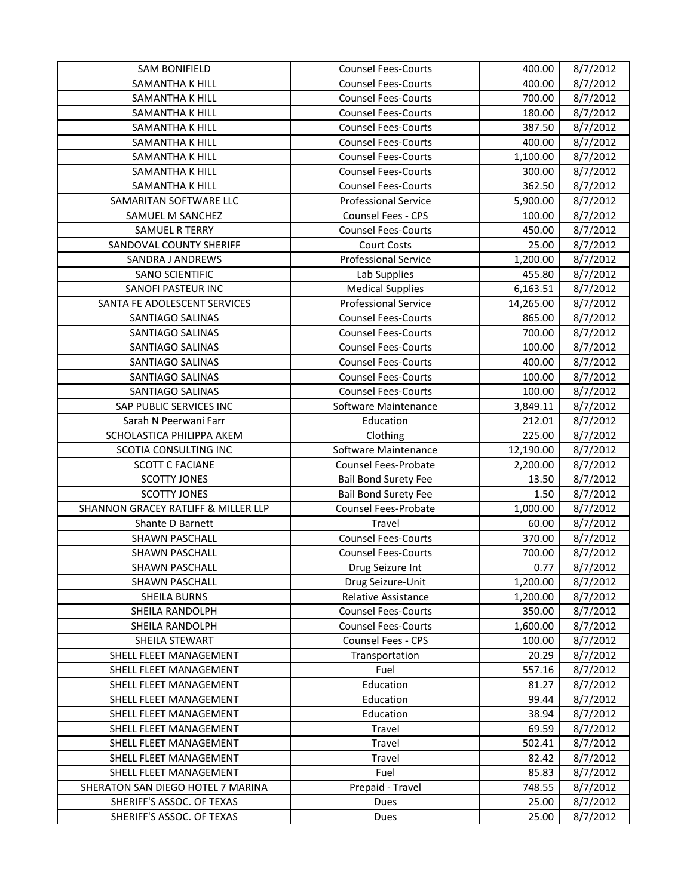| SAM BONIFIELD | Counsel Fees-Courts | 400.00 | 8/7/2012 |
|---|---|---|---|
| SAMANTHA K HILL | Counsel Fees-Courts | 400.00 | 8/7/2012 |
| SAMANTHA K HILL | Counsel Fees-Courts | 700.00 | 8/7/2012 |
| SAMANTHA K HILL | Counsel Fees-Courts | 180.00 | 8/7/2012 |
| SAMANTHA K HILL | Counsel Fees-Courts | 387.50 | 8/7/2012 |
| SAMANTHA K HILL | Counsel Fees-Courts | 400.00 | 8/7/2012 |
| SAMANTHA K HILL | Counsel Fees-Courts | 1,100.00 | 8/7/2012 |
| SAMANTHA K HILL | Counsel Fees-Courts | 300.00 | 8/7/2012 |
| SAMANTHA K HILL | Counsel Fees-Courts | 362.50 | 8/7/2012 |
| SAMARITAN SOFTWARE LLC | Professional Service | 5,900.00 | 8/7/2012 |
| SAMUEL M SANCHEZ | Counsel Fees - CPS | 100.00 | 8/7/2012 |
| SAMUEL R TERRY | Counsel Fees-Courts | 450.00 | 8/7/2012 |
| SANDOVAL COUNTY SHERIFF | Court Costs | 25.00 | 8/7/2012 |
| SANDRA J ANDREWS | Professional Service | 1,200.00 | 8/7/2012 |
| SANO SCIENTIFIC | Lab Supplies | 455.80 | 8/7/2012 |
| SANOFI PASTEUR INC | Medical Supplies | 6,163.51 | 8/7/2012 |
| SANTA FE ADOLESCENT SERVICES | Professional Service | 14,265.00 | 8/7/2012 |
| SANTIAGO SALINAS | Counsel Fees-Courts | 865.00 | 8/7/2012 |
| SANTIAGO SALINAS | Counsel Fees-Courts | 700.00 | 8/7/2012 |
| SANTIAGO SALINAS | Counsel Fees-Courts | 100.00 | 8/7/2012 |
| SANTIAGO SALINAS | Counsel Fees-Courts | 400.00 | 8/7/2012 |
| SANTIAGO SALINAS | Counsel Fees-Courts | 100.00 | 8/7/2012 |
| SANTIAGO SALINAS | Counsel Fees-Courts | 100.00 | 8/7/2012 |
| SAP PUBLIC SERVICES INC | Software Maintenance | 3,849.11 | 8/7/2012 |
| Sarah N Peerwani Farr | Education | 212.01 | 8/7/2012 |
| SCHOLASTICA PHILIPPA AKEM | Clothing | 225.00 | 8/7/2012 |
| SCOTIA CONSULTING INC | Software Maintenance | 12,190.00 | 8/7/2012 |
| SCOTT C FACIANE | Counsel Fees-Probate | 2,200.00 | 8/7/2012 |
| SCOTTY JONES | Bail Bond Surety Fee | 13.50 | 8/7/2012 |
| SCOTTY JONES | Bail Bond Surety Fee | 1.50 | 8/7/2012 |
| SHANNON GRACEY RATLIFF & MILLER LLP | Counsel Fees-Probate | 1,000.00 | 8/7/2012 |
| Shante D Barnett | Travel | 60.00 | 8/7/2012 |
| SHAWN PASCHALL | Counsel Fees-Courts | 370.00 | 8/7/2012 |
| SHAWN PASCHALL | Counsel Fees-Courts | 700.00 | 8/7/2012 |
| SHAWN PASCHALL | Drug Seizure Int | 0.77 | 8/7/2012 |
| SHAWN PASCHALL | Drug Seizure-Unit | 1,200.00 | 8/7/2012 |
| SHEILA BURNS | Relative Assistance | 1,200.00 | 8/7/2012 |
| SHEILA RANDOLPH | Counsel Fees-Courts | 350.00 | 8/7/2012 |
| SHEILA RANDOLPH | Counsel Fees-Courts | 1,600.00 | 8/7/2012 |
| SHEILA STEWART | Counsel Fees - CPS | 100.00 | 8/7/2012 |
| SHELL FLEET MANAGEMENT | Transportation | 20.29 | 8/7/2012 |
| SHELL FLEET MANAGEMENT | Fuel | 557.16 | 8/7/2012 |
| SHELL FLEET MANAGEMENT | Education | 81.27 | 8/7/2012 |
| SHELL FLEET MANAGEMENT | Education | 99.44 | 8/7/2012 |
| SHELL FLEET MANAGEMENT | Education | 38.94 | 8/7/2012 |
| SHELL FLEET MANAGEMENT | Travel | 69.59 | 8/7/2012 |
| SHELL FLEET MANAGEMENT | Travel | 502.41 | 8/7/2012 |
| SHELL FLEET MANAGEMENT | Travel | 82.42 | 8/7/2012 |
| SHELL FLEET MANAGEMENT | Fuel | 85.83 | 8/7/2012 |
| SHERATON SAN DIEGO HOTEL 7 MARINA | Prepaid - Travel | 748.55 | 8/7/2012 |
| SHERIFF'S ASSOC. OF TEXAS | Dues | 25.00 | 8/7/2012 |
| SHERIFF'S ASSOC. OF TEXAS | Dues | 25.00 | 8/7/2012 |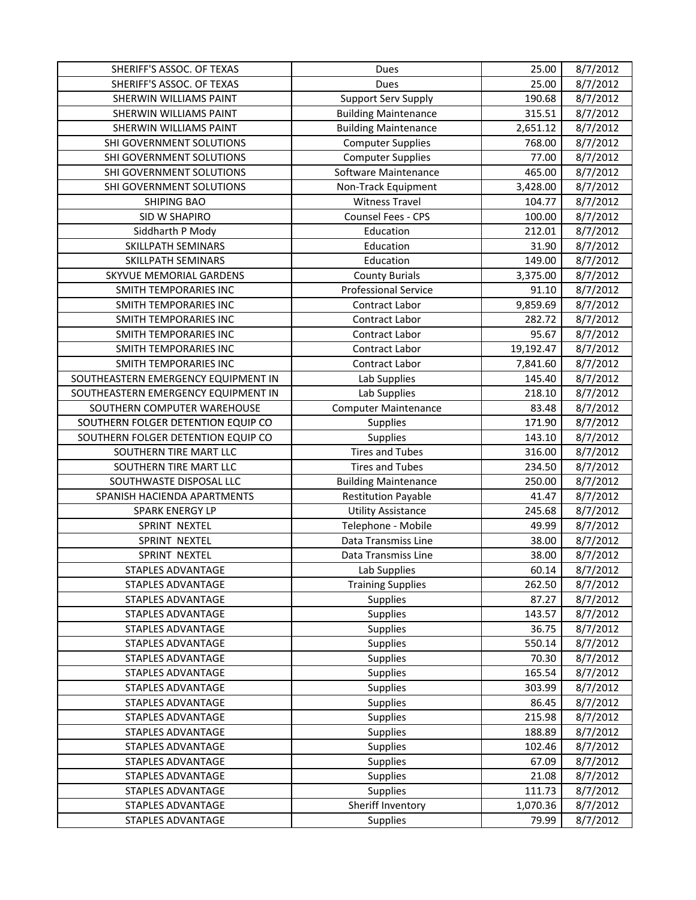| SHERIFF'S ASSOC. OF TEXAS | Dues | 25.00 | 8/7/2012 |
|---|---|---|---|
| SHERIFF'S ASSOC. OF TEXAS | Dues | 25.00 | 8/7/2012 |
| SHERWIN WILLIAMS PAINT | Support Serv Supply | 190.68 | 8/7/2012 |
| SHERWIN WILLIAMS PAINT | Building Maintenance | 315.51 | 8/7/2012 |
| SHERWIN WILLIAMS PAINT | Building Maintenance | 2,651.12 | 8/7/2012 |
| SHI GOVERNMENT SOLUTIONS | Computer Supplies | 768.00 | 8/7/2012 |
| SHI GOVERNMENT SOLUTIONS | Computer Supplies | 77.00 | 8/7/2012 |
| SHI GOVERNMENT SOLUTIONS | Software Maintenance | 465.00 | 8/7/2012 |
| SHI GOVERNMENT SOLUTIONS | Non-Track Equipment | 3,428.00 | 8/7/2012 |
| SHIPING BAO | Witness Travel | 104.77 | 8/7/2012 |
| SID W SHAPIRO | Counsel Fees - CPS | 100.00 | 8/7/2012 |
| Siddharth P Mody | Education | 212.01 | 8/7/2012 |
| SKILLPATH SEMINARS | Education | 31.90 | 8/7/2012 |
| SKILLPATH SEMINARS | Education | 149.00 | 8/7/2012 |
| SKYVUE MEMORIAL GARDENS | County Burials | 3,375.00 | 8/7/2012 |
| SMITH TEMPORARIES INC | Professional Service | 91.10 | 8/7/2012 |
| SMITH TEMPORARIES INC | Contract Labor | 9,859.69 | 8/7/2012 |
| SMITH TEMPORARIES INC | Contract Labor | 282.72 | 8/7/2012 |
| SMITH TEMPORARIES INC | Contract Labor | 95.67 | 8/7/2012 |
| SMITH TEMPORARIES INC | Contract Labor | 19,192.47 | 8/7/2012 |
| SMITH TEMPORARIES INC | Contract Labor | 7,841.60 | 8/7/2012 |
| SOUTHEASTERN EMERGENCY EQUIPMENT IN | Lab Supplies | 145.40 | 8/7/2012 |
| SOUTHEASTERN EMERGENCY EQUIPMENT IN | Lab Supplies | 218.10 | 8/7/2012 |
| SOUTHERN COMPUTER WAREHOUSE | Computer Maintenance | 83.48 | 8/7/2012 |
| SOUTHERN FOLGER DETENTION EQUIP CO | Supplies | 171.90 | 8/7/2012 |
| SOUTHERN FOLGER DETENTION EQUIP CO | Supplies | 143.10 | 8/7/2012 |
| SOUTHERN TIRE MART LLC | Tires and Tubes | 316.00 | 8/7/2012 |
| SOUTHERN TIRE MART LLC | Tires and Tubes | 234.50 | 8/7/2012 |
| SOUTHWASTE DISPOSAL LLC | Building Maintenance | 250.00 | 8/7/2012 |
| SPANISH HACIENDA APARTMENTS | Restitution Payable | 41.47 | 8/7/2012 |
| SPARK ENERGY LP | Utility Assistance | 245.68 | 8/7/2012 |
| SPRINT NEXTEL | Telephone - Mobile | 49.99 | 8/7/2012 |
| SPRINT NEXTEL | Data Transmiss Line | 38.00 | 8/7/2012 |
| SPRINT NEXTEL | Data Transmiss Line | 38.00 | 8/7/2012 |
| STAPLES ADVANTAGE | Lab Supplies | 60.14 | 8/7/2012 |
| STAPLES ADVANTAGE | Training Supplies | 262.50 | 8/7/2012 |
| STAPLES ADVANTAGE | Supplies | 87.27 | 8/7/2012 |
| STAPLES ADVANTAGE | Supplies | 143.57 | 8/7/2012 |
| STAPLES ADVANTAGE | Supplies | 36.75 | 8/7/2012 |
| STAPLES ADVANTAGE | Supplies | 550.14 | 8/7/2012 |
| STAPLES ADVANTAGE | Supplies | 70.30 | 8/7/2012 |
| STAPLES ADVANTAGE | Supplies | 165.54 | 8/7/2012 |
| STAPLES ADVANTAGE | Supplies | 303.99 | 8/7/2012 |
| STAPLES ADVANTAGE | Supplies | 86.45 | 8/7/2012 |
| STAPLES ADVANTAGE | Supplies | 215.98 | 8/7/2012 |
| STAPLES ADVANTAGE | Supplies | 188.89 | 8/7/2012 |
| STAPLES ADVANTAGE | Supplies | 102.46 | 8/7/2012 |
| STAPLES ADVANTAGE | Supplies | 67.09 | 8/7/2012 |
| STAPLES ADVANTAGE | Supplies | 21.08 | 8/7/2012 |
| STAPLES ADVANTAGE | Supplies | 111.73 | 8/7/2012 |
| STAPLES ADVANTAGE | Sheriff Inventory | 1,070.36 | 8/7/2012 |
| STAPLES ADVANTAGE | Supplies | 79.99 | 8/7/2012 |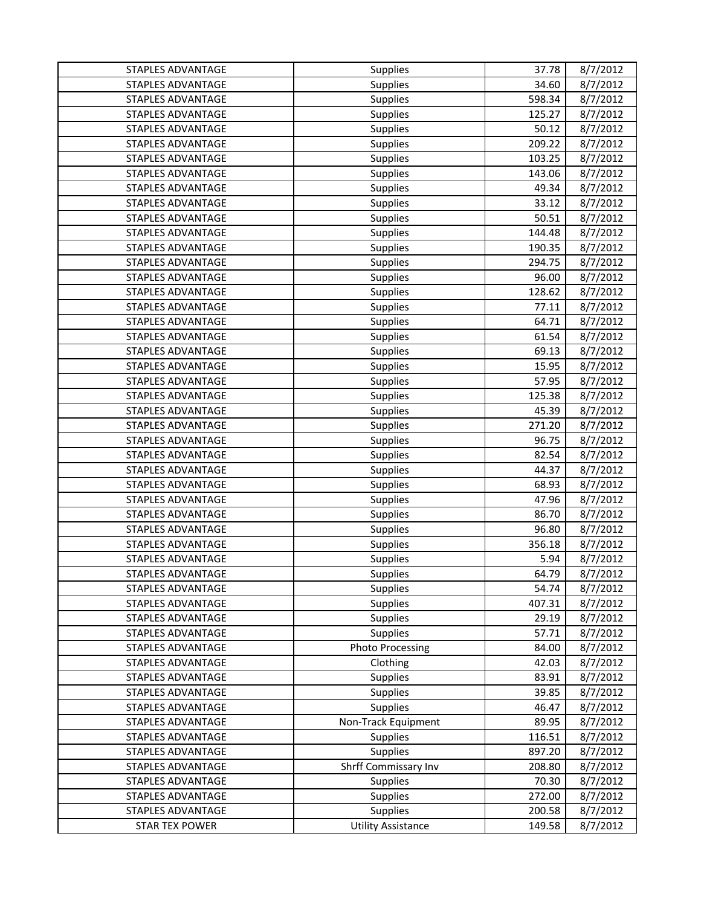| | | | |
|---|---|---|---|
| STAPLES ADVANTAGE | Supplies | 37.78 | 8/7/2012 |
| STAPLES ADVANTAGE | Supplies | 34.60 | 8/7/2012 |
| STAPLES ADVANTAGE | Supplies | 598.34 | 8/7/2012 |
| STAPLES ADVANTAGE | Supplies | 125.27 | 8/7/2012 |
| STAPLES ADVANTAGE | Supplies | 50.12 | 8/7/2012 |
| STAPLES ADVANTAGE | Supplies | 209.22 | 8/7/2012 |
| STAPLES ADVANTAGE | Supplies | 103.25 | 8/7/2012 |
| STAPLES ADVANTAGE | Supplies | 143.06 | 8/7/2012 |
| STAPLES ADVANTAGE | Supplies | 49.34 | 8/7/2012 |
| STAPLES ADVANTAGE | Supplies | 33.12 | 8/7/2012 |
| STAPLES ADVANTAGE | Supplies | 50.51 | 8/7/2012 |
| STAPLES ADVANTAGE | Supplies | 144.48 | 8/7/2012 |
| STAPLES ADVANTAGE | Supplies | 190.35 | 8/7/2012 |
| STAPLES ADVANTAGE | Supplies | 294.75 | 8/7/2012 |
| STAPLES ADVANTAGE | Supplies | 96.00 | 8/7/2012 |
| STAPLES ADVANTAGE | Supplies | 128.62 | 8/7/2012 |
| STAPLES ADVANTAGE | Supplies | 77.11 | 8/7/2012 |
| STAPLES ADVANTAGE | Supplies | 64.71 | 8/7/2012 |
| STAPLES ADVANTAGE | Supplies | 61.54 | 8/7/2012 |
| STAPLES ADVANTAGE | Supplies | 69.13 | 8/7/2012 |
| STAPLES ADVANTAGE | Supplies | 15.95 | 8/7/2012 |
| STAPLES ADVANTAGE | Supplies | 57.95 | 8/7/2012 |
| STAPLES ADVANTAGE | Supplies | 125.38 | 8/7/2012 |
| STAPLES ADVANTAGE | Supplies | 45.39 | 8/7/2012 |
| STAPLES ADVANTAGE | Supplies | 271.20 | 8/7/2012 |
| STAPLES ADVANTAGE | Supplies | 96.75 | 8/7/2012 |
| STAPLES ADVANTAGE | Supplies | 82.54 | 8/7/2012 |
| STAPLES ADVANTAGE | Supplies | 44.37 | 8/7/2012 |
| STAPLES ADVANTAGE | Supplies | 68.93 | 8/7/2012 |
| STAPLES ADVANTAGE | Supplies | 47.96 | 8/7/2012 |
| STAPLES ADVANTAGE | Supplies | 86.70 | 8/7/2012 |
| STAPLES ADVANTAGE | Supplies | 96.80 | 8/7/2012 |
| STAPLES ADVANTAGE | Supplies | 356.18 | 8/7/2012 |
| STAPLES ADVANTAGE | Supplies | 5.94 | 8/7/2012 |
| STAPLES ADVANTAGE | Supplies | 64.79 | 8/7/2012 |
| STAPLES ADVANTAGE | Supplies | 54.74 | 8/7/2012 |
| STAPLES ADVANTAGE | Supplies | 407.31 | 8/7/2012 |
| STAPLES ADVANTAGE | Supplies | 29.19 | 8/7/2012 |
| STAPLES ADVANTAGE | Supplies | 57.71 | 8/7/2012 |
| STAPLES ADVANTAGE | Photo Processing | 84.00 | 8/7/2012 |
| STAPLES ADVANTAGE | Clothing | 42.03 | 8/7/2012 |
| STAPLES ADVANTAGE | Supplies | 83.91 | 8/7/2012 |
| STAPLES ADVANTAGE | Supplies | 39.85 | 8/7/2012 |
| STAPLES ADVANTAGE | Supplies | 46.47 | 8/7/2012 |
| STAPLES ADVANTAGE | Non-Track Equipment | 89.95 | 8/7/2012 |
| STAPLES ADVANTAGE | Supplies | 116.51 | 8/7/2012 |
| STAPLES ADVANTAGE | Supplies | 897.20 | 8/7/2012 |
| STAPLES ADVANTAGE | Shrff Commissary Inv | 208.80 | 8/7/2012 |
| STAPLES ADVANTAGE | Supplies | 70.30 | 8/7/2012 |
| STAPLES ADVANTAGE | Supplies | 272.00 | 8/7/2012 |
| STAPLES ADVANTAGE | Supplies | 200.58 | 8/7/2012 |
| STAR TEX POWER | Utility Assistance | 149.58 | 8/7/2012 |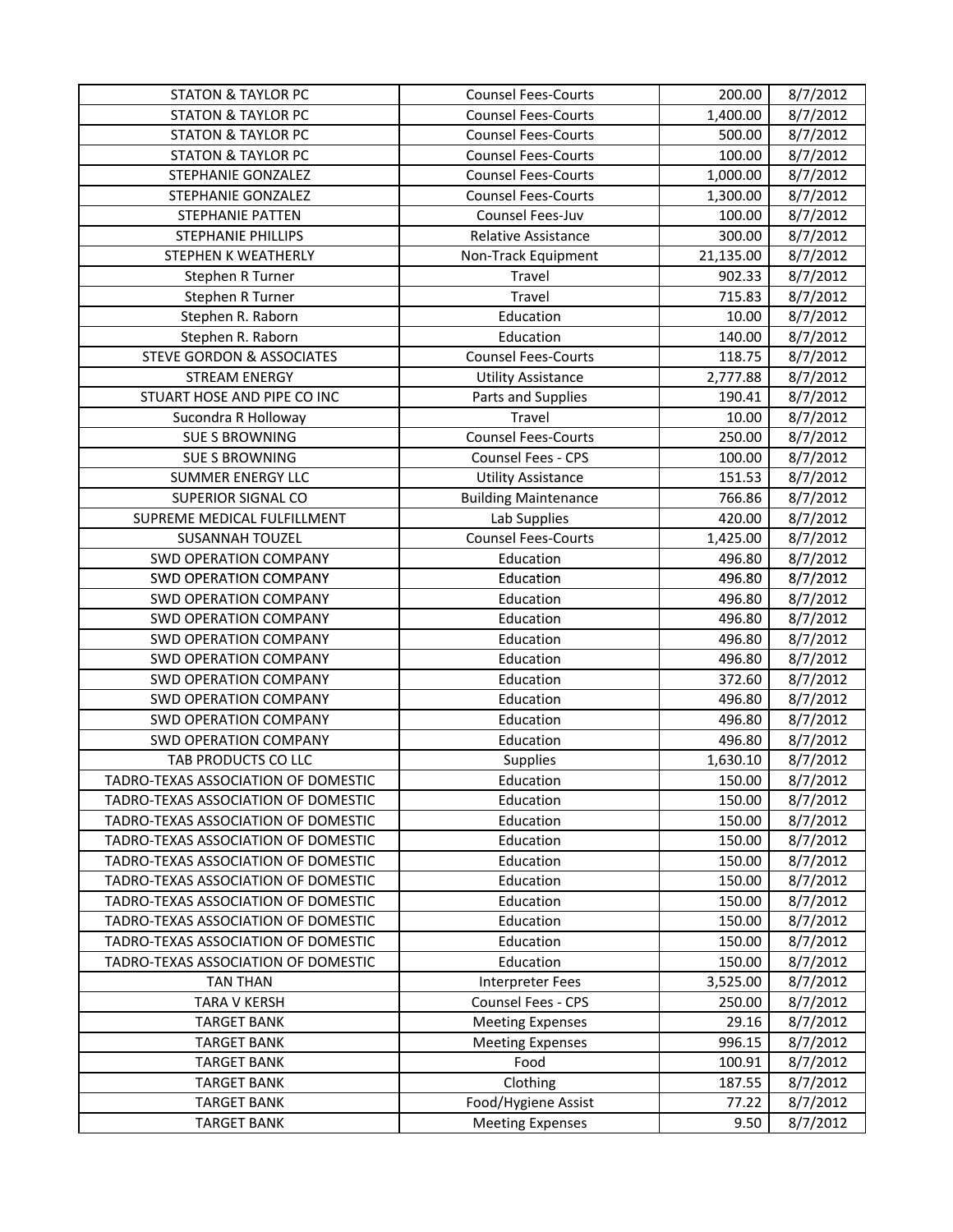| | | | |
|---|---|---|---|
| STATON & TAYLOR PC | Counsel Fees-Courts | 200.00 | 8/7/2012 |
| STATON & TAYLOR PC | Counsel Fees-Courts | 1,400.00 | 8/7/2012 |
| STATON & TAYLOR PC | Counsel Fees-Courts | 500.00 | 8/7/2012 |
| STATON & TAYLOR PC | Counsel Fees-Courts | 100.00 | 8/7/2012 |
| STEPHANIE GONZALEZ | Counsel Fees-Courts | 1,000.00 | 8/7/2012 |
| STEPHANIE GONZALEZ | Counsel Fees-Courts | 1,300.00 | 8/7/2012 |
| STEPHANIE PATTEN | Counsel Fees-Juv | 100.00 | 8/7/2012 |
| STEPHANIE PHILLIPS | Relative Assistance | 300.00 | 8/7/2012 |
| STEPHEN K WEATHERLY | Non-Track Equipment | 21,135.00 | 8/7/2012 |
| Stephen R Turner | Travel | 902.33 | 8/7/2012 |
| Stephen R Turner | Travel | 715.83 | 8/7/2012 |
| Stephen R. Raborn | Education | 10.00 | 8/7/2012 |
| Stephen R. Raborn | Education | 140.00 | 8/7/2012 |
| STEVE GORDON & ASSOCIATES | Counsel Fees-Courts | 118.75 | 8/7/2012 |
| STREAM ENERGY | Utility Assistance | 2,777.88 | 8/7/2012 |
| STUART HOSE AND PIPE CO INC | Parts and Supplies | 190.41 | 8/7/2012 |
| Sucondra R Holloway | Travel | 10.00 | 8/7/2012 |
| SUE S BROWNING | Counsel Fees-Courts | 250.00 | 8/7/2012 |
| SUE S BROWNING | Counsel Fees - CPS | 100.00 | 8/7/2012 |
| SUMMER ENERGY LLC | Utility Assistance | 151.53 | 8/7/2012 |
| SUPERIOR SIGNAL CO | Building Maintenance | 766.86 | 8/7/2012 |
| SUPREME MEDICAL FULFILLMENT | Lab Supplies | 420.00 | 8/7/2012 |
| SUSANNAH TOUZEL | Counsel Fees-Courts | 1,425.00 | 8/7/2012 |
| SWD OPERATION COMPANY | Education | 496.80 | 8/7/2012 |
| SWD OPERATION COMPANY | Education | 496.80 | 8/7/2012 |
| SWD OPERATION COMPANY | Education | 496.80 | 8/7/2012 |
| SWD OPERATION COMPANY | Education | 496.80 | 8/7/2012 |
| SWD OPERATION COMPANY | Education | 496.80 | 8/7/2012 |
| SWD OPERATION COMPANY | Education | 496.80 | 8/7/2012 |
| SWD OPERATION COMPANY | Education | 372.60 | 8/7/2012 |
| SWD OPERATION COMPANY | Education | 496.80 | 8/7/2012 |
| SWD OPERATION COMPANY | Education | 496.80 | 8/7/2012 |
| SWD OPERATION COMPANY | Education | 496.80 | 8/7/2012 |
| TAB PRODUCTS CO LLC | Supplies | 1,630.10 | 8/7/2012 |
| TADRO-TEXAS ASSOCIATION OF DOMESTIC | Education | 150.00 | 8/7/2012 |
| TADRO-TEXAS ASSOCIATION OF DOMESTIC | Education | 150.00 | 8/7/2012 |
| TADRO-TEXAS ASSOCIATION OF DOMESTIC | Education | 150.00 | 8/7/2012 |
| TADRO-TEXAS ASSOCIATION OF DOMESTIC | Education | 150.00 | 8/7/2012 |
| TADRO-TEXAS ASSOCIATION OF DOMESTIC | Education | 150.00 | 8/7/2012 |
| TADRO-TEXAS ASSOCIATION OF DOMESTIC | Education | 150.00 | 8/7/2012 |
| TADRO-TEXAS ASSOCIATION OF DOMESTIC | Education | 150.00 | 8/7/2012 |
| TADRO-TEXAS ASSOCIATION OF DOMESTIC | Education | 150.00 | 8/7/2012 |
| TADRO-TEXAS ASSOCIATION OF DOMESTIC | Education | 150.00 | 8/7/2012 |
| TADRO-TEXAS ASSOCIATION OF DOMESTIC | Education | 150.00 | 8/7/2012 |
| TAN THAN | Interpreter Fees | 3,525.00 | 8/7/2012 |
| TARA V KERSH | Counsel Fees - CPS | 250.00 | 8/7/2012 |
| TARGET BANK | Meeting Expenses | 29.16 | 8/7/2012 |
| TARGET BANK | Meeting Expenses | 996.15 | 8/7/2012 |
| TARGET BANK | Food | 100.91 | 8/7/2012 |
| TARGET BANK | Clothing | 187.55 | 8/7/2012 |
| TARGET BANK | Food/Hygiene Assist | 77.22 | 8/7/2012 |
| TARGET BANK | Meeting Expenses | 9.50 | 8/7/2012 |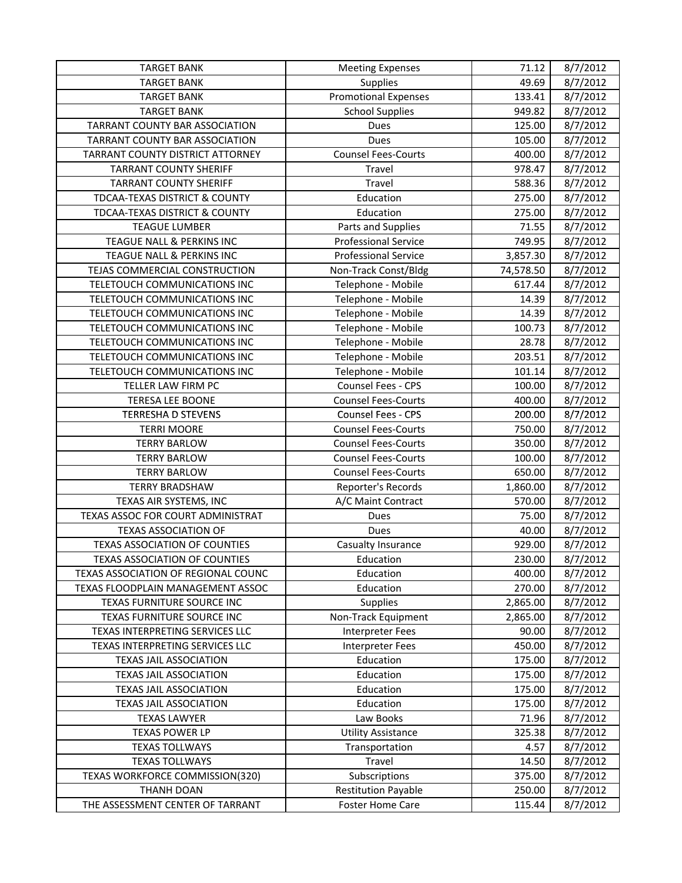| | | | |
|---|---|---|---|
| TARGET BANK | Meeting Expenses | 71.12 | 8/7/2012 |
| TARGET BANK | Supplies | 49.69 | 8/7/2012 |
| TARGET BANK | Promotional Expenses | 133.41 | 8/7/2012 |
| TARGET BANK | School Supplies | 949.82 | 8/7/2012 |
| TARRANT COUNTY BAR ASSOCIATION | Dues | 125.00 | 8/7/2012 |
| TARRANT COUNTY BAR ASSOCIATION | Dues | 105.00 | 8/7/2012 |
| TARRANT COUNTY DISTRICT ATTORNEY | Counsel Fees-Courts | 400.00 | 8/7/2012 |
| TARRANT COUNTY SHERIFF | Travel | 978.47 | 8/7/2012 |
| TARRANT COUNTY SHERIFF | Travel | 588.36 | 8/7/2012 |
| TDCAA-TEXAS DISTRICT & COUNTY | Education | 275.00 | 8/7/2012 |
| TDCAA-TEXAS DISTRICT & COUNTY | Education | 275.00 | 8/7/2012 |
| TEAGUE LUMBER | Parts and Supplies | 71.55 | 8/7/2012 |
| TEAGUE NALL & PERKINS INC | Professional Service | 749.95 | 8/7/2012 |
| TEAGUE NALL & PERKINS INC | Professional Service | 3,857.30 | 8/7/2012 |
| TEJAS COMMERCIAL CONSTRUCTION | Non-Track Const/Bldg | 74,578.50 | 8/7/2012 |
| TELETOUCH COMMUNICATIONS INC | Telephone - Mobile | 617.44 | 8/7/2012 |
| TELETOUCH COMMUNICATIONS INC | Telephone - Mobile | 14.39 | 8/7/2012 |
| TELETOUCH COMMUNICATIONS INC | Telephone - Mobile | 14.39 | 8/7/2012 |
| TELETOUCH COMMUNICATIONS INC | Telephone - Mobile | 100.73 | 8/7/2012 |
| TELETOUCH COMMUNICATIONS INC | Telephone - Mobile | 28.78 | 8/7/2012 |
| TELETOUCH COMMUNICATIONS INC | Telephone - Mobile | 203.51 | 8/7/2012 |
| TELETOUCH COMMUNICATIONS INC | Telephone - Mobile | 101.14 | 8/7/2012 |
| TELLER LAW FIRM PC | Counsel Fees - CPS | 100.00 | 8/7/2012 |
| TERESA LEE BOONE | Counsel Fees-Courts | 400.00 | 8/7/2012 |
| TERRESHA D STEVENS | Counsel Fees - CPS | 200.00 | 8/7/2012 |
| TERRI MOORE | Counsel Fees-Courts | 750.00 | 8/7/2012 |
| TERRY BARLOW | Counsel Fees-Courts | 350.00 | 8/7/2012 |
| TERRY BARLOW | Counsel Fees-Courts | 100.00 | 8/7/2012 |
| TERRY BARLOW | Counsel Fees-Courts | 650.00 | 8/7/2012 |
| TERRY BRADSHAW | Reporter's Records | 1,860.00 | 8/7/2012 |
| TEXAS AIR SYSTEMS, INC | A/C Maint Contract | 570.00 | 8/7/2012 |
| TEXAS ASSOC FOR COURT ADMINISTRAT | Dues | 75.00 | 8/7/2012 |
| TEXAS ASSOCIATION OF | Dues | 40.00 | 8/7/2012 |
| TEXAS ASSOCIATION OF COUNTIES | Casualty Insurance | 929.00 | 8/7/2012 |
| TEXAS ASSOCIATION OF COUNTIES | Education | 230.00 | 8/7/2012 |
| TEXAS ASSOCIATION OF REGIONAL COUNC | Education | 400.00 | 8/7/2012 |
| TEXAS FLOODPLAIN MANAGEMENT ASSOC | Education | 270.00 | 8/7/2012 |
| TEXAS FURNITURE SOURCE INC | Supplies | 2,865.00 | 8/7/2012 |
| TEXAS FURNITURE SOURCE INC | Non-Track Equipment | 2,865.00 | 8/7/2012 |
| TEXAS INTERPRETING SERVICES LLC | Interpreter Fees | 90.00 | 8/7/2012 |
| TEXAS INTERPRETING SERVICES LLC | Interpreter Fees | 450.00 | 8/7/2012 |
| TEXAS JAIL ASSOCIATION | Education | 175.00 | 8/7/2012 |
| TEXAS JAIL ASSOCIATION | Education | 175.00 | 8/7/2012 |
| TEXAS JAIL ASSOCIATION | Education | 175.00 | 8/7/2012 |
| TEXAS JAIL ASSOCIATION | Education | 175.00 | 8/7/2012 |
| TEXAS LAWYER | Law Books | 71.96 | 8/7/2012 |
| TEXAS POWER LP | Utility Assistance | 325.38 | 8/7/2012 |
| TEXAS TOLLWAYS | Transportation | 4.57 | 8/7/2012 |
| TEXAS TOLLWAYS | Travel | 14.50 | 8/7/2012 |
| TEXAS WORKFORCE COMMISSION(320) | Subscriptions | 375.00 | 8/7/2012 |
| THANH DOAN | Restitution Payable | 250.00 | 8/7/2012 |
| THE ASSESSMENT CENTER OF TARRANT | Foster Home Care | 115.44 | 8/7/2012 |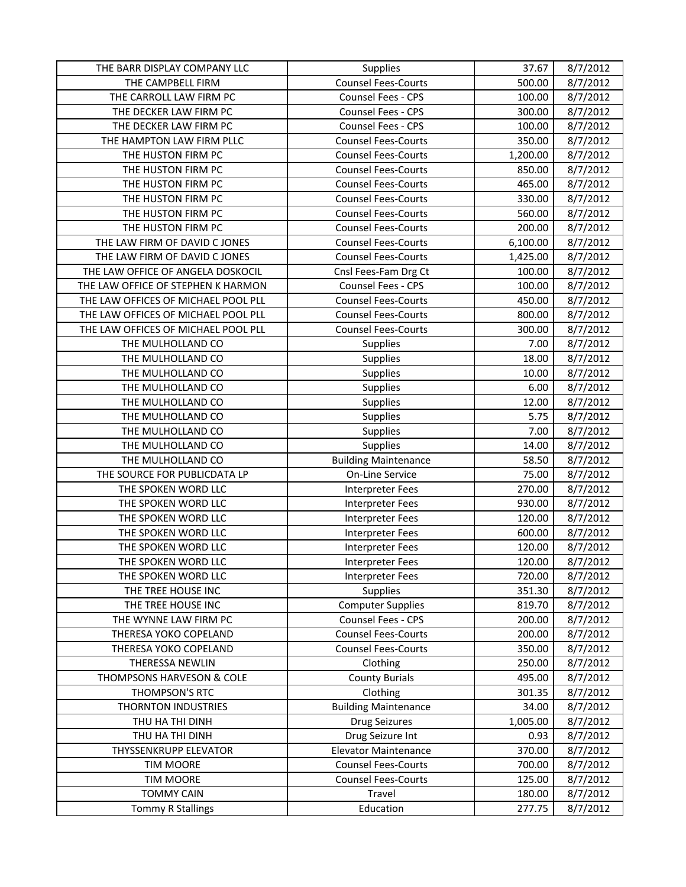| THE BARR DISPLAY COMPANY LLC | Supplies | 37.67 | 8/7/2012 |
|---|---|---|---|
| THE CAMPBELL FIRM | Counsel Fees-Courts | 500.00 | 8/7/2012 |
| THE CARROLL LAW FIRM PC | Counsel Fees - CPS | 100.00 | 8/7/2012 |
| THE DECKER LAW FIRM PC | Counsel Fees - CPS | 300.00 | 8/7/2012 |
| THE DECKER LAW FIRM PC | Counsel Fees - CPS | 100.00 | 8/7/2012 |
| THE HAMPTON LAW FIRM PLLC | Counsel Fees-Courts | 350.00 | 8/7/2012 |
| THE HUSTON FIRM PC | Counsel Fees-Courts | 1,200.00 | 8/7/2012 |
| THE HUSTON FIRM PC | Counsel Fees-Courts | 850.00 | 8/7/2012 |
| THE HUSTON FIRM PC | Counsel Fees-Courts | 465.00 | 8/7/2012 |
| THE HUSTON FIRM PC | Counsel Fees-Courts | 330.00 | 8/7/2012 |
| THE HUSTON FIRM PC | Counsel Fees-Courts | 560.00 | 8/7/2012 |
| THE HUSTON FIRM PC | Counsel Fees-Courts | 200.00 | 8/7/2012 |
| THE LAW FIRM OF DAVID C JONES | Counsel Fees-Courts | 6,100.00 | 8/7/2012 |
| THE LAW FIRM OF DAVID C JONES | Counsel Fees-Courts | 1,425.00 | 8/7/2012 |
| THE LAW OFFICE OF ANGELA DOSKOCIL | Cnsl Fees-Fam Drg Ct | 100.00 | 8/7/2012 |
| THE LAW OFFICE OF STEPHEN K HARMON | Counsel Fees - CPS | 100.00 | 8/7/2012 |
| THE LAW OFFICES OF MICHAEL POOL PLL | Counsel Fees-Courts | 450.00 | 8/7/2012 |
| THE LAW OFFICES OF MICHAEL POOL PLL | Counsel Fees-Courts | 800.00 | 8/7/2012 |
| THE LAW OFFICES OF MICHAEL POOL PLL | Counsel Fees-Courts | 300.00 | 8/7/2012 |
| THE MULHOLLAND CO | Supplies | 7.00 | 8/7/2012 |
| THE MULHOLLAND CO | Supplies | 18.00 | 8/7/2012 |
| THE MULHOLLAND CO | Supplies | 10.00 | 8/7/2012 |
| THE MULHOLLAND CO | Supplies | 6.00 | 8/7/2012 |
| THE MULHOLLAND CO | Supplies | 12.00 | 8/7/2012 |
| THE MULHOLLAND CO | Supplies | 5.75 | 8/7/2012 |
| THE MULHOLLAND CO | Supplies | 7.00 | 8/7/2012 |
| THE MULHOLLAND CO | Supplies | 14.00 | 8/7/2012 |
| THE MULHOLLAND CO | Building Maintenance | 58.50 | 8/7/2012 |
| THE SOURCE FOR PUBLICDATA LP | On-Line Service | 75.00 | 8/7/2012 |
| THE SPOKEN WORD LLC | Interpreter Fees | 270.00 | 8/7/2012 |
| THE SPOKEN WORD LLC | Interpreter Fees | 930.00 | 8/7/2012 |
| THE SPOKEN WORD LLC | Interpreter Fees | 120.00 | 8/7/2012 |
| THE SPOKEN WORD LLC | Interpreter Fees | 600.00 | 8/7/2012 |
| THE SPOKEN WORD LLC | Interpreter Fees | 120.00 | 8/7/2012 |
| THE SPOKEN WORD LLC | Interpreter Fees | 120.00 | 8/7/2012 |
| THE SPOKEN WORD LLC | Interpreter Fees | 720.00 | 8/7/2012 |
| THE TREE HOUSE INC | Supplies | 351.30 | 8/7/2012 |
| THE TREE HOUSE INC | Computer Supplies | 819.70 | 8/7/2012 |
| THE WYNNE LAW FIRM PC | Counsel Fees - CPS | 200.00 | 8/7/2012 |
| THERESA YOKO COPELAND | Counsel Fees-Courts | 200.00 | 8/7/2012 |
| THERESA YOKO COPELAND | Counsel Fees-Courts | 350.00 | 8/7/2012 |
| THERESSA NEWLIN | Clothing | 250.00 | 8/7/2012 |
| THOMPSONS HARVESON & COLE | County Burials | 495.00 | 8/7/2012 |
| THOMPSON'S RTC | Clothing | 301.35 | 8/7/2012 |
| THORNTON INDUSTRIES | Building Maintenance | 34.00 | 8/7/2012 |
| THU HA THI DINH | Drug Seizures | 1,005.00 | 8/7/2012 |
| THU HA THI DINH | Drug Seizure Int | 0.93 | 8/7/2012 |
| THYSSENKRUPP ELEVATOR | Elevator Maintenance | 370.00 | 8/7/2012 |
| TIM MOORE | Counsel Fees-Courts | 700.00 | 8/7/2012 |
| TIM MOORE | Counsel Fees-Courts | 125.00 | 8/7/2012 |
| TOMMY CAIN | Travel | 180.00 | 8/7/2012 |
| Tommy R Stallings | Education | 277.75 | 8/7/2012 |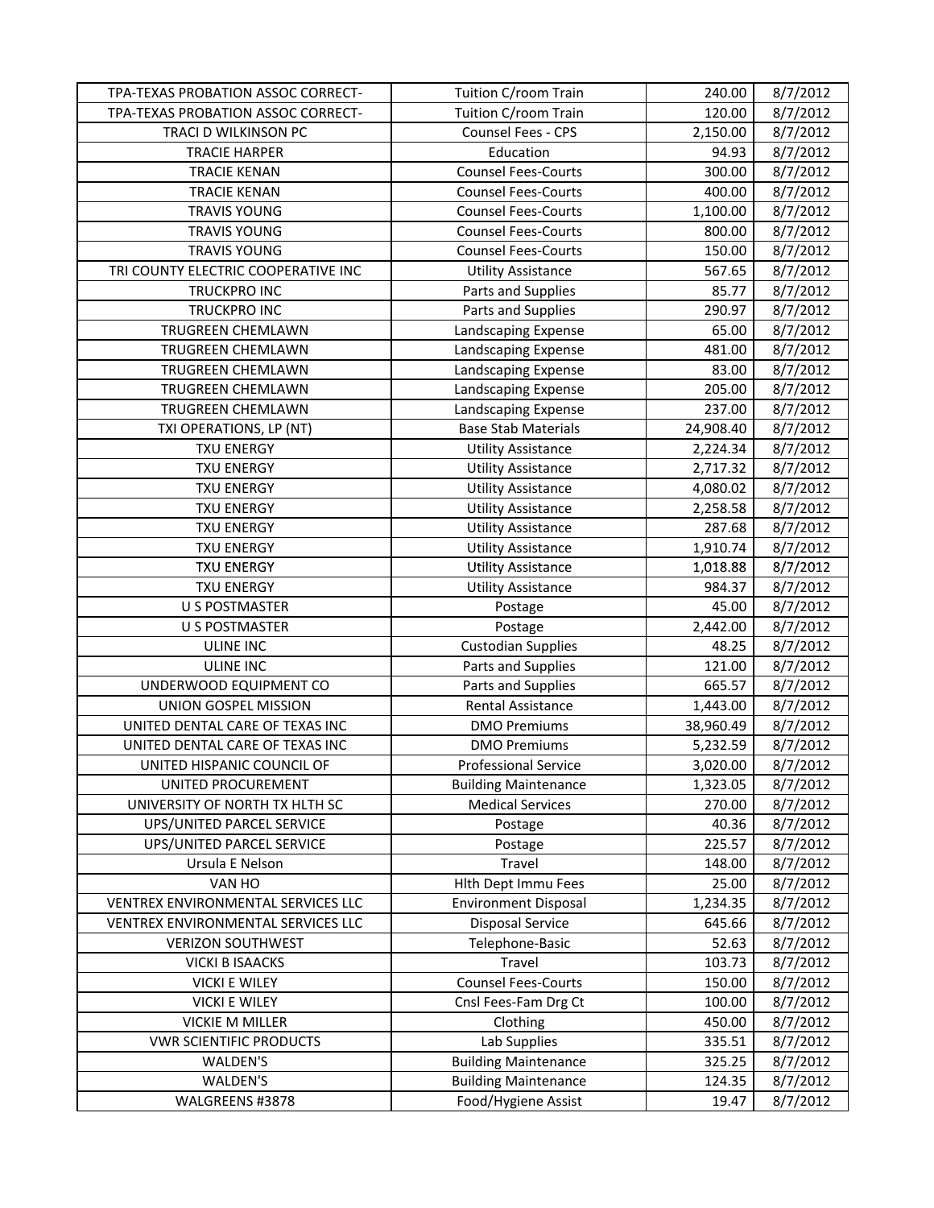| | | | |
|---|---|---|---|
| TPA-TEXAS PROBATION ASSOC CORRECT- | Tuition C/room Train | 240.00 | 8/7/2012 |
| TPA-TEXAS PROBATION ASSOC CORRECT- | Tuition C/room Train | 120.00 | 8/7/2012 |
| TRACI D WILKINSON PC | Counsel Fees - CPS | 2,150.00 | 8/7/2012 |
| TRACIE HARPER | Education | 94.93 | 8/7/2012 |
| TRACIE KENAN | Counsel Fees-Courts | 300.00 | 8/7/2012 |
| TRACIE KENAN | Counsel Fees-Courts | 400.00 | 8/7/2012 |
| TRAVIS YOUNG | Counsel Fees-Courts | 1,100.00 | 8/7/2012 |
| TRAVIS YOUNG | Counsel Fees-Courts | 800.00 | 8/7/2012 |
| TRAVIS YOUNG | Counsel Fees-Courts | 150.00 | 8/7/2012 |
| TRI COUNTY ELECTRIC COOPERATIVE INC | Utility Assistance | 567.65 | 8/7/2012 |
| TRUCKPRO INC | Parts and Supplies | 85.77 | 8/7/2012 |
| TRUCKPRO INC | Parts and Supplies | 290.97 | 8/7/2012 |
| TRUGREEN CHEMLAWN | Landscaping Expense | 65.00 | 8/7/2012 |
| TRUGREEN CHEMLAWN | Landscaping Expense | 481.00 | 8/7/2012 |
| TRUGREEN CHEMLAWN | Landscaping Expense | 83.00 | 8/7/2012 |
| TRUGREEN CHEMLAWN | Landscaping Expense | 205.00 | 8/7/2012 |
| TRUGREEN CHEMLAWN | Landscaping Expense | 237.00 | 8/7/2012 |
| TXI OPERATIONS, LP (NT) | Base Stab Materials | 24,908.40 | 8/7/2012 |
| TXU ENERGY | Utility Assistance | 2,224.34 | 8/7/2012 |
| TXU ENERGY | Utility Assistance | 2,717.32 | 8/7/2012 |
| TXU ENERGY | Utility Assistance | 4,080.02 | 8/7/2012 |
| TXU ENERGY | Utility Assistance | 2,258.58 | 8/7/2012 |
| TXU ENERGY | Utility Assistance | 287.68 | 8/7/2012 |
| TXU ENERGY | Utility Assistance | 1,910.74 | 8/7/2012 |
| TXU ENERGY | Utility Assistance | 1,018.88 | 8/7/2012 |
| TXU ENERGY | Utility Assistance | 984.37 | 8/7/2012 |
| U S POSTMASTER | Postage | 45.00 | 8/7/2012 |
| U S POSTMASTER | Postage | 2,442.00 | 8/7/2012 |
| ULINE INC | Custodian Supplies | 48.25 | 8/7/2012 |
| ULINE INC | Parts and Supplies | 121.00 | 8/7/2012 |
| UNDERWOOD EQUIPMENT CO | Parts and Supplies | 665.57 | 8/7/2012 |
| UNION GOSPEL MISSION | Rental Assistance | 1,443.00 | 8/7/2012 |
| UNITED DENTAL CARE OF TEXAS INC | DMO Premiums | 38,960.49 | 8/7/2012 |
| UNITED DENTAL CARE OF TEXAS INC | DMO Premiums | 5,232.59 | 8/7/2012 |
| UNITED HISPANIC COUNCIL OF | Professional Service | 3,020.00 | 8/7/2012 |
| UNITED PROCUREMENT | Building Maintenance | 1,323.05 | 8/7/2012 |
| UNIVERSITY OF NORTH TX HLTH SC | Medical Services | 270.00 | 8/7/2012 |
| UPS/UNITED PARCEL SERVICE | Postage | 40.36 | 8/7/2012 |
| UPS/UNITED PARCEL SERVICE | Postage | 225.57 | 8/7/2012 |
| Ursula E Nelson | Travel | 148.00 | 8/7/2012 |
| VAN HO | Hlth Dept Immu Fees | 25.00 | 8/7/2012 |
| VENTREX ENVIRONMENTAL SERVICES LLC | Environment Disposal | 1,234.35 | 8/7/2012 |
| VENTREX ENVIRONMENTAL SERVICES LLC | Disposal Service | 645.66 | 8/7/2012 |
| VERIZON SOUTHWEST | Telephone-Basic | 52.63 | 8/7/2012 |
| VICKI B ISAACKS | Travel | 103.73 | 8/7/2012 |
| VICKI E WILEY | Counsel Fees-Courts | 150.00 | 8/7/2012 |
| VICKI E WILEY | Cnsl Fees-Fam Drg Ct | 100.00 | 8/7/2012 |
| VICKIE M MILLER | Clothing | 450.00 | 8/7/2012 |
| VWR SCIENTIFIC PRODUCTS | Lab Supplies | 335.51 | 8/7/2012 |
| WALDEN'S | Building Maintenance | 325.25 | 8/7/2012 |
| WALDEN'S | Building Maintenance | 124.35 | 8/7/2012 |
| WALGREENS #3878 | Food/Hygiene Assist | 19.47 | 8/7/2012 |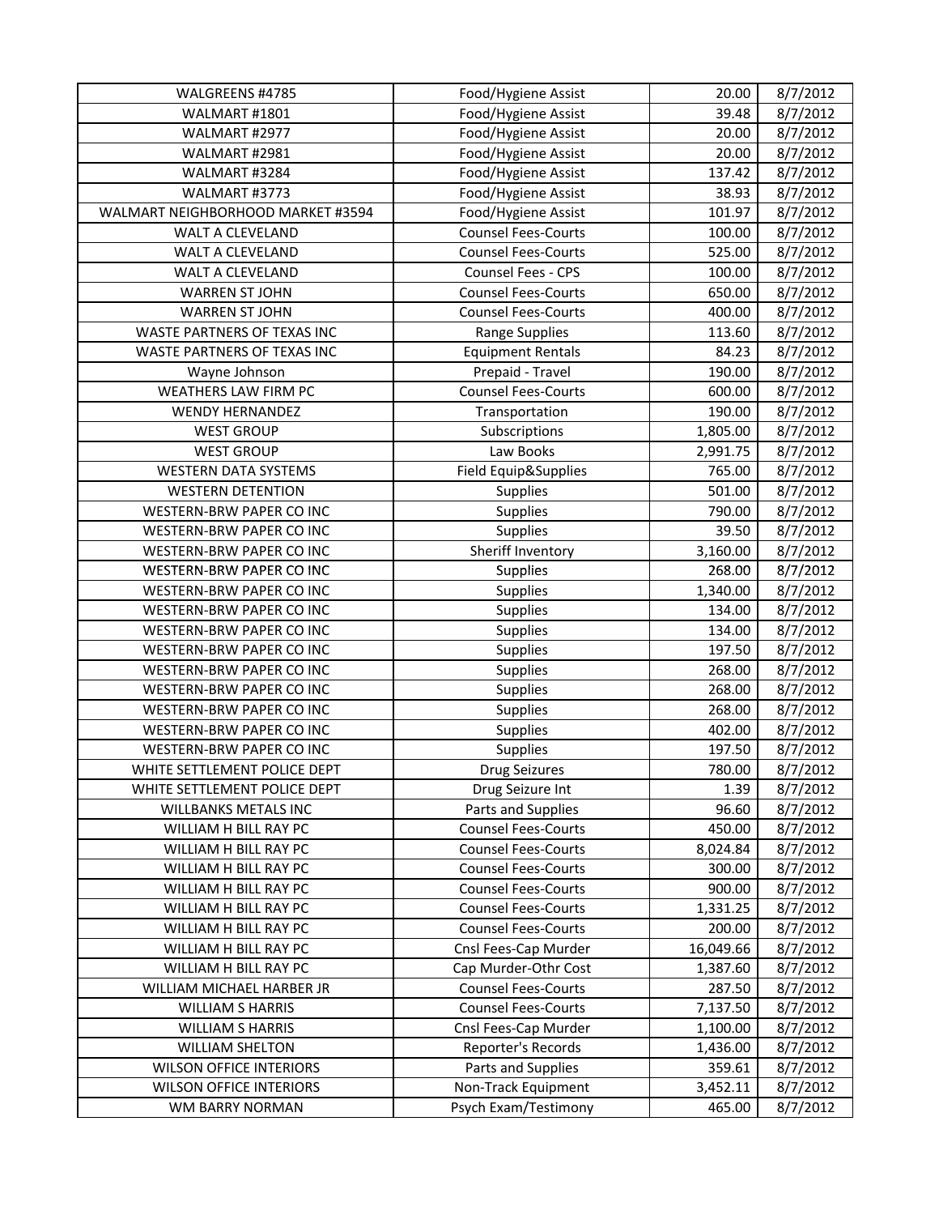| | | | |
|---|---|---|---|
| WALGREENS #4785 | Food/Hygiene Assist | 20.00 | 8/7/2012 |
| WALMART #1801 | Food/Hygiene Assist | 39.48 | 8/7/2012 |
| WALMART #2977 | Food/Hygiene Assist | 20.00 | 8/7/2012 |
| WALMART #2981 | Food/Hygiene Assist | 20.00 | 8/7/2012 |
| WALMART #3284 | Food/Hygiene Assist | 137.42 | 8/7/2012 |
| WALMART #3773 | Food/Hygiene Assist | 38.93 | 8/7/2012 |
| WALMART NEIGHBORHOOD MARKET #3594 | Food/Hygiene Assist | 101.97 | 8/7/2012 |
| WALT A CLEVELAND | Counsel Fees-Courts | 100.00 | 8/7/2012 |
| WALT A CLEVELAND | Counsel Fees-Courts | 525.00 | 8/7/2012 |
| WALT A CLEVELAND | Counsel Fees - CPS | 100.00 | 8/7/2012 |
| WARREN ST JOHN | Counsel Fees-Courts | 650.00 | 8/7/2012 |
| WARREN ST JOHN | Counsel Fees-Courts | 400.00 | 8/7/2012 |
| WASTE PARTNERS OF TEXAS INC | Range Supplies | 113.60 | 8/7/2012 |
| WASTE PARTNERS OF TEXAS INC | Equipment Rentals | 84.23 | 8/7/2012 |
| Wayne Johnson | Prepaid - Travel | 190.00 | 8/7/2012 |
| WEATHERS LAW FIRM PC | Counsel Fees-Courts | 600.00 | 8/7/2012 |
| WENDY HERNANDEZ | Transportation | 190.00 | 8/7/2012 |
| WEST GROUP | Subscriptions | 1,805.00 | 8/7/2012 |
| WEST GROUP | Law Books | 2,991.75 | 8/7/2012 |
| WESTERN DATA SYSTEMS | Field Equip&Supplies | 765.00 | 8/7/2012 |
| WESTERN DETENTION | Supplies | 501.00 | 8/7/2012 |
| WESTERN-BRW PAPER CO INC | Supplies | 790.00 | 8/7/2012 |
| WESTERN-BRW PAPER CO INC | Supplies | 39.50 | 8/7/2012 |
| WESTERN-BRW PAPER CO INC | Sheriff Inventory | 3,160.00 | 8/7/2012 |
| WESTERN-BRW PAPER CO INC | Supplies | 268.00 | 8/7/2012 |
| WESTERN-BRW PAPER CO INC | Supplies | 1,340.00 | 8/7/2012 |
| WESTERN-BRW PAPER CO INC | Supplies | 134.00 | 8/7/2012 |
| WESTERN-BRW PAPER CO INC | Supplies | 134.00 | 8/7/2012 |
| WESTERN-BRW PAPER CO INC | Supplies | 197.50 | 8/7/2012 |
| WESTERN-BRW PAPER CO INC | Supplies | 268.00 | 8/7/2012 |
| WESTERN-BRW PAPER CO INC | Supplies | 268.00 | 8/7/2012 |
| WESTERN-BRW PAPER CO INC | Supplies | 268.00 | 8/7/2012 |
| WESTERN-BRW PAPER CO INC | Supplies | 402.00 | 8/7/2012 |
| WESTERN-BRW PAPER CO INC | Supplies | 197.50 | 8/7/2012 |
| WHITE SETTLEMENT POLICE DEPT | Drug Seizures | 780.00 | 8/7/2012 |
| WHITE SETTLEMENT POLICE DEPT | Drug Seizure Int | 1.39 | 8/7/2012 |
| WILLBANKS METALS INC | Parts and Supplies | 96.60 | 8/7/2012 |
| WILLIAM H BILL RAY PC | Counsel Fees-Courts | 450.00 | 8/7/2012 |
| WILLIAM H BILL RAY PC | Counsel Fees-Courts | 8,024.84 | 8/7/2012 |
| WILLIAM H BILL RAY PC | Counsel Fees-Courts | 300.00 | 8/7/2012 |
| WILLIAM H BILL RAY PC | Counsel Fees-Courts | 900.00 | 8/7/2012 |
| WILLIAM H BILL RAY PC | Counsel Fees-Courts | 1,331.25 | 8/7/2012 |
| WILLIAM H BILL RAY PC | Counsel Fees-Courts | 200.00 | 8/7/2012 |
| WILLIAM H BILL RAY PC | Cnsl Fees-Cap Murder | 16,049.66 | 8/7/2012 |
| WILLIAM H BILL RAY PC | Cap Murder-Othr Cost | 1,387.60 | 8/7/2012 |
| WILLIAM MICHAEL HARBER JR | Counsel Fees-Courts | 287.50 | 8/7/2012 |
| WILLIAM S HARRIS | Counsel Fees-Courts | 7,137.50 | 8/7/2012 |
| WILLIAM S HARRIS | Cnsl Fees-Cap Murder | 1,100.00 | 8/7/2012 |
| WILLIAM SHELTON | Reporter's Records | 1,436.00 | 8/7/2012 |
| WILSON OFFICE INTERIORS | Parts and Supplies | 359.61 | 8/7/2012 |
| WILSON OFFICE INTERIORS | Non-Track Equipment | 3,452.11 | 8/7/2012 |
| WM BARRY NORMAN | Psych Exam/Testimony | 465.00 | 8/7/2012 |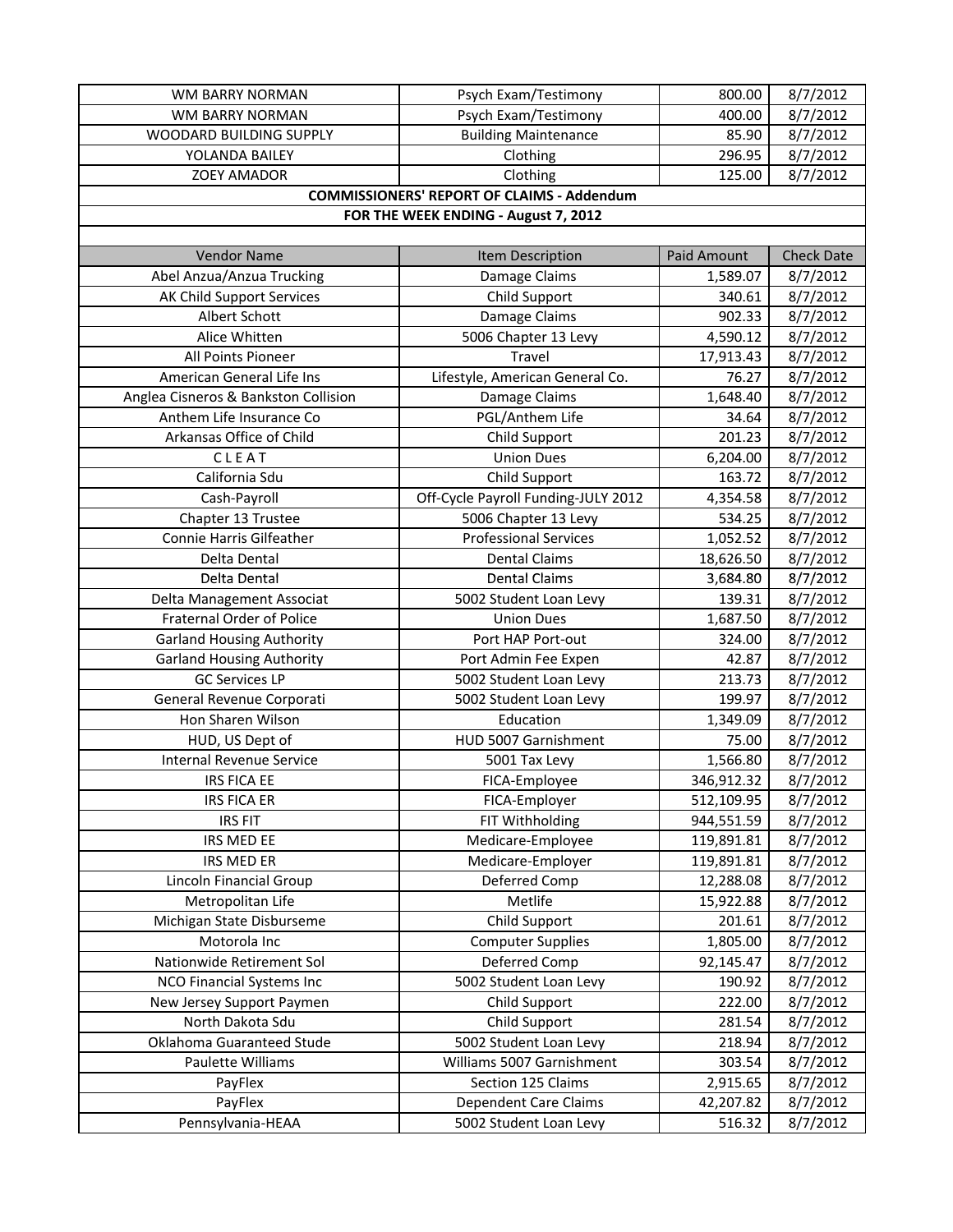| WM BARRY NORMAN | Psych Exam/Testimony | 800.00 | 8/7/2012 |
|---|---|---|---|
| WM BARRY NORMAN | Psych Exam/Testimony | 400.00 | 8/7/2012 |
| WOODARD BUILDING SUPPLY | Building Maintenance | 85.90 | 8/7/2012 |
| YOLANDA BAILEY | Clothing | 296.95 | 8/7/2012 |
| ZOEY AMADOR | Clothing | 125.00 | 8/7/2012 |

**COMMISSIONERS' REPORT OF CLAIMS - Addendum**

**FOR THE WEEK ENDING - August 7, 2012**

| Vendor Name | Item Description | Paid Amount | Check Date |
|---|---|---|---|
| Abel Anzua/Anzua Trucking | Damage Claims | 1,589.07 | 8/7/2012 |
| AK Child Support Services | Child Support | 340.61 | 8/7/2012 |
| Albert Schott | Damage Claims | 902.33 | 8/7/2012 |
| Alice Whitten | 5006 Chapter 13 Levy | 4,590.12 | 8/7/2012 |
| All Points Pioneer | Travel | 17,913.43 | 8/7/2012 |
| American General Life Ins | Lifestyle, American General Co. | 76.27 | 8/7/2012 |
| Anglea Cisneros & Bankston Collision | Damage Claims | 1,648.40 | 8/7/2012 |
| Anthem Life Insurance Co | PGL/Anthem Life | 34.64 | 8/7/2012 |
| Arkansas Office of Child | Child Support | 201.23 | 8/7/2012 |
| C L E A T | Union Dues | 6,204.00 | 8/7/2012 |
| California Sdu | Child Support | 163.72 | 8/7/2012 |
| Cash-Payroll | Off-Cycle Payroll Funding-JULY 2012 | 4,354.58 | 8/7/2012 |
| Chapter 13 Trustee | 5006 Chapter 13 Levy | 534.25 | 8/7/2012 |
| Connie Harris Gilfeather | Professional Services | 1,052.52 | 8/7/2012 |
| Delta Dental | Dental Claims | 18,626.50 | 8/7/2012 |
| Delta Dental | Dental Claims | 3,684.80 | 8/7/2012 |
| Delta Management Associat | 5002 Student Loan Levy | 139.31 | 8/7/2012 |
| Fraternal Order of Police | Union Dues | 1,687.50 | 8/7/2012 |
| Garland Housing Authority | Port HAP Port-out | 324.00 | 8/7/2012 |
| Garland Housing Authority | Port Admin Fee Expen | 42.87 | 8/7/2012 |
| GC Services LP | 5002 Student Loan Levy | 213.73 | 8/7/2012 |
| General Revenue Corporati | 5002 Student Loan Levy | 199.97 | 8/7/2012 |
| Hon Sharen Wilson | Education | 1,349.09 | 8/7/2012 |
| HUD, US Dept of | HUD 5007 Garnishment | 75.00 | 8/7/2012 |
| Internal Revenue Service | 5001 Tax Levy | 1,566.80 | 8/7/2012 |
| IRS FICA EE | FICA-Employee | 346,912.32 | 8/7/2012 |
| IRS FICA ER | FICA-Employer | 512,109.95 | 8/7/2012 |
| IRS FIT | FIT Withholding | 944,551.59 | 8/7/2012 |
| IRS MED EE | Medicare-Employee | 119,891.81 | 8/7/2012 |
| IRS MED ER | Medicare-Employer | 119,891.81 | 8/7/2012 |
| Lincoln Financial Group | Deferred Comp | 12,288.08 | 8/7/2012 |
| Metropolitan Life | Metlife | 15,922.88 | 8/7/2012 |
| Michigan State Disburseme | Child Support | 201.61 | 8/7/2012 |
| Motorola Inc | Computer Supplies | 1,805.00 | 8/7/2012 |
| Nationwide Retirement Sol | Deferred Comp | 92,145.47 | 8/7/2012 |
| NCO Financial Systems Inc | 5002 Student Loan Levy | 190.92 | 8/7/2012 |
| New Jersey Support Paymen | Child Support | 222.00 | 8/7/2012 |
| North Dakota Sdu | Child Support | 281.54 | 8/7/2012 |
| Oklahoma Guaranteed Stude | 5002 Student Loan Levy | 218.94 | 8/7/2012 |
| Paulette Williams | Williams 5007 Garnishment | 303.54 | 8/7/2012 |
| PayFlex | Section 125 Claims | 2,915.65 | 8/7/2012 |
| PayFlex | Dependent Care Claims | 42,207.82 | 8/7/2012 |
| Pennsylvania-HEAA | 5002 Student Loan Levy | 516.32 | 8/7/2012 |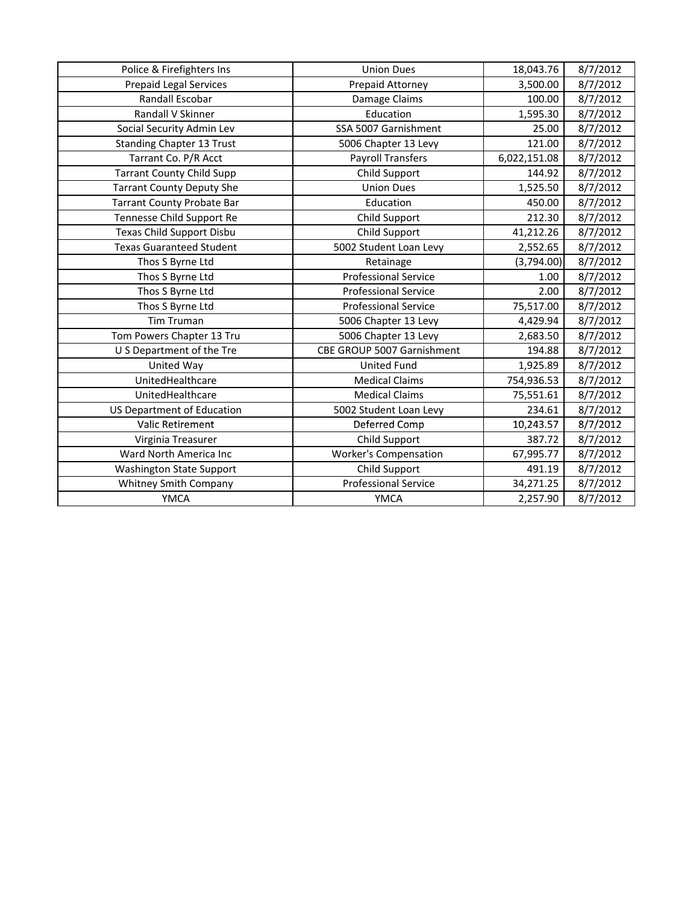| | | | |
|---|---|---|---|
| Police & Firefighters Ins | Union Dues | 18,043.76 | 8/7/2012 |
| Prepaid Legal Services | Prepaid Attorney | 3,500.00 | 8/7/2012 |
| Randall Escobar | Damage Claims | 100.00 | 8/7/2012 |
| Randall V Skinner | Education | 1,595.30 | 8/7/2012 |
| Social Security Admin Lev | SSA 5007 Garnishment | 25.00 | 8/7/2012 |
| Standing Chapter 13 Trust | 5006 Chapter 13 Levy | 121.00 | 8/7/2012 |
| Tarrant Co. P/R Acct | Payroll Transfers | 6,022,151.08 | 8/7/2012 |
| Tarrant County Child Supp | Child Support | 144.92 | 8/7/2012 |
| Tarrant County Deputy She | Union Dues | 1,525.50 | 8/7/2012 |
| Tarrant County Probate Bar | Education | 450.00 | 8/7/2012 |
| Tennesse Child Support Re | Child Support | 212.30 | 8/7/2012 |
| Texas Child Support Disbu | Child Support | 41,212.26 | 8/7/2012 |
| Texas Guaranteed Student | 5002 Student Loan Levy | 2,552.65 | 8/7/2012 |
| Thos S Byrne Ltd | Retainage | (3,794.00) | 8/7/2012 |
| Thos S Byrne Ltd | Professional Service | 1.00 | 8/7/2012 |
| Thos S Byrne Ltd | Professional Service | 2.00 | 8/7/2012 |
| Thos S Byrne Ltd | Professional Service | 75,517.00 | 8/7/2012 |
| Tim Truman | 5006 Chapter 13 Levy | 4,429.94 | 8/7/2012 |
| Tom Powers Chapter 13 Tru | 5006 Chapter 13 Levy | 2,683.50 | 8/7/2012 |
| U S Department of the Tre | CBE GROUP 5007 Garnishment | 194.88 | 8/7/2012 |
| United Way | United Fund | 1,925.89 | 8/7/2012 |
| UnitedHealthcare | Medical Claims | 754,936.53 | 8/7/2012 |
| UnitedHealthcare | Medical Claims | 75,551.61 | 8/7/2012 |
| US Department of Education | 5002 Student Loan Levy | 234.61 | 8/7/2012 |
| Valic Retirement | Deferred Comp | 10,243.57 | 8/7/2012 |
| Virginia Treasurer | Child Support | 387.72 | 8/7/2012 |
| Ward North America Inc | Worker's Compensation | 67,995.77 | 8/7/2012 |
| Washington State Support | Child Support | 491.19 | 8/7/2012 |
| Whitney Smith Company | Professional Service | 34,271.25 | 8/7/2012 |
| YMCA | YMCA | 2,257.90 | 8/7/2012 |